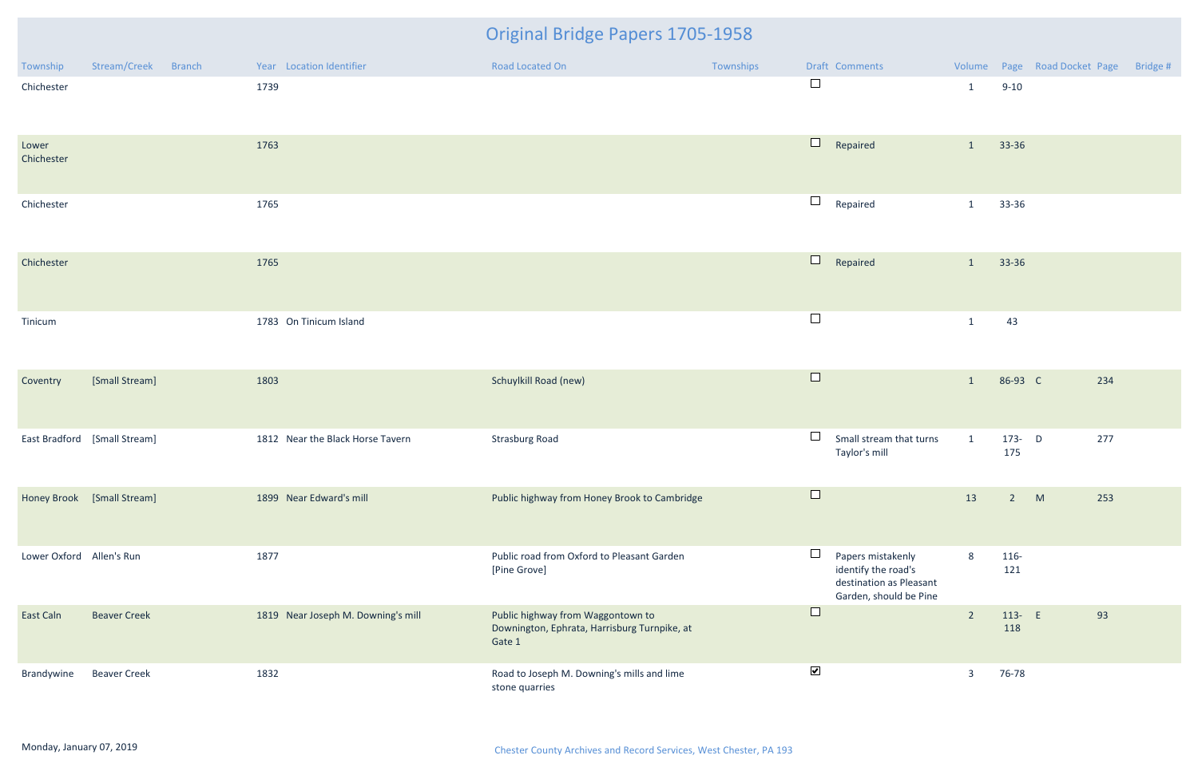# Original Bridge Papers 1705-1958

| Township | Stream/Creek | Branch | Year | Location Identifier | Road Located On | Townships | Draft | Comments | Volume | Page | Road Docket | Page | Bridge # |
|---|---|---|---|---|---|---|---|---|---|---|---|---|---|
| Chichester | | | 1739 | | | | ☐ | | 1 | 9-10 | | | |
| Lower Chichester | | | 1763 | | | | ☐ | Repaired | 1 | 33-36 | | | |
| Chichester | | | 1765 | | | | ☐ | Repaired | 1 | 33-36 | | | |
| Chichester | | | 1765 | | | | ☐ | Repaired | 1 | 33-36 | | | |
| Tinicum | | | 1783 | On Tinicum Island | | | ☐ | | 1 | 43 | | | |
| Coventry | [Small Stream] | | 1803 | | Schuylkill Road (new) | | ☐ | | 1 | 86-93 | C | 234 | |
| East Bradford | [Small Stream] | | 1812 | Near the Black Horse Tavern | Strasburg Road | | ☐ | Small stream that turns Taylor's mill | 1 | 173-175 | D | 277 | |
| Honey Brook | [Small Stream] | | 1899 | Near Edward's mill | Public highway from Honey Brook to Cambridge | | ☐ | | 13 | 2 | M | 253 | |
| Lower Oxford | Allen's Run | | 1877 | | Public road from Oxford to Pleasant Garden [Pine Grove] | | ☐ | Papers mistakenly identify the road's destination as Pleasant Garden, should be Pine | 8 | 116-121 | | | |
| East Caln | Beaver Creek | | 1819 | Near Joseph M. Downing's mill | Public highway from Waggontown to Downington, Ephrata, Harrisburg Turnpike, at Gate 1 | | ☐ | | 2 | 113-118 | E | 93 | |
| Brandywine | Beaver Creek | | 1832 | | Road to Joseph M. Downing's mills and lime stone quarries | | ☑ | | 3 | 76-78 | | | |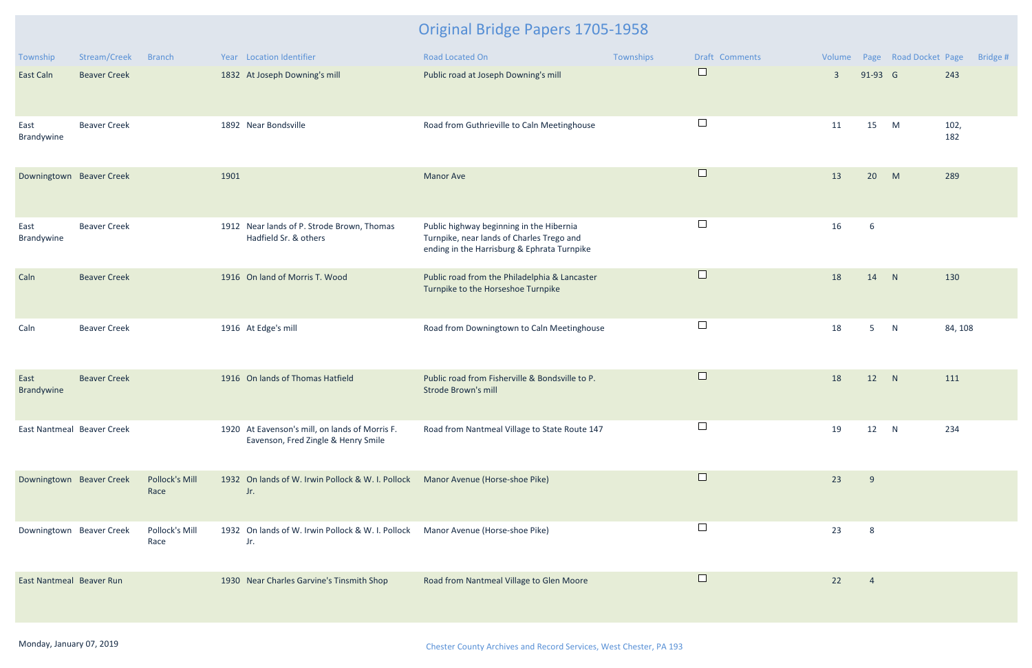# Original Bridge Papers 1705-1958

| Township | Stream/Creek | Branch | Year | Location Identifier | Road Located On | Townships | Draft | Comments | Volume | Page | Road Docket | Page | Bridge # |
|---|---|---|---|---|---|---|---|---|---|---|---|---|---|
| East Caln | Beaver Creek | | 1832 | At Joseph Downing's mill | Public road at Joseph Downing's mill | | ☐ | | 3 | 91-93 | G | 243 | |
| East Brandywine | Beaver Creek | | 1892 | Near Bondsville | Road from Guthrieville to Caln Meetinghouse | | ☐ | | 11 | 15 | M | 102, 182 | |
| Downingtown | Beaver Creek | | 1901 | | Manor Ave | | ☐ | | 13 | 20 | M | 289 | |
| East Brandywine | Beaver Creek | | 1912 | Near lands of P. Strode Brown, Thomas Hadfield Sr. & others | Public highway beginning in the Hibernia Turnpike, near lands of Charles Trego and ending in the Harrisburg & Ephrata Turnpike | | ☐ | | 16 | 6 | | | |
| Caln | Beaver Creek | | 1916 | On land of Morris T. Wood | Public road from the Philadelphia & Lancaster Turnpike to the Horseshoe Turnpike | | ☐ | | 18 | 14 | N | 130 | |
| Caln | Beaver Creek | | 1916 | At Edge's mill | Road from Downingtown to Caln Meetinghouse | | ☐ | | 18 | 5 | N | 84, 108 | |
| East Brandywine | Beaver Creek | | 1916 | On lands of Thomas Hatfield | Public road from Fisherville & Bondsville to P. Strode Brown's mill | | ☐ | | 18 | 12 | N | 111 | |
| East Nantmeal | Beaver Creek | | 1920 | At Eavenson's mill, on lands of Morris F. Eavenson, Fred Zingle & Henry Smile | Road from Nantmeal Village to State Route 147 | | ☐ | | 19 | 12 | N | 234 | |
| Downingtown | Beaver Creek | Pollock's Mill Race | 1932 | On lands of W. Irwin Pollock & W. I. Pollock Jr. | Manor Avenue (Horse-shoe Pike) | | ☐ | | 23 | 9 | | | |
| Downingtown | Beaver Creek | Pollock's Mill Race | 1932 | On lands of W. Irwin Pollock & W. I. Pollock Jr. | Manor Avenue (Horse-shoe Pike) | | ☐ | | 23 | 8 | | | |
| East Nantmeal | Beaver Run | | 1930 | Near Charles Garvine's Tinsmith Shop | Road from Nantmeal Village to Glen Moore | | ☐ | | 22 | 4 | | | |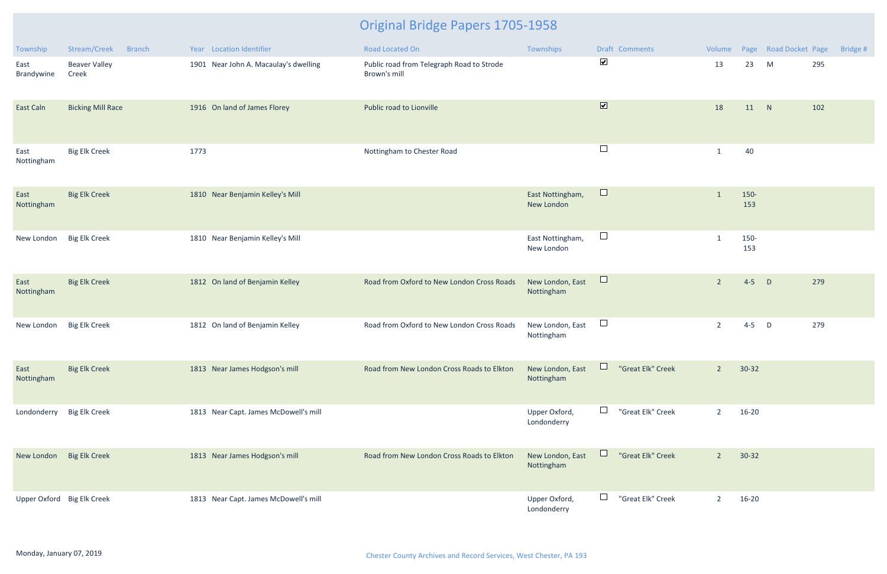# Original Bridge Papers 1705-1958

| Township | Stream/Creek | Branch | Year | Location Identifier | Road Located On | Townships | Draft | Comments | Volume | Page | Road Docket | Page | Bridge # |
|---|---|---|---|---|---|---|---|---|---|---|---|---|---|
| East Brandywine | Beaver Valley Creek | | 1901 | Near John A. Macaulay's dwelling | Public road from Telegraph Road to Strode Brown's mill | | ☑ | | 13 | 23 | M | 295 | |
| East Caln | Bicking Mill Race | | 1916 | On land of James Florey | Public road to Lionville | | ☑ | | 18 | 11 | N | 102 | |
| East Nottingham | Big Elk Creek | | 1773 | | Nottingham to Chester Road | | ☐ | | 1 | 40 | | | |
| East Nottingham | Big Elk Creek | | 1810 | Near Benjamin Kelley's Mill | | East Nottingham, New London | ☐ | | 1 | 150-153 | | | |
| New London | Big Elk Creek | | 1810 | Near Benjamin Kelley's Mill | | East Nottingham, New London | ☐ | | 1 | 150-153 | | | |
| East Nottingham | Big Elk Creek | | 1812 | On land of Benjamin Kelley | Road from Oxford to New London Cross Roads | New London, East Nottingham | ☐ | | 2 | 4-5 | D | 279 | |
| New London | Big Elk Creek | | 1812 | On land of Benjamin Kelley | Road from Oxford to New London Cross Roads | New London, East Nottingham | ☐ | | 2 | 4-5 | D | 279 | |
| East Nottingham | Big Elk Creek | | 1813 | Near James Hodgson's mill | Road from New London Cross Roads to Elkton | New London, East Nottingham | ☐ | "Great Elk" Creek | 2 | 30-32 | | | |
| Londonderry | Big Elk Creek | | 1813 | Near Capt. James McDowell's mill | | Upper Oxford, Londonderry | ☐ | "Great Elk" Creek | 2 | 16-20 | | | |
| New London | Big Elk Creek | | 1813 | Near James Hodgson's mill | Road from New London Cross Roads to Elkton | New London, East Nottingham | ☐ | "Great Elk" Creek | 2 | 30-32 | | | |
| Upper Oxford | Big Elk Creek | | 1813 | Near Capt. James McDowell's mill | | Upper Oxford, Londonderry | ☐ | "Great Elk" Creek | 2 | 16-20 | | | |

Monday, January 07, 2019

Chester County Archives and Record Services, West Chester, PA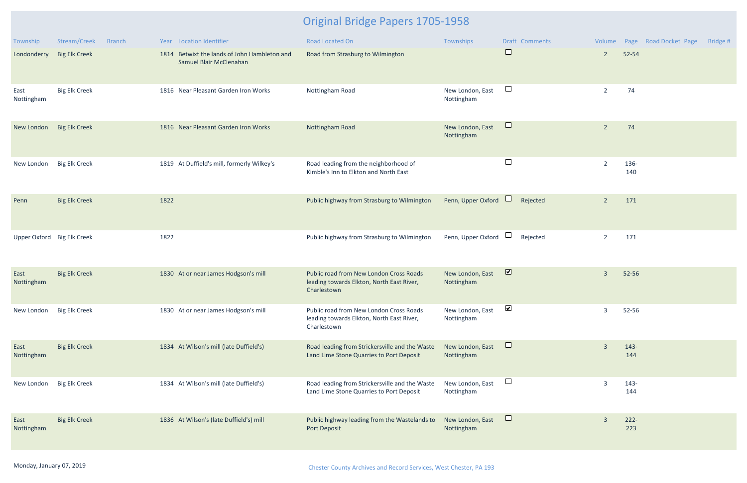# Original Bridge Papers 1705-1958

| Township | Stream/Creek | Branch | Year | Location Identifier | Road Located On | Townships | Draft | Comments | Volume | Page | Road Docket Page | Bridge # |
|---|---|---|---|---|---|---|---|---|---|---|---|---|
| Londonderry | Big Elk Creek | | 1814 | Betwixt the lands of John Hambleton and Samuel Blair McClenahan | Road from Strasburg to Wilmington | | ☐ | | 2 | 52-54 | | |
| East Nottingham | Big Elk Creek | | 1816 | Near Pleasant Garden Iron Works | Nottingham Road | New London, East Nottingham | ☐ | | 2 | 74 | | |
| New London | Big Elk Creek | | 1816 | Near Pleasant Garden Iron Works | Nottingham Road | New London, East Nottingham | ☐ | | 2 | 74 | | |
| New London | Big Elk Creek | | 1819 | At Duffield's mill, formerly Wilkey's | Road leading from the neighborhood of Kimble's Inn to Elkton and North East | | ☐ | | 2 | 136-140 | | |
| Penn | Big Elk Creek | | 1822 | | Public highway from Strasburg to Wilmington | Penn, Upper Oxford | ☐ | Rejected | 2 | 171 | | |
| Upper Oxford | Big Elk Creek | | 1822 | | Public highway from Strasburg to Wilmington | Penn, Upper Oxford | ☐ | Rejected | 2 | 171 | | |
| East Nottingham | Big Elk Creek | | 1830 | At or near James Hodgson's mill | Public road from New London Cross Roads leading towards Elkton, North East River, Charlestown | New London, East Nottingham | ☑ | | 3 | 52-56 | | |
| New London | Big Elk Creek | | 1830 | At or near James Hodgson's mill | Public road from New London Cross Roads leading towards Elkton, North East River, Charlestown | New London, East Nottingham | ☑ | | 3 | 52-56 | | |
| East Nottingham | Big Elk Creek | | 1834 | At Wilson's mill (late Duffield's) | Road leading from Strickersville and the Waste Land Lime Stone Quarries to Port Deposit | New London, East Nottingham | ☐ | | 3 | 143-144 | | |
| New London | Big Elk Creek | | 1834 | At Wilson's mill (late Duffield's) | Road leading from Strickersville and the Waste Land Lime Stone Quarries to Port Deposit | New London, East Nottingham | ☐ | | 3 | 143-144 | | |
| East Nottingham | Big Elk Creek | | 1836 | At Wilson's (late Duffield's) mill | Public highway leading from the Wastelands to Port Deposit | New London, East Nottingham | ☐ | | 3 | 222-223 | | |

Monday, January 07, 2019

Chester County Archives and Record Services, West Chester, PA 193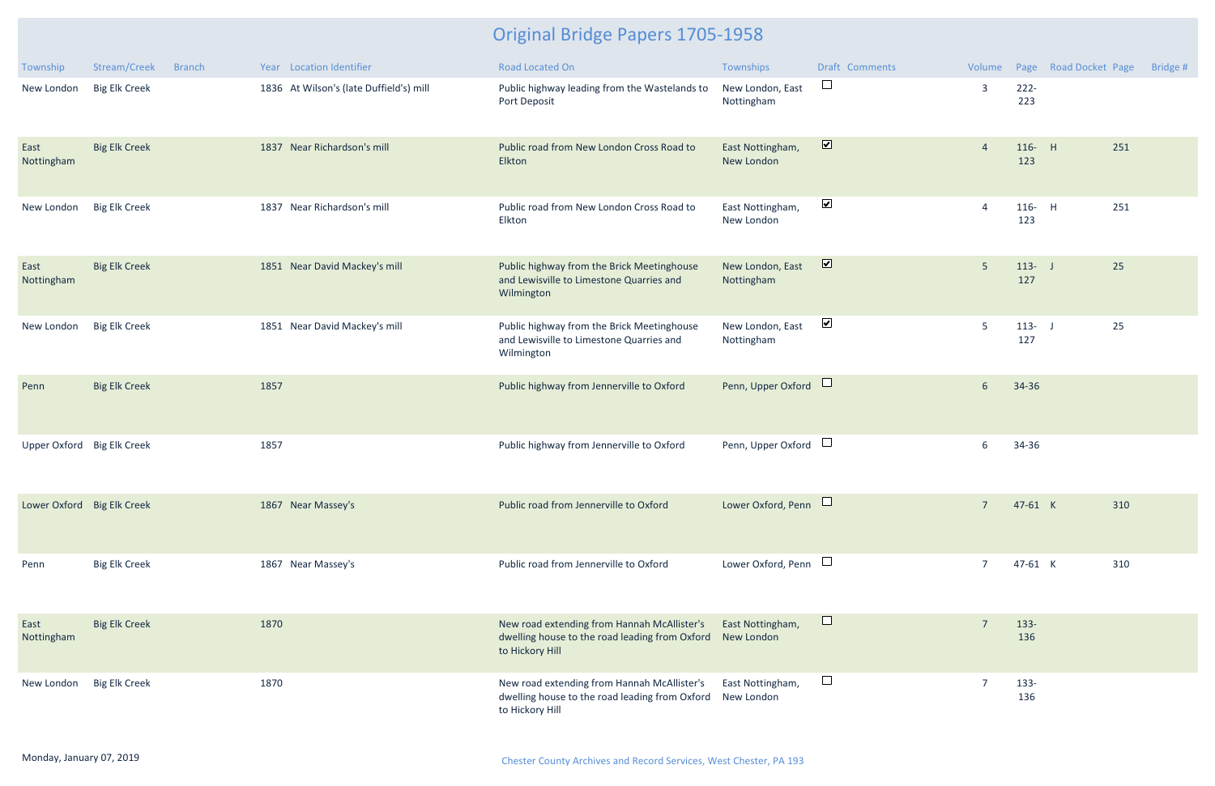# Original Bridge Papers 1705-1958

| Township | Stream/Creek | Branch | Year | Location Identifier | Road Located On | Townships | Draft | Comments | Volume | Page | Road Docket | Page | Bridge # |
|---|---|---|---|---|---|---|---|---|---|---|---|---|---|
| New London | Big Elk Creek | | 1836 | At Wilson's (late Duffield's) mill | Public highway leading from the Wastelands to Port Deposit | New London, East Nottingham | ☐ | | 3 | 222-223 | | | |
| East Nottingham | Big Elk Creek | | 1837 | Near Richardson's mill | Public road from New London Cross Road to Elkton | East Nottingham, New London | ☑ | | 4 | 116-123 | H | 251 | |
| New London | Big Elk Creek | | 1837 | Near Richardson's mill | Public road from New London Cross Road to Elkton | East Nottingham, New London | ☑ | | 4 | 116-123 | H | 251 | |
| East Nottingham | Big Elk Creek | | 1851 | Near David Mackey's mill | Public highway from the Brick Meetinghouse and Lewisville to Limestone Quarries and Wilmington | New London, East Nottingham | ☑ | | 5 | 113-127 | J | 25 | |
| New London | Big Elk Creek | | 1851 | Near David Mackey's mill | Public highway from the Brick Meetinghouse and Lewisville to Limestone Quarries and Wilmington | New London, East Nottingham | ☑ | | 5 | 113-127 | J | 25 | |
| Penn | Big Elk Creek | | 1857 | | Public highway from Jennerville to Oxford | Penn, Upper Oxford | ☐ | | 6 | 34-36 | | | |
| Upper Oxford | Big Elk Creek | | 1857 | | Public highway from Jennerville to Oxford | Penn, Upper Oxford | ☐ | | 6 | 34-36 | | | |
| Lower Oxford | Big Elk Creek | | 1867 | Near Massey's | Public road from Jennerville to Oxford | Lower Oxford, Penn | ☐ | | 7 | 47-61 | K | 310 | |
| Penn | Big Elk Creek | | 1867 | Near Massey's | Public road from Jennerville to Oxford | Lower Oxford, Penn | ☐ | | 7 | 47-61 | K | 310 | |
| East Nottingham | Big Elk Creek | | 1870 | | New road extending from Hannah McAllister's dwelling house to the road leading from Oxford to Hickory Hill | East Nottingham, New London | ☐ | | 7 | 133-136 | | | |
| New London | Big Elk Creek | | 1870 | | New road extending from Hannah McAllister's dwelling house to the road leading from Oxford to Hickory Hill | East Nottingham, New London | ☐ | | 7 | 133-136 | | | |

Monday, January 07, 2019

Chester County Archives and Record Services, West Chester, PA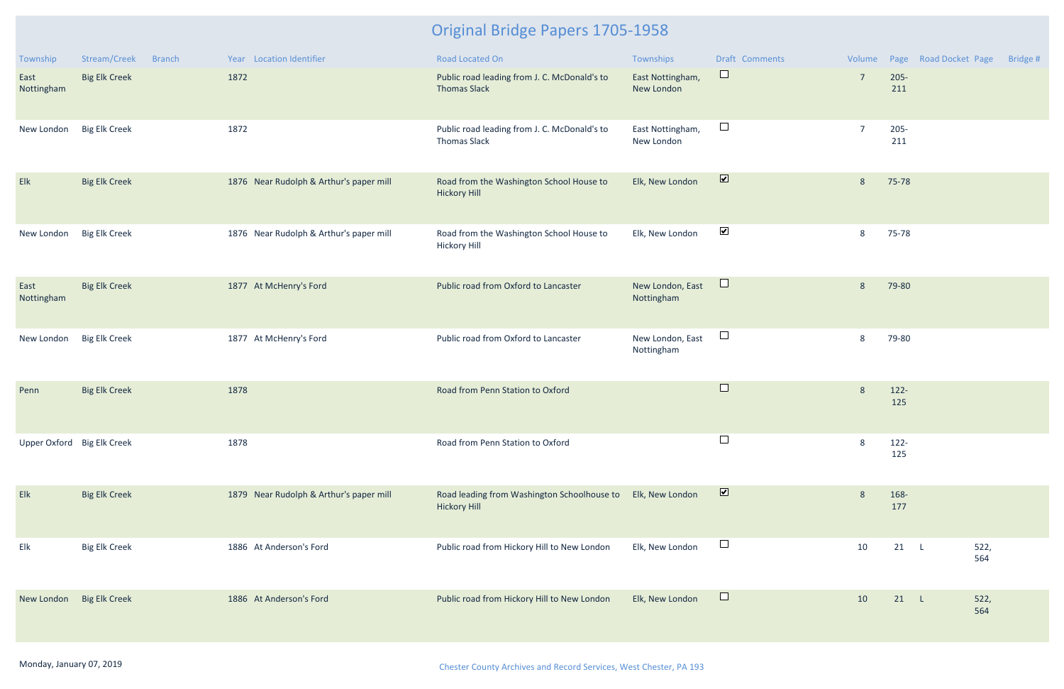# Original Bridge Papers 1705-1958

| Township | Stream/Creek | Branch | Year | Location Identifier | Road Located On | Townships | Draft | Comments | Volume | Page | Road Docket | Page | Bridge # |
|---|---|---|---|---|---|---|---|---|---|---|---|---|---|
| East Nottingham | Big Elk Creek | | 1872 | | Public road leading from J. C. McDonald's to Thomas Slack | East Nottingham, New London | ☐ | | 7 | 205-211 | | | |
| New London | Big Elk Creek | | 1872 | | Public road leading from J. C. McDonald's to Thomas Slack | East Nottingham, New London | ☐ | | 7 | 205-211 | | | |
| Elk | Big Elk Creek | | 1876 | Near Rudolph & Arthur's paper mill | Road from the Washington School House to Hickory Hill | Elk, New London | ☑ | | 8 | 75-78 | | | |
| New London | Big Elk Creek | | 1876 | Near Rudolph & Arthur's paper mill | Road from the Washington School House to Hickory Hill | Elk, New London | ☑ | | 8 | 75-78 | | | |
| East Nottingham | Big Elk Creek | | 1877 | At McHenry's Ford | Public road from Oxford to Lancaster | New London, East Nottingham | ☐ | | 8 | 79-80 | | | |
| New London | Big Elk Creek | | 1877 | At McHenry's Ford | Public road from Oxford to Lancaster | New London, East Nottingham | ☐ | | 8 | 79-80 | | | |
| Penn | Big Elk Creek | | 1878 | | Road from Penn Station to Oxford | | ☐ | | 8 | 122-125 | | | |
| Upper Oxford | Big Elk Creek | | 1878 | | Road from Penn Station to Oxford | | ☐ | | 8 | 122-125 | | | |
| Elk | Big Elk Creek | | 1879 | Near Rudolph & Arthur's paper mill | Road leading from Washington Schoolhouse to Hickory Hill | Elk, New London | ☑ | | 8 | 168-177 | | | |
| Elk | Big Elk Creek | | 1886 | At Anderson's Ford | Public road from Hickory Hill to New London | Elk, New London | ☐ | | 10 | 21 | L | 522, 564 | |
| New London | Big Elk Creek | | 1886 | At Anderson's Ford | Public road from Hickory Hill to New London | Elk, New London | ☐ | | 10 | 21 | L | 522, 564 | |

Monday, January 07, 2019

Chester County Archives and Record Services, West Chester, PA 193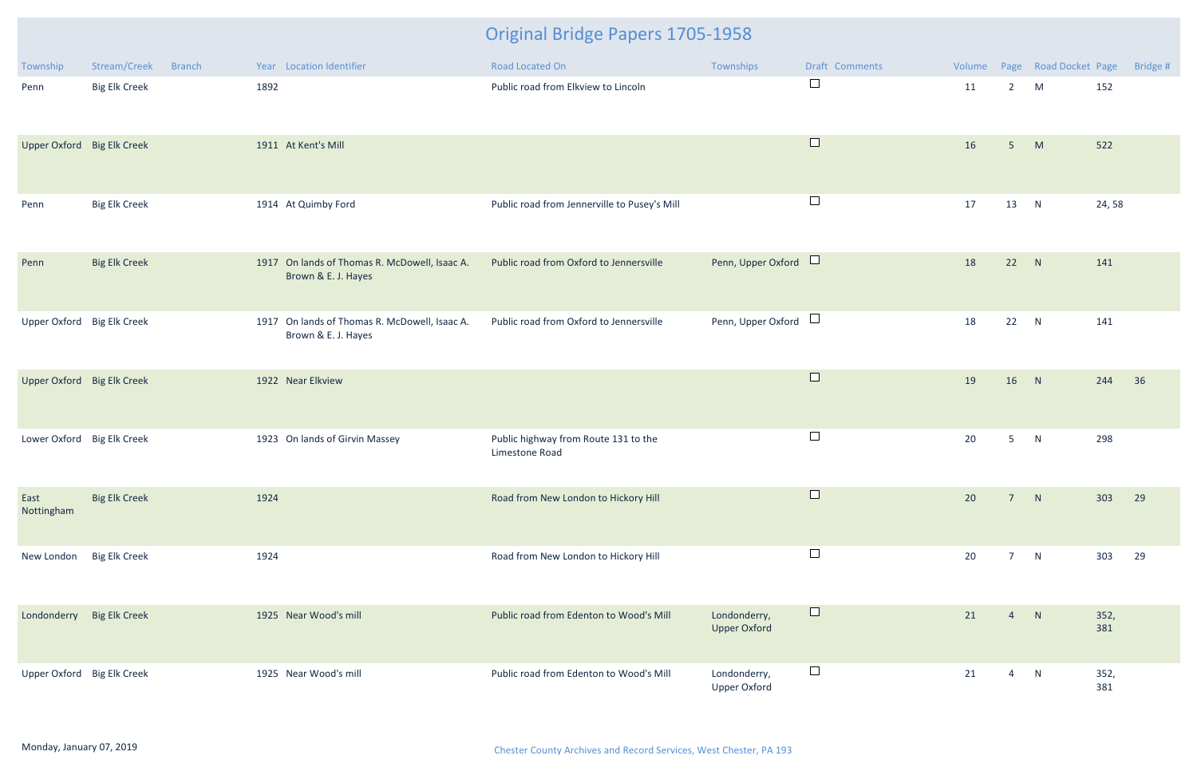# Original Bridge Papers 1705-1958

| Township | Stream/Creek | Branch | Year | Location Identifier | Road Located On | Townships | Draft | Comments | Volume | Page | Road Docket | Page | Bridge # |
|---|---|---|---|---|---|---|---|---|---|---|---|---|---|
| Penn | Big Elk Creek | | 1892 | | Public road from Elkview to Lincoln | | ☐ | | 11 | 2 | M | 152 | |
| Upper Oxford | Big Elk Creek | | 1911 | At Kent's Mill | | | ☐ | | 16 | 5 | M | 522 | |
| Penn | Big Elk Creek | | 1914 | At Quimby Ford | Public road from Jennerville to Pusey's Mill | | ☐ | | 17 | 13 | N | 24, 58 | |
| Penn | Big Elk Creek | | 1917 | On lands of Thomas R. McDowell, Isaac A. Brown & E. J. Hayes | Public road from Oxford to Jennersville | Penn, Upper Oxford | ☐ | | 18 | 22 | N | 141 | |
| Upper Oxford | Big Elk Creek | | 1917 | On lands of Thomas R. McDowell, Isaac A. Brown & E. J. Hayes | Public road from Oxford to Jennersville | Penn, Upper Oxford | ☐ | | 18 | 22 | N | 141 | |
| Upper Oxford | Big Elk Creek | | 1922 | Near Elkview | | | ☐ | | 19 | 16 | N | 244 | 36 |
| Lower Oxford | Big Elk Creek | | 1923 | On lands of Girvin Massey | Public highway from Route 131 to the Limestone Road | | ☐ | | 20 | 5 | N | 298 | |
| East Nottingham | Big Elk Creek | | 1924 | | Road from New London to Hickory Hill | | ☐ | | 20 | 7 | N | 303 | 29 |
| New London | Big Elk Creek | | 1924 | | Road from New London to Hickory Hill | | ☐ | | 20 | 7 | N | 303 | 29 |
| Londonderry | Big Elk Creek | | 1925 | Near Wood's mill | Public road from Edenton to Wood's Mill | Londonderry, Upper Oxford | ☐ | | 21 | 4 | N | 352, 381 | |
| Upper Oxford | Big Elk Creek | | 1925 | Near Wood's mill | Public road from Edenton to Wood's Mill | Londonderry, Upper Oxford | ☐ | | 21 | 4 | N | 352, 381 | |

Monday, January 07, 2019

Chester County Archives and Record Services, West Chester, PA 193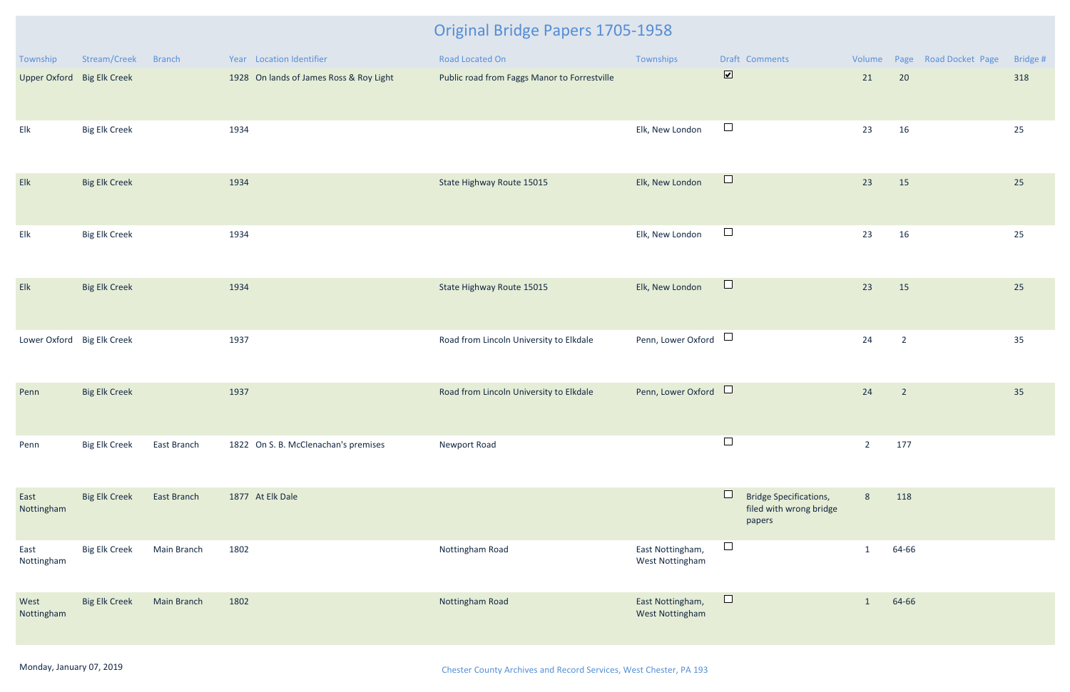# Original Bridge Papers 1705-1958

| Township | Stream/Creek | Branch | Year | Location Identifier | Road Located On | Townships | Draft | Comments | Volume | Page | Road Docket Page | Bridge # |
|---|---|---|---|---|---|---|---|---|---|---|---|---|
| Upper Oxford | Big Elk Creek | | 1928 | On lands of James Ross & Roy Light | Public road from Faggs Manor to Forrestville | | ☑ | | 21 | 20 | | 318 |
| Elk | Big Elk Creek | | 1934 | | | Elk, New London | ☐ | | 23 | 16 | | 25 |
| Elk | Big Elk Creek | | 1934 | | State Highway Route 15015 | Elk, New London | ☐ | | 23 | 15 | | 25 |
| Elk | Big Elk Creek | | 1934 | | | Elk, New London | ☐ | | 23 | 16 | | 25 |
| Elk | Big Elk Creek | | 1934 | | State Highway Route 15015 | Elk, New London | ☐ | | 23 | 15 | | 25 |
| Lower Oxford | Big Elk Creek | | 1937 | | Road from Lincoln University to Elkdale | Penn, Lower Oxford | ☐ | | 24 | 2 | | 35 |
| Penn | Big Elk Creek | | 1937 | | Road from Lincoln University to Elkdale | Penn, Lower Oxford | ☐ | | 24 | 2 | | 35 |
| Penn | Big Elk Creek | East Branch | 1822 | On S. B. McClenachan's premises | Newport Road | | ☐ | | 2 | 177 | | |
| East Nottingham | Big Elk Creek | East Branch | 1877 | At Elk Dale | | | ☐ | Bridge Specifications, filed with wrong bridge papers | 8 | 118 | | |
| East Nottingham | Big Elk Creek | Main Branch | 1802 | | Nottingham Road | East Nottingham, West Nottingham | ☐ | | 1 | 64-66 | | |
| West Nottingham | Big Elk Creek | Main Branch | 1802 | | Nottingham Road | East Nottingham, West Nottingham | ☐ | | 1 | 64-66 | | |

Monday, January 07, 2019

Chester County Archives and Record Services, West Chester, PA 193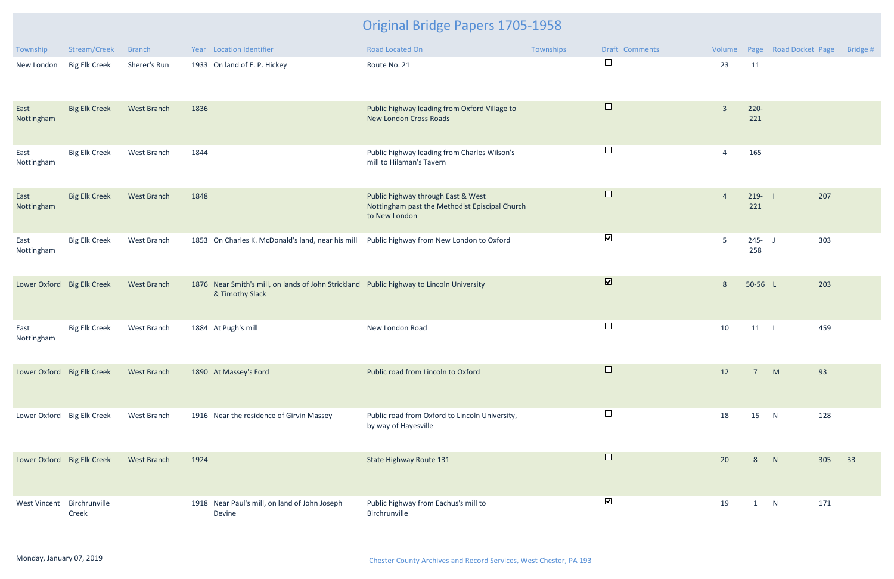# Original Bridge Papers 1705-1958

| Township | Stream/Creek | Branch | Year | Location Identifier | Road Located On | Townships | Draft | Comments | Volume | Page | Road Docket | Page | Bridge # |
|---|---|---|---|---|---|---|---|---|---|---|---|---|---|
| New London | Big Elk Creek | Sherer's Run | 1933 | On land of E. P. Hickey | Route No. 21 | | ☐ | | 23 | 11 | | | |
| East Nottingham | Big Elk Creek | West Branch | 1836 | | Public highway leading from Oxford Village to New London Cross Roads | | ☐ | | 3 | 220-221 | | | |
| East Nottingham | Big Elk Creek | West Branch | 1844 | | Public highway leading from Charles Wilson's mill to Hilaman's Tavern | | ☐ | | 4 | 165 | | | |
| East Nottingham | Big Elk Creek | West Branch | 1848 | | Public highway through East & West Nottingham past the Methodist Episcipal Church to New London | | ☐ | | 4 | 219-221 | I | 207 | |
| East Nottingham | Big Elk Creek | West Branch | 1853 | On Charles K. McDonald's land, near his mill | Public highway from New London to Oxford | | ☑ | | 5 | 245-258 | J | 303 | |
| Lower Oxford | Big Elk Creek | West Branch | 1876 | Near Smith's mill, on lands of John Strickland & Timothy Slack | Public highway to Lincoln University | | ☑ | | 8 | 50-56 | L | 203 | |
| East Nottingham | Big Elk Creek | West Branch | 1884 | At Pugh's mill | New London Road | | ☐ | | 10 | 11 | L | 459 | |
| Lower Oxford | Big Elk Creek | West Branch | 1890 | At Massey's Ford | Public road from Lincoln to Oxford | | ☐ | | 12 | 7 | M | 93 | |
| Lower Oxford | Big Elk Creek | West Branch | 1916 | Near the residence of Girvin Massey | Public road from Oxford to Lincoln University, by way of Hayesville | | ☐ | | 18 | 15 | N | 128 | |
| Lower Oxford | Big Elk Creek | West Branch | 1924 | | State Highway Route 131 | | ☐ | | 20 | 8 | N | 305 | 33 |
| West Vincent | Birchrunville Creek | | 1918 | Near Paul's mill, on land of John Joseph Devine | Public highway from Eachus's mill to Birchrunville | | ☑ | | 19 | 1 | N | 171 | |

Monday, January 07, 2019

Chester County Archives and Record Services, West Chester, PA 193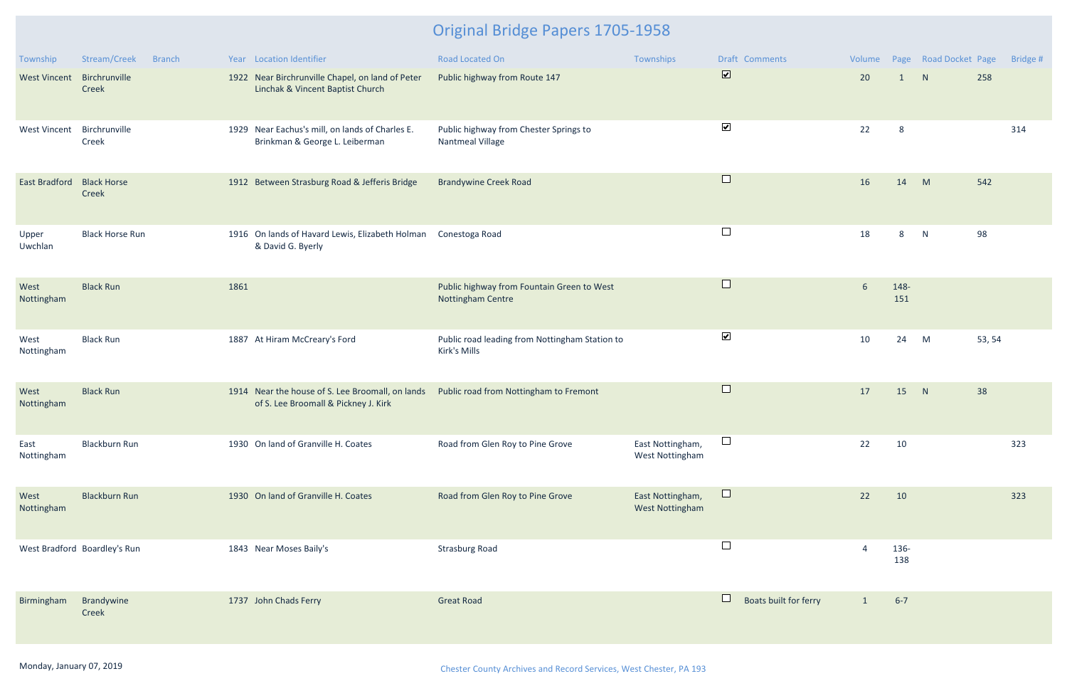# Original Bridge Papers 1705-1958

| Township | Stream/Creek | Branch | Year | Location Identifier | Road Located On | Townships | Draft | Comments | Volume | Page | Road Docket | Page | Bridge # |
|---|---|---|---|---|---|---|---|---|---|---|---|---|---|
| West Vincent | Birchrunville Creek | | 1922 | Near Birchrunville Chapel, on land of Peter Linchak & Vincent Baptist Church | Public highway from Route 147 | | ☑ | | 20 | 1 | N | 258 | |
| West Vincent | Birchrunville Creek | | 1929 | Near Eachus's mill, on lands of Charles E. Brinkman & George L. Leiberman | Public highway from Chester Springs to Nantmeal Village | | ☑ | | 22 | 8 | | | 314 |
| East Bradford | Black Horse Creek | | 1912 | Between Strasburg Road & Jefferis Bridge | Brandywine Creek Road | | ☐ | | 16 | 14 | M | 542 | |
| Upper Uwchlan | Black Horse Run | | 1916 | On lands of Havard Lewis, Elizabeth Holman & David G. Byerly | Conestoga Road | | ☐ | | 18 | 8 | N | 98 | |
| West Nottingham | Black Run | | 1861 | | Public highway from Fountain Green to West Nottingham Centre | | ☐ | | 6 | 148-151 | | | |
| West Nottingham | Black Run | | 1887 | At Hiram McCreary's Ford | Public road leading from Nottingham Station to Kirk's Mills | | ☑ | | 10 | 24 | M | 53, 54 | |
| West Nottingham | Black Run | | 1914 | Near the house of S. Lee Broomall, on lands of S. Lee Broomall & Pickney J. Kirk | Public road from Nottingham to Fremont | | ☐ | | 17 | 15 | N | 38 | |
| East Nottingham | Blackburn Run | | 1930 | On land of Granville H. Coates | Road from Glen Roy to Pine Grove | East Nottingham, West Nottingham | ☐ | | 22 | 10 | | | 323 |
| West Nottingham | Blackburn Run | | 1930 | On land of Granville H. Coates | Road from Glen Roy to Pine Grove | East Nottingham, West Nottingham | ☐ | | 22 | 10 | | | 323 |
| West Bradford | Boardley's Run | | 1843 | Near Moses Baily's | Strasburg Road | | ☐ | | 4 | 136-138 | | | |
| Birmingham | Brandywine Creek | | 1737 | John Chads Ferry | Great Road | | ☐ | Boats built for ferry | 1 | 6-7 | | | |

Monday, January 07, 2019

Chester County Archives and Record Services, West Chester, PA 193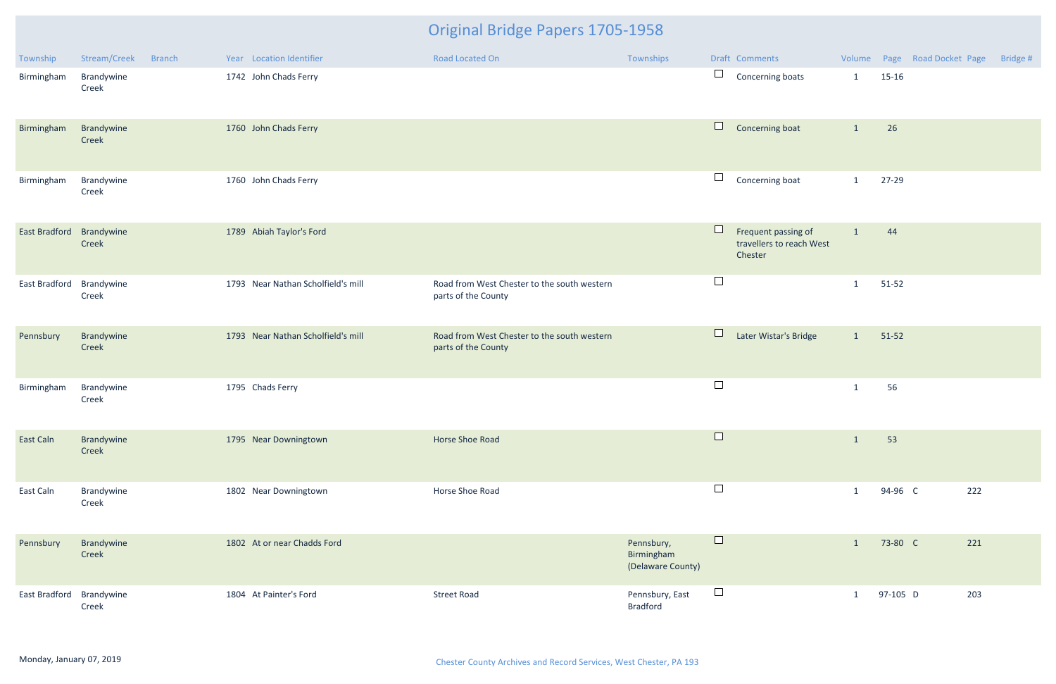# Original Bridge Papers 1705-1958

| Township | Stream/Creek | Branch | Year | Location Identifier | Road Located On | Townships | Draft | Comments | Volume | Page | Road Docket | Page | Bridge # |
|---|---|---|---|---|---|---|---|---|---|---|---|---|---|
| Birmingham | Brandywine Creek | | 1742 | John Chads Ferry | | | ☐ | Concerning boats | 1 | 15-16 | | | |
| Birmingham | Brandywine Creek | | 1760 | John Chads Ferry | | | ☐ | Concerning boat | 1 | 26 | | | |
| Birmingham | Brandywine Creek | | 1760 | John Chads Ferry | | | ☐ | Concerning boat | 1 | 27-29 | | | |
| East Bradford | Brandywine Creek | | 1789 | Abiah Taylor's Ford | | | ☐ | Frequent passing of travellers to reach West Chester | 1 | 44 | | | |
| East Bradford | Brandywine Creek | | 1793 | Near Nathan Scholfield's mill | Road from West Chester to the south western parts of the County | | ☐ | | 1 | 51-52 | | | |
| Pennsbury | Brandywine Creek | | 1793 | Near Nathan Scholfield's mill | Road from West Chester to the south western parts of the County | | ☐ | Later Wistar's Bridge | 1 | 51-52 | | | |
| Birmingham | Brandywine Creek | | 1795 | Chads Ferry | | | ☐ | | 1 | 56 | | | |
| East Caln | Brandywine Creek | | 1795 | Near Downingtown | Horse Shoe Road | | ☐ | | 1 | 53 | | | |
| East Caln | Brandywine Creek | | 1802 | Near Downingtown | Horse Shoe Road | | ☐ | | 1 | 94-96 | C | 222 | |
| Pennsbury | Brandywine Creek | | 1802 | At or near Chadds Ford | | Pennsbury, Birmingham (Delaware County) | ☐ | | 1 | 73-80 | C | 221 | |
| East Bradford | Brandywine Creek | | 1804 | At Painter's Ford | Street Road | Pennsbury, East Bradford | ☐ | | 1 | 97-105 | D | 203 | |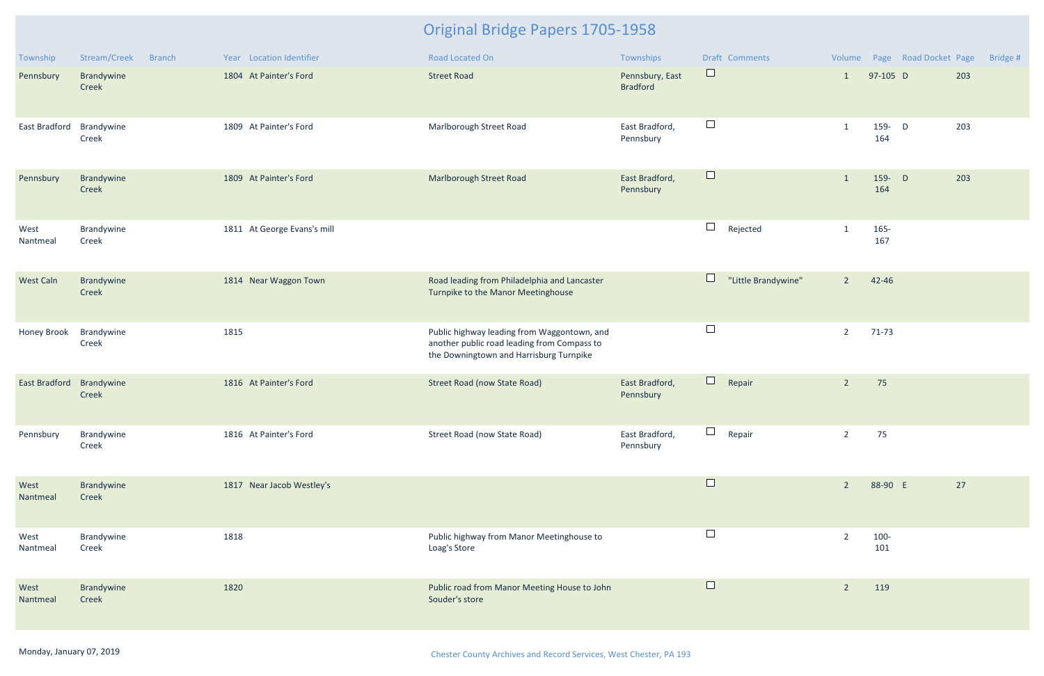# Original Bridge Papers 1705-1958

| Township | Stream/Creek | Branch | Year | Location Identifier | Road Located On | Townships | Draft | Comments | Volume | Page | Road Docket | Page | Bridge # |
|---|---|---|---|---|---|---|---|---|---|---|---|---|---|
| Pennsbury | Brandywine Creek | | 1804 | At Painter's Ford | Street Road | Pennsbury, East Bradford | ☐ | | 1 | 97-105 | D | 203 | |
| East Bradford | Brandywine Creek | | 1809 | At Painter's Ford | Marlborough Street Road | East Bradford, Pennsbury | ☐ | | 1 | 159-164 | D | 203 | |
| Pennsbury | Brandywine Creek | | 1809 | At Painter's Ford | Marlborough Street Road | East Bradford, Pennsbury | ☐ | | 1 | 159-164 | D | 203 | |
| West Nantmeal | Brandywine Creek | | 1811 | At George Evans's mill | | | ☐ | Rejected | 1 | 165-167 | | | |
| West Caln | Brandywine Creek | | 1814 | Near Waggon Town | Road leading from Philadelphia and Lancaster Turnpike to the Manor Meetinghouse | | ☐ | "Little Brandywine" | 2 | 42-46 | | | |
| Honey Brook | Brandywine Creek | | 1815 | | Public highway leading from Waggontown, and another public road leading from Compass to the Downingtown and Harrisburg Turnpike | | ☐ | | 2 | 71-73 | | | |
| East Bradford | Brandywine Creek | | 1816 | At Painter's Ford | Street Road (now State Road) | East Bradford, Pennsbury | ☐ | Repair | 2 | 75 | | | |
| Pennsbury | Brandywine Creek | | 1816 | At Painter's Ford | Street Road (now State Road) | East Bradford, Pennsbury | ☐ | Repair | 2 | 75 | | | |
| West Nantmeal | Brandywine Creek | | 1817 | Near Jacob Westley's | | | ☐ | | 2 | 88-90 | E | 27 | |
| West Nantmeal | Brandywine Creek | | 1818 | | Public highway from Manor Meetinghouse to Loag's Store | | ☐ | | 2 | 100-101 | | | |
| West Nantmeal | Brandywine Creek | | 1820 | | Public road from Manor Meeting House to John Souder's store | | ☐ | | 2 | 119 | | | |

Monday, January 07, 2019

Chester County Archives and Record Services, West Chester, PA 193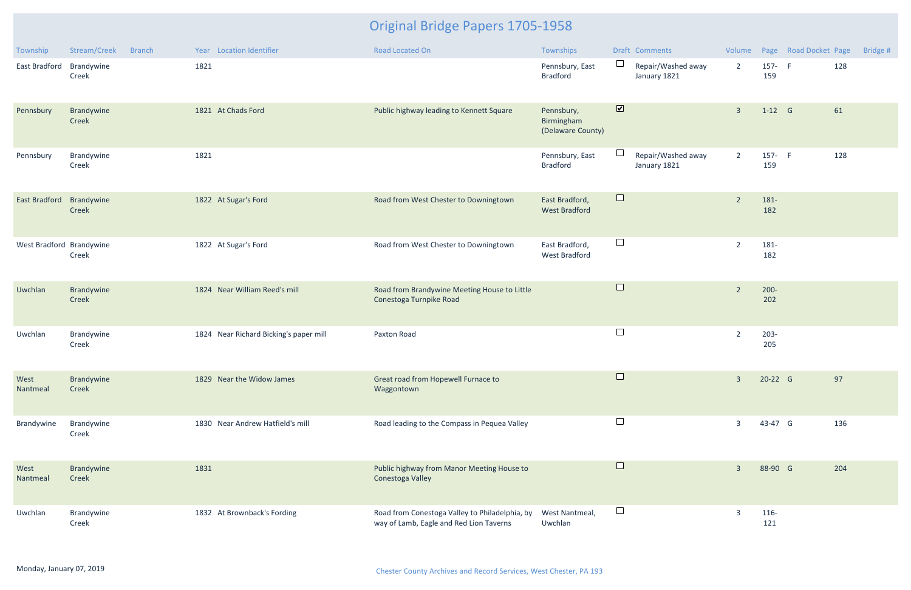# Original Bridge Papers 1705-1958

| Township | Stream/Creek | Branch | Year | Location Identifier | Road Located On | Townships | Draft | Comments | Volume | Page | Road Docket | Page | Bridge # |
|---|---|---|---|---|---|---|---|---|---|---|---|---|---|
| East Bradford | Brandywine Creek | | 1821 | | | Pennsbury, East Bradford | ☐ | Repair/Washed away January 1821 | 2 | 157-159 | F | 128 | |
| Pennsbury | Brandywine Creek | | 1821 | At Chads Ford | Public highway leading to Kennett Square | Pennsbury, Birmingham (Delaware County) | ☑ | | 3 | 1-12 | G | 61 | |
| Pennsbury | Brandywine Creek | | 1821 | | | Pennsbury, East Bradford | ☐ | Repair/Washed away January 1821 | 2 | 157-159 | F | 128 | |
| East Bradford | Brandywine Creek | | 1822 | At Sugar's Ford | Road from West Chester to Downingtown | East Bradford, West Bradford | ☐ | | 2 | 181-182 | | | |
| West Bradford | Brandywine Creek | | 1822 | At Sugar's Ford | Road from West Chester to Downingtown | East Bradford, West Bradford | ☐ | | 2 | 181-182 | | | |
| Uwchlan | Brandywine Creek | | 1824 | Near William Reed's mill | Road from Brandywine Meeting House to Little Conestoga Turnpike Road | | ☐ | | 2 | 200-202 | | | |
| Uwchlan | Brandywine Creek | | 1824 | Near Richard Bicking's paper mill | Paxton Road | | ☐ | | 2 | 203-205 | | | |
| West Nantmeal | Brandywine Creek | | 1829 | Near the Widow James | Great road from Hopewell Furnace to Waggontown | | ☐ | | 3 | 20-22 | G | 97 | |
| Brandywine | Brandywine Creek | | 1830 | Near Andrew Hatfield's mill | Road leading to the Compass in Pequea Valley | | ☐ | | 3 | 43-47 | G | 136 | |
| West Nantmeal | Brandywine Creek | | 1831 | | Public highway from Manor Meeting House to Conestoga Valley | | ☐ | | 3 | 88-90 | G | 204 | |
| Uwchlan | Brandywine Creek | | 1832 | At Brownback's Fording | Road from Conestoga Valley to Philadelphia, by way of Lamb, Eagle and Red Lion Taverns | West Nantmeal, Uwchlan | ☐ | | 3 | 116-121 | | | |

Monday, January 07, 2019

Chester County Archives and Record Services, West Chester, PA 193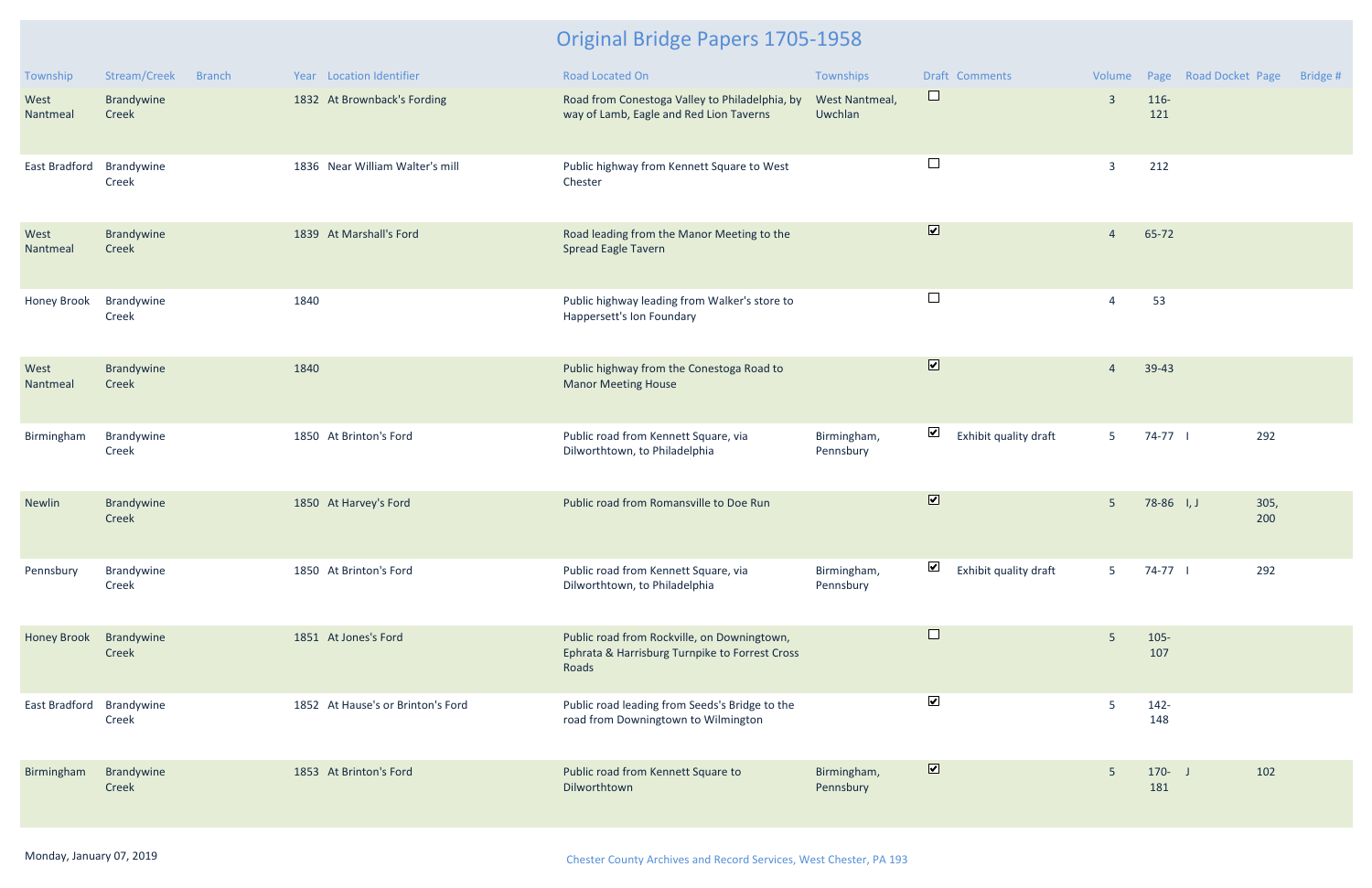# Original Bridge Papers 1705-1958

| Township | Stream/Creek | Branch | Year | Location Identifier | Road Located On | Townships | Draft | Comments | Volume | Page | Road Docket | Page | Bridge # |
|---|---|---|---|---|---|---|---|---|---|---|---|---|---|
| West Nantmeal | Brandywine Creek | | 1832 | At Brownback's Fording | Road from Conestoga Valley to Philadelphia, by way of Lamb, Eagle and Red Lion Taverns | West Nantmeal, Uwchlan | ☐ | | 3 | 116-121 | | | |
| East Bradford | Brandywine Creek | | 1836 | Near William Walter's mill | Public highway from Kennett Square to West Chester | | ☐ | | 3 | 212 | | | |
| West Nantmeal | Brandywine Creek | | 1839 | At Marshall's Ford | Road leading from the Manor Meeting to the Spread Eagle Tavern | | ☑ | | 4 | 65-72 | | | |
| Honey Brook | Brandywine Creek | | 1840 | | Public highway leading from Walker's store to Happersett's Ion Foundary | | ☐ | | 4 | 53 | | | |
| West Nantmeal | Brandywine Creek | | 1840 | | Public highway from the Conestoga Road to Manor Meeting House | | ☑ | | 4 | 39-43 | | | |
| Birmingham | Brandywine Creek | | 1850 | At Brinton's Ford | Public road from Kennett Square, via Dilworthtown, to Philadelphia | Birmingham, Pennsbury | ☑ | Exhibit quality draft | 5 | 74-77 | I | 292 | |
| Newlin | Brandywine Creek | | 1850 | At Harvey's Ford | Public road from Romansville to Doe Run | | ☑ | | 5 | 78-86 | I, J | 305, 200 | |
| Pennsbury | Brandywine Creek | | 1850 | At Brinton's Ford | Public road from Kennett Square, via Dilworthtown, to Philadelphia | Birmingham, Pennsbury | ☑ | Exhibit quality draft | 5 | 74-77 | I | 292 | |
| Honey Brook | Brandywine Creek | | 1851 | At Jones's Ford | Public road from Rockville, on Downingtown, Ephrata & Harrisburg Turnpike to Forrest Cross Roads | | ☐ | | 5 | 105-107 | | | |
| East Bradford | Brandywine Creek | | 1852 | At Hause's or Brinton's Ford | Public road leading from Seeds's Bridge to the road from Downingtown to Wilmington | | ☑ | | 5 | 142-148 | | | |
| Birmingham | Brandywine Creek | | 1853 | At Brinton's Ford | Public road from Kennett Square to Dilworthtown | Birmingham, Pennsbury | ☑ | | 5 | 170-181 | J | 102 | |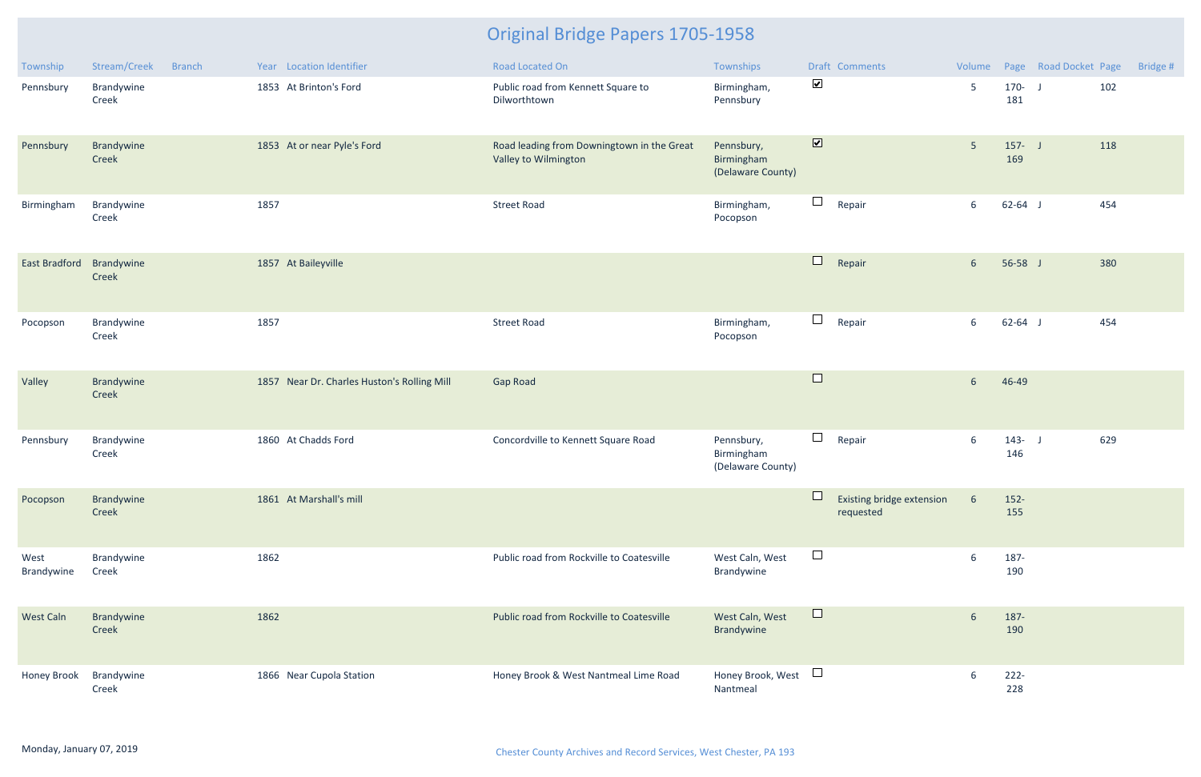# Original Bridge Papers 1705-1958

| Township | Stream/Creek | Branch | Year | Location Identifier | Road Located On | Townships | Draft | Comments | Volume | Page | Road Docket | Page | Bridge # |
|---|---|---|---|---|---|---|---|---|---|---|---|---|---|
| Pennsbury | Brandywine Creek | | 1853 | At Brinton's Ford | Public road from Kennett Square to Dilworthtown | Birmingham, Pennsbury | ☑ | | 5 | 170-181 | J | 102 | |
| Pennsbury | Brandywine Creek | | 1853 | At or near Pyle's Ford | Road leading from Downingtown in the Great Valley to Wilmington | Pennsbury, Birmingham (Delaware County) | ☑ | | 5 | 157-169 | J | 118 | |
| Birmingham | Brandywine Creek | | 1857 | | Street Road | Birmingham, Pocopson | ☐ | Repair | 6 | 62-64 | J | 454 | |
| East Bradford | Brandywine Creek | | 1857 | At Baileyville | | | ☐ | Repair | 6 | 56-58 | J | 380 | |
| Pocopson | Brandywine Creek | | 1857 | | Street Road | Birmingham, Pocopson | ☐ | Repair | 6 | 62-64 | J | 454 | |
| Valley | Brandywine Creek | | 1857 | Near Dr. Charles Huston's Rolling Mill | Gap Road | | ☐ | | 6 | 46-49 | | | |
| Pennsbury | Brandywine Creek | | 1860 | At Chadds Ford | Concordville to Kennett Square Road | Pennsbury, Birmingham (Delaware County) | ☐ | Repair | 6 | 143-146 | J | 629 | |
| Pocopson | Brandywine Creek | | 1861 | At Marshall's mill | | | ☐ | Existing bridge extension requested | 6 | 152-155 | | | |
| West Brandywine | Brandywine Creek | | 1862 | | Public road from Rockville to Coatesville | West Caln, West Brandywine | ☐ | | 6 | 187-190 | | | |
| West Caln | Brandywine Creek | | 1862 | | Public road from Rockville to Coatesville | West Caln, West Brandywine | ☐ | | 6 | 187-190 | | | |
| Honey Brook | Brandywine Creek | | 1866 | Near Cupola Station | Honey Brook & West Nantmeal Lime Road | Honey Brook, West Nantmeal | ☐ | | 6 | 222-228 | | | |

Monday, January 07, 2019

Chester County Archives and Record Services, West Chester, PA 193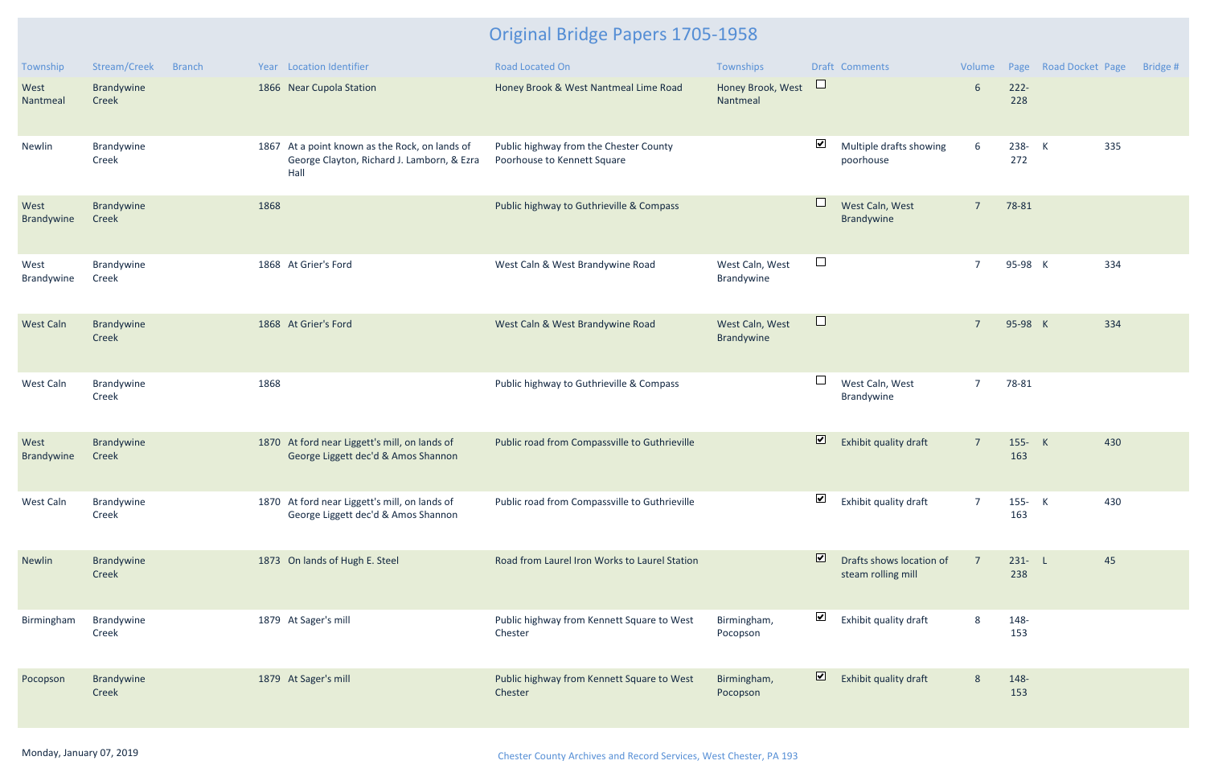# Original Bridge Papers 1705-1958

| Township | Stream/Creek | Branch | Year | Location Identifier | Road Located On | Townships | Draft | Comments | Volume | Page | Road Docket | Page | Bridge # |
|---|---|---|---|---|---|---|---|---|---|---|---|---|---|
| West Nantmeal | Brandywine Creek | | 1866 | Near Cupola Station | Honey Brook & West Nantmeal Lime Road | Honey Brook, West Nantmeal | ☐ | | 6 | 222-228 | | | |
| Newlin | Brandywine Creek | | 1867 | At a point known as the Rock, on lands of George Clayton, Richard J. Lamborn, & Ezra Hall | Public highway from the Chester County Poorhouse to Kennett Square | | ☑ | Multiple drafts showing poorhouse | 6 | 238-272 | K | 335 | |
| West Brandywine | Brandywine Creek | | 1868 | | Public highway to Guthrieville & Compass | | ☐ | West Caln, West Brandywine | 7 | 78-81 | | | |
| West Brandywine | Brandywine Creek | | 1868 | At Grier's Ford | West Caln & West Brandywine Road | West Caln, West Brandywine | ☐ | | 7 | 95-98 | K | 334 | |
| West Caln | Brandywine Creek | | 1868 | At Grier's Ford | West Caln & West Brandywine Road | West Caln, West Brandywine | ☐ | | 7 | 95-98 | K | 334 | |
| West Caln | Brandywine Creek | | 1868 | | Public highway to Guthrieville & Compass | | ☐ | West Caln, West Brandywine | 7 | 78-81 | | | |
| West Brandywine | Brandywine Creek | | 1870 | At ford near Liggett's mill, on lands of George Liggett dec'd & Amos Shannon | Public road from Compassville to Guthrieville | | ☑ | Exhibit quality draft | 7 | 155-163 | K | 430 | |
| West Caln | Brandywine Creek | | 1870 | At ford near Liggett's mill, on lands of George Liggett dec'd & Amos Shannon | Public road from Compassville to Guthrieville | | ☑ | Exhibit quality draft | 7 | 155-163 | K | 430 | |
| Newlin | Brandywine Creek | | 1873 | On lands of Hugh E. Steel | Road from Laurel Iron Works to Laurel Station | | ☑ | Drafts shows location of steam rolling mill | 7 | 231-238 | L | 45 | |
| Birmingham | Brandywine Creek | | 1879 | At Sager's mill | Public highway from Kennett Square to West Chester | Birmingham, Pocopson | ☑ | Exhibit quality draft | 8 | 148-153 | | | |
| Pocopson | Brandywine Creek | | 1879 | At Sager's mill | Public highway from Kennett Square to West Chester | Birmingham, Pocopson | ☑ | Exhibit quality draft | 8 | 148-153 | | | |

Monday, January 07, 2019

Chester County Archives and Record Services, West Chester, PA 193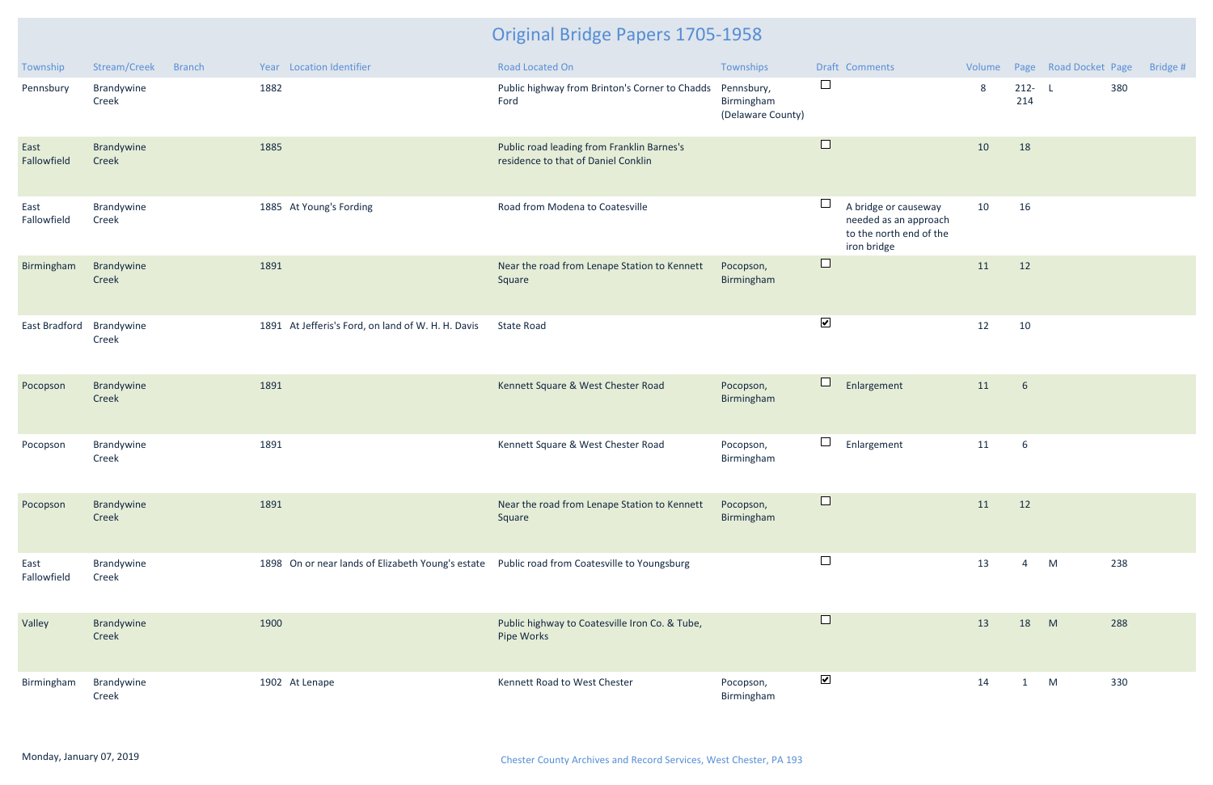# Original Bridge Papers 1705-1958

| Township | Stream/Creek | Branch | Year | Location Identifier | Road Located On | Townships | Draft | Comments | Volume | Page | Road Docket | Page | Bridge # |
|---|---|---|---|---|---|---|---|---|---|---|---|---|---|
| Pennsbury | Brandywine Creek | | 1882 | | Public highway from Brinton's Corner to Chadds Ford | Pennsbury, Birmingham (Delaware County) | ☐ | | 8 | 212-214 | L | 380 | |
| East Fallowfield | Brandywine Creek | | 1885 | | Public road leading from Franklin Barnes's residence to that of Daniel Conklin | | ☐ | | 10 | 18 | | | |
| East Fallowfield | Brandywine Creek | | 1885 | At Young's Fording | Road from Modena to Coatesville | | ☐ | A bridge or causeway needed as an approach to the north end of the iron bridge | 10 | 16 | | | |
| Birmingham | Brandywine Creek | | 1891 | | Near the road from Lenape Station to Kennett Square | Pocopson, Birmingham | ☐ | | 11 | 12 | | | |
| East Bradford | Brandywine Creek | | 1891 | At Jefferis's Ford, on land of W. H. H. Davis | State Road | | ☑ | | 12 | 10 | | | |
| Pocopson | Brandywine Creek | | 1891 | | Kennett Square & West Chester Road | Pocopson, Birmingham | ☐ | Enlargement | 11 | 6 | | | |
| Pocopson | Brandywine Creek | | 1891 | | Kennett Square & West Chester Road | Pocopson, Birmingham | ☐ | Enlargement | 11 | 6 | | | |
| Pocopson | Brandywine Creek | | 1891 | | Near the road from Lenape Station to Kennett Square | Pocopson, Birmingham | ☐ | | 11 | 12 | | | |
| East Fallowfield | Brandywine Creek | | 1898 | On or near lands of Elizabeth Young's estate | Public road from Coatesville to Youngsburg | | ☐ | | 13 | 4 | M | 238 | |
| Valley | Brandywine Creek | | 1900 | | Public highway to Coatesville Iron Co. & Tube, Pipe Works | | ☐ | | 13 | 18 | M | 288 | |
| Birmingham | Brandywine Creek | | 1902 | At Lenape | Kennett Road to West Chester | Pocopson, Birmingham | ☑ | | 14 | 1 | M | 330 | |

Monday, January 07, 2019

Chester County Archives and Record Services, West Chester, PA 193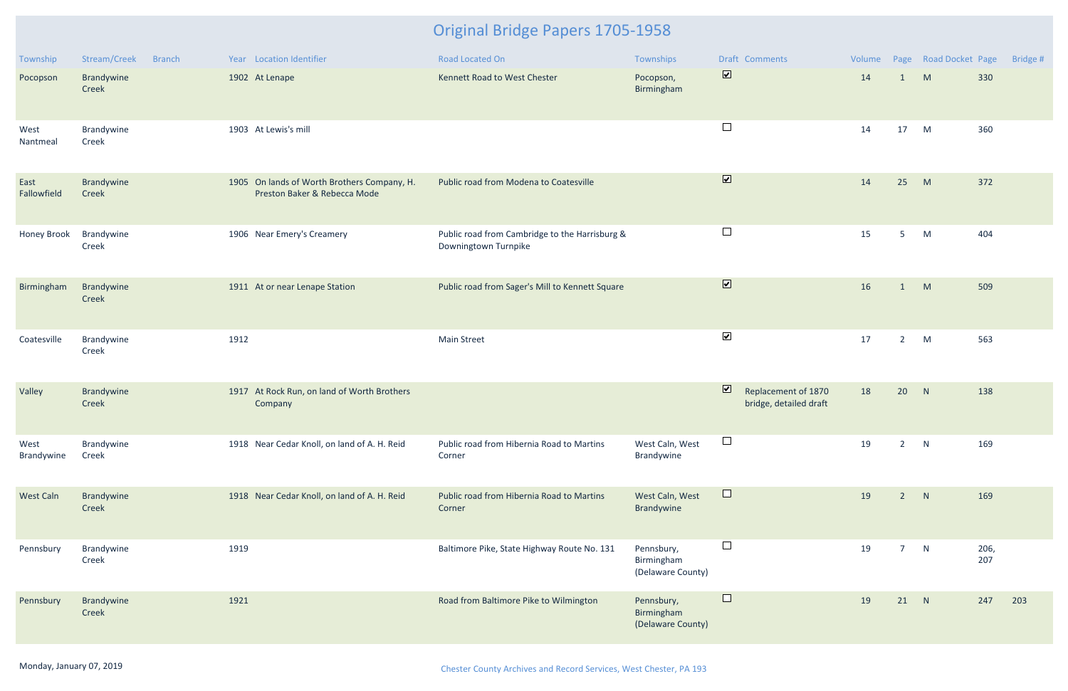# Original Bridge Papers 1705-1958

| Township | Stream/Creek | Branch | Year | Location Identifier | Road Located On | Townships | Draft | Comments | Volume | Page | Road Docket | Page | Bridge # |
|---|---|---|---|---|---|---|---|---|---|---|---|---|---|
| Pocopson | Brandywine Creek | | 1902 | At Lenape | Kennett Road to West Chester | Pocopson, Birmingham | ☑ | | 14 | 1 | M | 330 | |
| West Nantmeal | Brandywine Creek | | 1903 | At Lewis's mill | | | ☐ | | 14 | 17 | M | 360 | |
| East Fallowfield | Brandywine Creek | | 1905 | On lands of Worth Brothers Company, H. Preston Baker & Rebecca Mode | Public road from Modena to Coatesville | | ☑ | | 14 | 25 | M | 372 | |
| Honey Brook | Brandywine Creek | | 1906 | Near Emery's Creamery | Public road from Cambridge to the Harrisburg & Downingtown Turnpike | | ☐ | | 15 | 5 | M | 404 | |
| Birmingham | Brandywine Creek | | 1911 | At or near Lenape Station | Public road from Sager's Mill to Kennett Square | | ☑ | | 16 | 1 | M | 509 | |
| Coatesville | Brandywine Creek | | 1912 | | Main Street | | ☑ | | 17 | 2 | M | 563 | |
| Valley | Brandywine Creek | | 1917 | At Rock Run, on land of Worth Brothers Company | | | ☑ | Replacement of 1870 bridge, detailed draft | 18 | 20 | N | 138 | |
| West Brandywine | Brandywine Creek | | 1918 | Near Cedar Knoll, on land of A. H. Reid | Public road from Hibernia Road to Martins Corner | West Caln, West Brandywine | ☐ | | 19 | 2 | N | 169 | |
| West Caln | Brandywine Creek | | 1918 | Near Cedar Knoll, on land of A. H. Reid | Public road from Hibernia Road to Martins Corner | West Caln, West Brandywine | ☐ | | 19 | 2 | N | 169 | |
| Pennsbury | Brandywine Creek | | 1919 | | Baltimore Pike, State Highway Route No. 131 | Pennsbury, Birmingham (Delaware County) | ☐ | | 19 | 7 | N | 206, 207 | |
| Pennsbury | Brandywine Creek | | 1921 | | Road from Baltimore Pike to Wilmington | Pennsbury, Birmingham (Delaware County) | ☐ | | 19 | 21 | N | 247 | 203 |

Monday, January 07, 2019

Chester County Archives and Record Services, West Chester, PA 193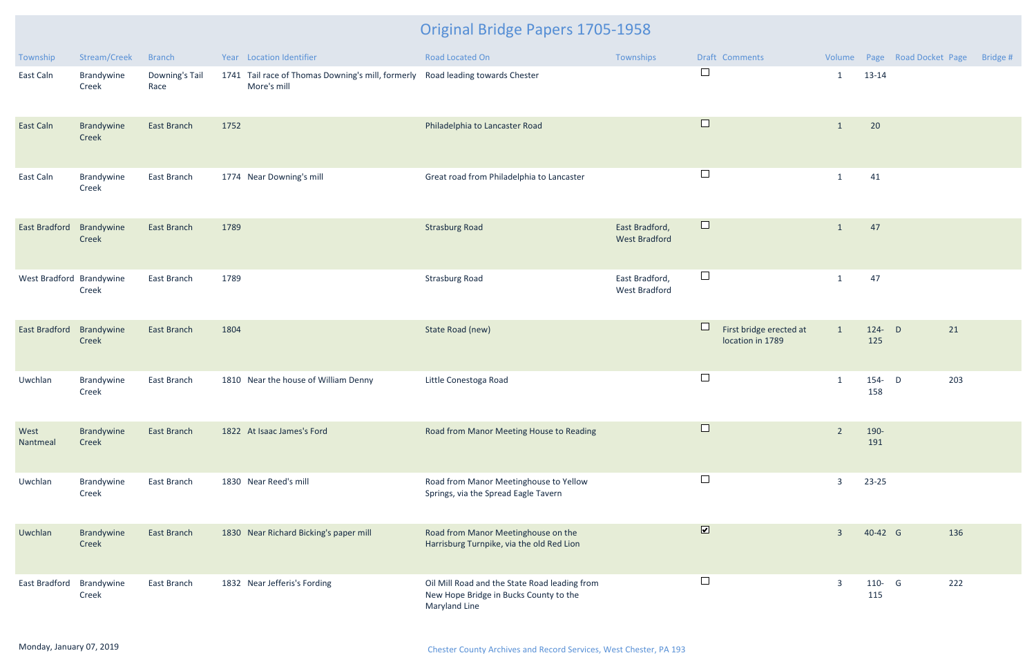# Original Bridge Papers 1705-1958

| Township | Stream/Creek | Branch | Year | Location Identifier | Road Located On | Townships | Draft | Comments | Volume | Page | Road Docket | Page | Bridge # |
|---|---|---|---|---|---|---|---|---|---|---|---|---|---|
| East Caln | Brandywine Creek | Downing's Tail Race | 1741 | Tail race of Thomas Downing's mill, formerly More's mill | Road leading towards Chester | | ☐ | | 1 | 13-14 | | | |
| East Caln | Brandywine Creek | East Branch | 1752 | | Philadelphia to Lancaster Road | | ☐ | | 1 | 20 | | | |
| East Caln | Brandywine Creek | East Branch | 1774 | Near Downing's mill | Great road from Philadelphia to Lancaster | | ☐ | | 1 | 41 | | | |
| East Bradford | Brandywine Creek | East Branch | 1789 | | Strasburg Road | East Bradford, West Bradford | ☐ | | 1 | 47 | | | |
| West Bradford | Brandywine Creek | East Branch | 1789 | | Strasburg Road | East Bradford, West Bradford | ☐ | | 1 | 47 | | | |
| East Bradford | Brandywine Creek | East Branch | 1804 | | State Road (new) | | ☐ | First bridge erected at location in 1789 | 1 | 124-125 | D | 21 | |
| Uwchlan | Brandywine Creek | East Branch | 1810 | Near the house of William Denny | Little Conestoga Road | | ☐ | | 1 | 154-158 | D | 203 | |
| West Nantmeal | Brandywine Creek | East Branch | 1822 | At Isaac James's Ford | Road from Manor Meeting House to Reading | | ☐ | | 2 | 190-191 | | | |
| Uwchlan | Brandywine Creek | East Branch | 1830 | Near Reed's mill | Road from Manor Meetinghouse to Yellow Springs, via the Spread Eagle Tavern | | ☐ | | 3 | 23-25 | | | |
| Uwchlan | Brandywine Creek | East Branch | 1830 | Near Richard Bicking's paper mill | Road from Manor Meetinghouse on the Harrisburg Turnpike, via the old Red Lion | | ☑ | | 3 | 40-42 | G | 136 | |
| East Bradford | Brandywine Creek | East Branch | 1832 | Near Jefferis's Fording | Oil Mill Road and the State Road leading from New Hope Bridge in Bucks County to the Maryland Line | | ☐ | | 3 | 110-115 | G | 222 | |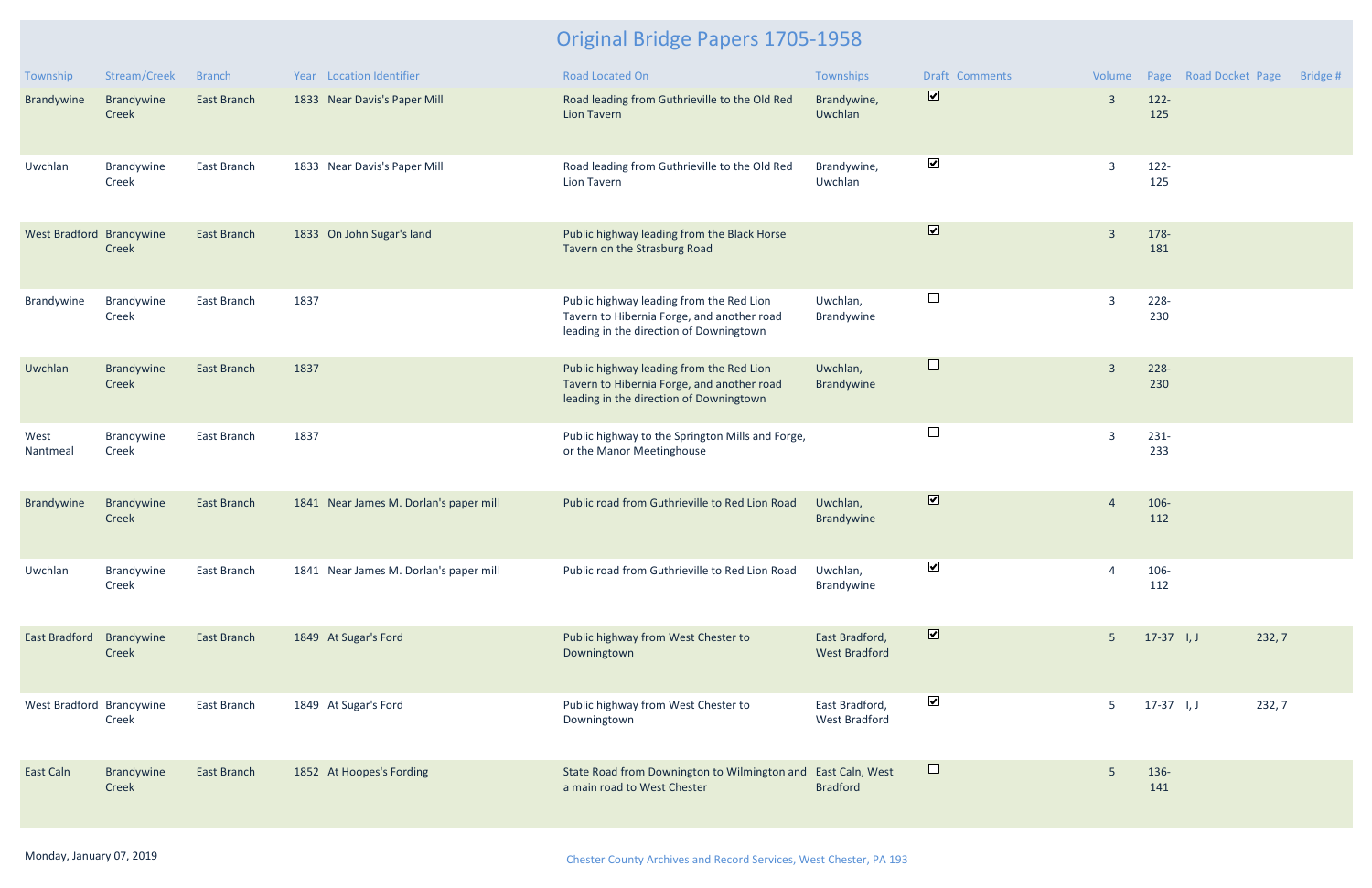# Original Bridge Papers 1705-1958

| Township | Stream/Creek | Branch | Year | Location Identifier | Road Located On | Townships | Draft | Comments | Volume | Page | Road Docket | Page | Bridge # |
|---|---|---|---|---|---|---|---|---|---|---|---|---|---|
| Brandywine | Brandywine Creek | East Branch | 1833 | Near Davis's Paper Mill | Road leading from Guthrieville to the Old Red Lion Tavern | Brandywine, Uwchlan | ☑ | | 3 | 122-125 | | | |
| Uwchlan | Brandywine Creek | East Branch | 1833 | Near Davis's Paper Mill | Road leading from Guthrieville to the Old Red Lion Tavern | Brandywine, Uwchlan | ☑ | | 3 | 122-125 | | | |
| West Bradford | Brandywine Creek | East Branch | 1833 | On John Sugar's land | Public highway leading from the Black Horse Tavern on the Strasburg Road | | ☑ | | 3 | 178-181 | | | |
| Brandywine | Brandywine Creek | East Branch | 1837 | | Public highway leading from the Red Lion Tavern to Hibernia Forge, and another road leading in the direction of Downingtown | Uwchlan, Brandywine | ☐ | | 3 | 228-230 | | | |
| Uwchlan | Brandywine Creek | East Branch | 1837 | | Public highway leading from the Red Lion Tavern to Hibernia Forge, and another road leading in the direction of Downingtown | Uwchlan, Brandywine | ☐ | | 3 | 228-230 | | | |
| West Nantmeal | Brandywine Creek | East Branch | 1837 | | Public highway to the Springton Mills and Forge, or the Manor Meetinghouse | | ☐ | | 3 | 231-233 | | | |
| Brandywine | Brandywine Creek | East Branch | 1841 | Near James M. Dorlan's paper mill | Public road from Guthrieville to Red Lion Road | Uwchlan, Brandywine | ☑ | | 4 | 106-112 | | | |
| Uwchlan | Brandywine Creek | East Branch | 1841 | Near James M. Dorlan's paper mill | Public road from Guthrieville to Red Lion Road | Uwchlan, Brandywine | ☑ | | 4 | 106-112 | | | |
| East Bradford | Brandywine Creek | East Branch | 1849 | At Sugar's Ford | Public highway from West Chester to Downingtown | East Bradford, West Bradford | ☑ | | 5 | 17-37 | I, J | 232, 7 | |
| West Bradford | Brandywine Creek | East Branch | 1849 | At Sugar's Ford | Public highway from West Chester to Downingtown | East Bradford, West Bradford | ☑ | | 5 | 17-37 | I, J | 232, 7 | |
| East Caln | Brandywine Creek | East Branch | 1852 | At Hoopes's Fording | State Road from Downington to Wilmington and a main road to West Chester | East Caln, West Bradford | ☐ | | 5 | 136-141 | | | |

Monday, January 07, 2019

Chester County Archives and Record Services, West Chester, PA 193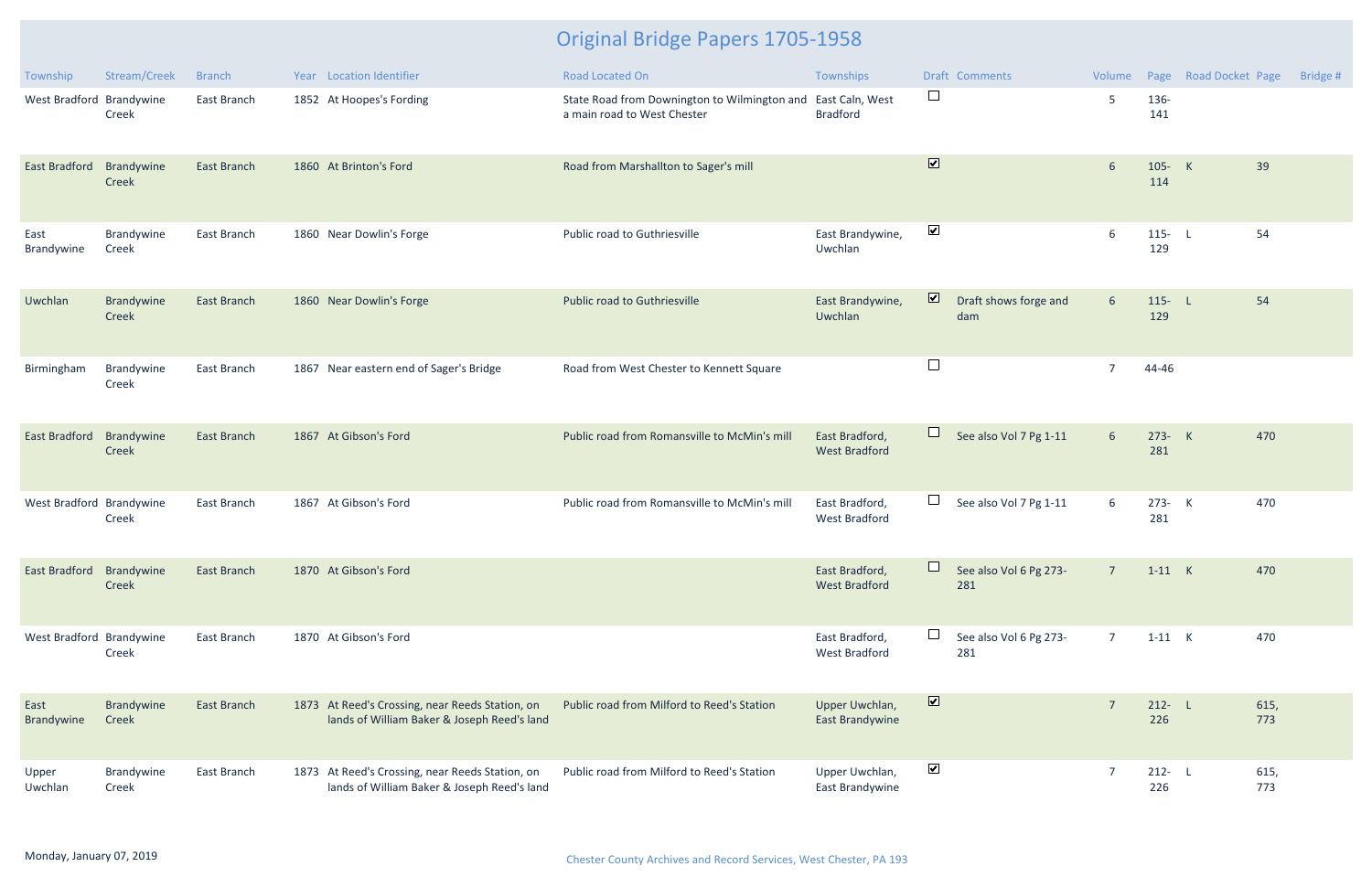# Original Bridge Papers 1705-1958

| Township | Stream/Creek | Branch | Year | Location Identifier | Road Located On | Townships | Draft | Comments | Volume | Page | Road Docket | Page | Bridge # |
|---|---|---|---|---|---|---|---|---|---|---|---|---|---|
| West Bradford | Brandywine Creek | East Branch | 1852 | At Hoopes's Fording | State Road from Downington to Wilmington and a main road to West Chester | East Caln, West Bradford | ☐ | | 5 | 136-141 | | | |
| East Bradford | Brandywine Creek | East Branch | 1860 | At Brinton's Ford | Road from Marshallton to Sager's mill | | ☑ | | 6 | 105-114 | K | 39 | |
| East Brandywine | Brandywine Creek | East Branch | 1860 | Near Dowlin's Forge | Public road to Guthriesville | East Brandywine, Uwchlan | ☑ | | 6 | 115-129 | L | 54 | |
| Uwchlan | Brandywine Creek | East Branch | 1860 | Near Dowlin's Forge | Public road to Guthriesville | East Brandywine, Uwchlan | ☑ | Draft shows forge and dam | 6 | 115-129 | L | 54 | |
| Birmingham | Brandywine Creek | East Branch | 1867 | Near eastern end of Sager's Bridge | Road from West Chester to Kennett Square | | ☐ | | 7 | 44-46 | | | |
| East Bradford | Brandywine Creek | East Branch | 1867 | At Gibson's Ford | Public road from Romansville to McMin's mill | East Bradford, West Bradford | ☐ | See also Vol 7 Pg 1-11 | 6 | 273-281 | K | 470 | |
| West Bradford | Brandywine Creek | East Branch | 1867 | At Gibson's Ford | Public road from Romansville to McMin's mill | East Bradford, West Bradford | ☐ | See also Vol 7 Pg 1-11 | 6 | 273-281 | K | 470 | |
| East Bradford | Brandywine Creek | East Branch | 1870 | At Gibson's Ford | | East Bradford, West Bradford | ☐ | See also Vol 6 Pg 273-281 | 7 | 1-11 | K | 470 | |
| West Bradford | Brandywine Creek | East Branch | 1870 | At Gibson's Ford | | East Bradford, West Bradford | ☐ | See also Vol 6 Pg 273-281 | 7 | 1-11 | K | 470 | |
| East Brandywine | Brandywine Creek | East Branch | 1873 | At Reed's Crossing, near Reeds Station, on lands of William Baker & Joseph Reed's land | Public road from Milford to Reed's Station | Upper Uwchlan, East Brandywine | ☑ | | 7 | 212-226 | L | 615, 773 | |
| Upper Uwchlan | Brandywine Creek | East Branch | 1873 | At Reed's Crossing, near Reeds Station, on lands of William Baker & Joseph Reed's land | Public road from Milford to Reed's Station | Upper Uwchlan, East Brandywine | ☑ | | 7 | 212-226 | L | 615, 773 | |

Monday, January 07, 2019

Chester County Archives and Record Services, West Chester, PA 193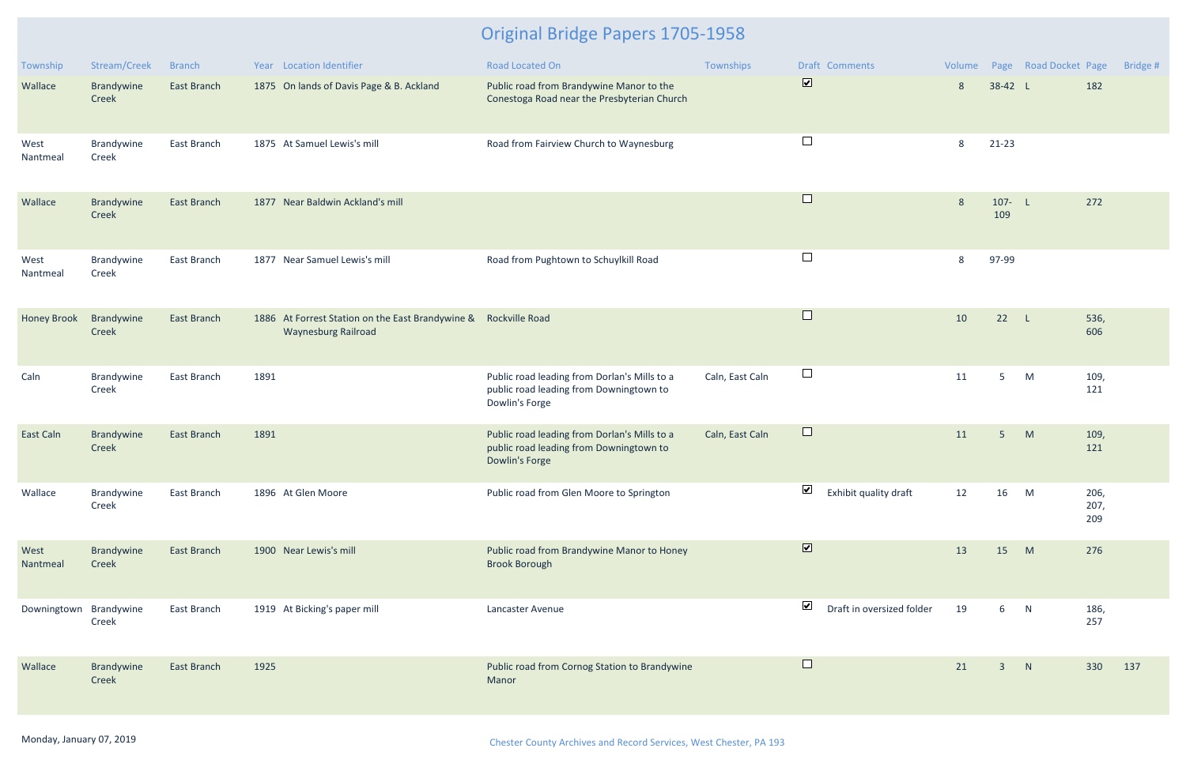# Original Bridge Papers 1705-1958

| Township | Stream/Creek | Branch | Year | Location Identifier | Road Located On | Townships | Draft | Comments | Volume | Page | Road Docket | Page | Bridge # |
|---|---|---|---|---|---|---|---|---|---|---|---|---|---|
| Wallace | Brandywine Creek | East Branch | 1875 | On lands of Davis Page & B. Ackland | Public road from Brandywine Manor to the Conestoga Road near the Presbyterian Church | | ☑ | | 8 | 38-42 | L | 182 | |
| West Nantmeal | Brandywine Creek | East Branch | 1875 | At Samuel Lewis's mill | Road from Fairview Church to Waynesburg | | ☐ | | 8 | 21-23 | | | |
| Wallace | Brandywine Creek | East Branch | 1877 | Near Baldwin Ackland's mill | | | ☐ | | 8 | 107-109 | L | 272 | |
| West Nantmeal | Brandywine Creek | East Branch | 1877 | Near Samuel Lewis's mill | Road from Pughtown to Schuylkill Road | | ☐ | | 8 | 97-99 | | | |
| Honey Brook | Brandywine Creek | East Branch | 1886 | At Forrest Station on the East Brandywine & Waynesburg Railroad | Rockville Road | | ☐ | | 10 | 22 | L | 536, 606 | |
| Caln | Brandywine Creek | East Branch | 1891 | | Public road leading from Dorlan's Mills to a public road leading from Downingtown to Dowlin's Forge | Caln, East Caln | ☐ | | 11 | 5 | M | 109, 121 | |
| East Caln | Brandywine Creek | East Branch | 1891 | | Public road leading from Dorlan's Mills to a public road leading from Downingtown to Dowlin's Forge | Caln, East Caln | ☐ | | 11 | 5 | M | 109, 121 | |
| Wallace | Brandywine Creek | East Branch | 1896 | At Glen Moore | Public road from Glen Moore to Springton | | ☑ | Exhibit quality draft | 12 | 16 | M | 206, 207, 209 | |
| West Nantmeal | Brandywine Creek | East Branch | 1900 | Near Lewis's mill | Public road from Brandywine Manor to Honey Brook Borough | | ☑ | | 13 | 15 | M | 276 | |
| Downingtown | Brandywine Creek | East Branch | 1919 | At Bicking's paper mill | Lancaster Avenue | | ☑ | Draft in oversized folder | 19 | 6 | N | 186, 257 | |
| Wallace | Brandywine Creek | East Branch | 1925 | | Public road from Cornog Station to Brandywine Manor | | ☐ | | 21 | 3 | N | 330 | 137 |

Monday, January 07, 2019

Chester County Archives and Record Services, West Chester, PA 193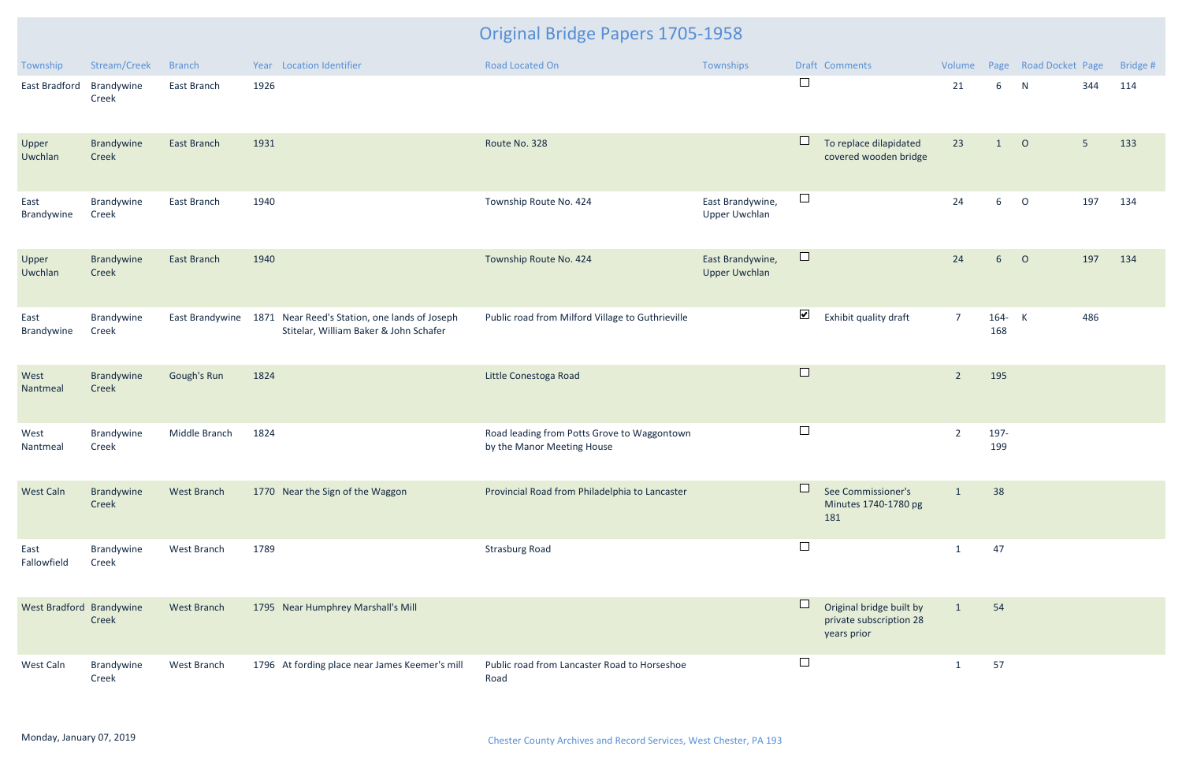# Original Bridge Papers 1705-1958

| Township | Stream/Creek | Branch | Year | Location Identifier | Road Located On | Townships | Draft | Comments | Volume | Page | Road Docket | Page | Bridge # |
|---|---|---|---|---|---|---|---|---|---|---|---|---|---|
| East Bradford | Brandywine Creek | East Branch | 1926 | | | | ☐ | | 21 | 6 | N | 344 | 114 |
| Upper Uwchlan | Brandywine Creek | East Branch | 1931 | | Route No. 328 | | ☐ | To replace dilapidated covered wooden bridge | 23 | 1 | O | 5 | 133 |
| East Brandywine | Brandywine Creek | East Branch | 1940 | | Township Route No. 424 | East Brandywine, Upper Uwchlan | ☐ | | 24 | 6 | O | 197 | 134 |
| Upper Uwchlan | Brandywine Creek | East Branch | 1940 | | Township Route No. 424 | East Brandywine, Upper Uwchlan | ☐ | | 24 | 6 | O | 197 | 134 |
| East Brandywine | Brandywine Creek | East Brandywine | 1871 | Near Reed's Station, one lands of Joseph Stitelar, William Baker & John Schafer | Public road from Milford Village to Guthrieville | | ☑ | Exhibit quality draft | 7 | 164-168 | K | 486 | |
| West Nantmeal | Brandywine Creek | Gough's Run | 1824 | | Little Conestoga Road | | ☐ | | 2 | 195 | | | |
| West Nantmeal | Brandywine Creek | Middle Branch | 1824 | | Road leading from Potts Grove to Waggontown by the Manor Meeting House | | ☐ | | 2 | 197-199 | | | |
| West Caln | Brandywine Creek | West Branch | 1770 | Near the Sign of the Waggon | Provincial Road from Philadelphia to Lancaster | | ☐ | See Commissioner's Minutes 1740-1780 pg 181 | 1 | 38 | | | |
| East Fallowfield | Brandywine Creek | West Branch | 1789 | | Strasburg Road | | ☐ | | 1 | 47 | | | |
| West Bradford | Brandywine Creek | West Branch | 1795 | Near Humphrey Marshall's Mill | | | ☐ | Original bridge built by private subscription 28 years prior | 1 | 54 | | | |
| West Caln | Brandywine Creek | West Branch | 1796 | At fording place near James Keemer's mill | Public road from Lancaster Road to Horseshoe Road | | ☐ | | 1 | 57 | | | |

Monday, January 07, 2019

Chester County Archives and Record Services, West Chester, PA 193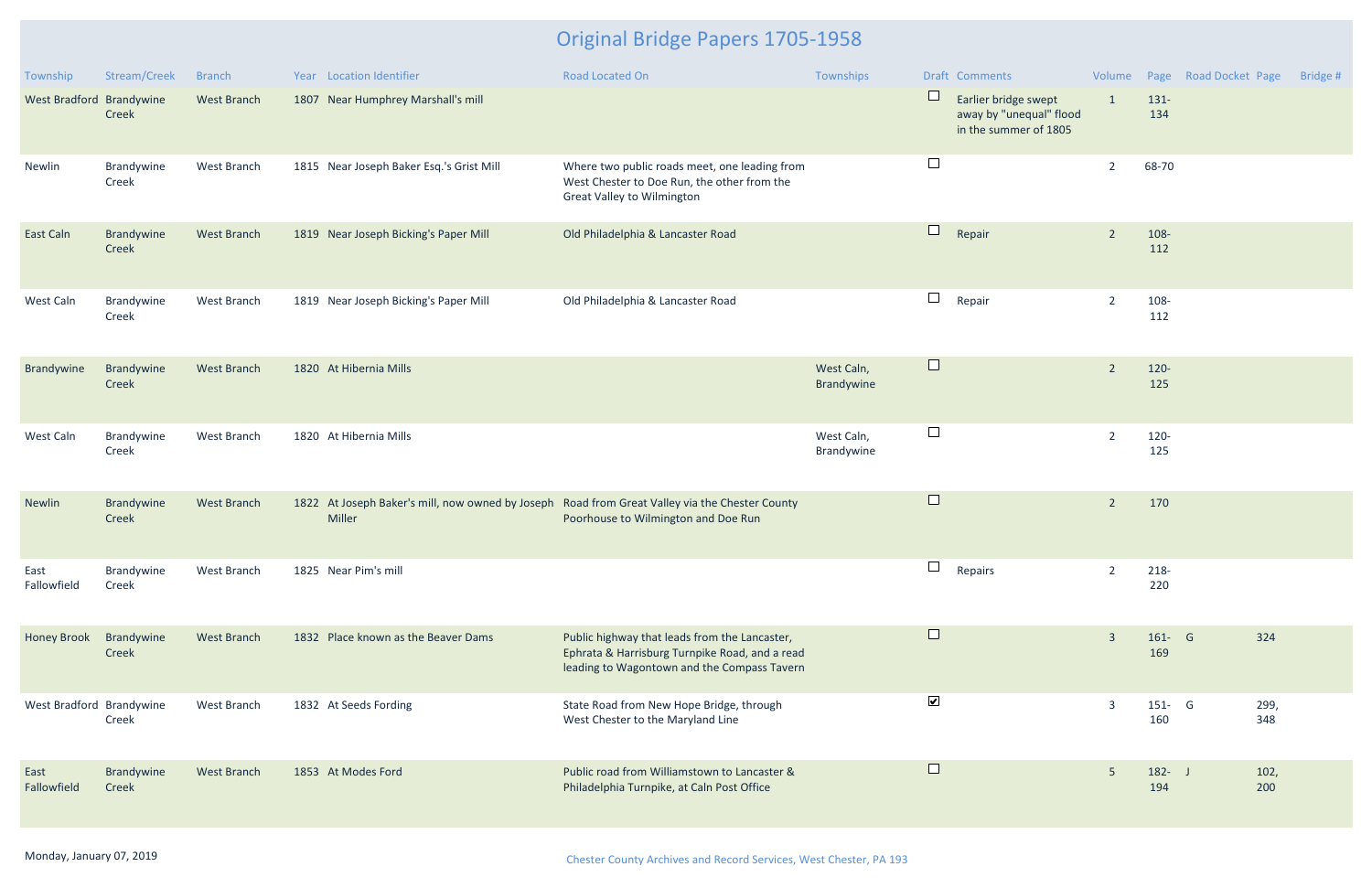# Original Bridge Papers 1705-1958

| Township | Stream/Creek | Branch | Year | Location Identifier | Road Located On | Townships | Draft | Comments | Volume | Page | Road Docket | Page | Bridge # |
|---|---|---|---|---|---|---|---|---|---|---|---|---|---|
| West Bradford | Brandywine Creek | West Branch | 1807 | Near Humphrey Marshall's mill | | | ☐ | Earlier bridge swept away by "unequal" flood in the summer of 1805 | 1 | 131-134 | | | |
| Newlin | Brandywine Creek | West Branch | 1815 | Near Joseph Baker Esq.'s Grist Mill | Where two public roads meet, one leading from West Chester to Doe Run, the other from the Great Valley to Wilmington | | ☐ | | 2 | 68-70 | | | |
| East Caln | Brandywine Creek | West Branch | 1819 | Near Joseph Bicking's Paper Mill | Old Philadelphia & Lancaster Road | | ☐ | Repair | 2 | 108-112 | | | |
| West Caln | Brandywine Creek | West Branch | 1819 | Near Joseph Bicking's Paper Mill | Old Philadelphia & Lancaster Road | | ☐ | Repair | 2 | 108-112 | | | |
| Brandywine | Brandywine Creek | West Branch | 1820 | At Hibernia Mills | | West Caln, Brandywine | ☐ | | 2 | 120-125 | | | |
| West Caln | Brandywine Creek | West Branch | 1820 | At Hibernia Mills | | West Caln, Brandywine | ☐ | | 2 | 120-125 | | | |
| Newlin | Brandywine Creek | West Branch | 1822 | At Joseph Baker's mill, now owned by Joseph Miller | Road from Great Valley via the Chester County Poorhouse to Wilmington and Doe Run | | ☐ | | 2 | 170 | | | |
| East Fallowfield | Brandywine Creek | West Branch | 1825 | Near Pim's mill | | | ☐ | Repairs | 2 | 218-220 | | | |
| Honey Brook | Brandywine Creek | West Branch | 1832 | Place known as the Beaver Dams | Public highway that leads from the Lancaster, Ephrata & Harrisburg Turnpike Road, and a read leading to Wagontown and the Compass Tavern | | ☐ | | 3 | 161-169 | G | 324 | |
| West Bradford | Brandywine Creek | West Branch | 1832 | At Seeds Fording | State Road from New Hope Bridge, through West Chester to the Maryland Line | | ☑ | | 3 | 151-160 | G | 299, 348 | |
| East Fallowfield | Brandywine Creek | West Branch | 1853 | At Modes Ford | Public road from Williamstown to Lancaster & Philadelphia Turnpike, at Caln Post Office | | ☐ | | 5 | 182-194 | J | 102, 200 | |

Monday, January 07, 2019

Chester County Archives and Record Services, West Chester, PA 193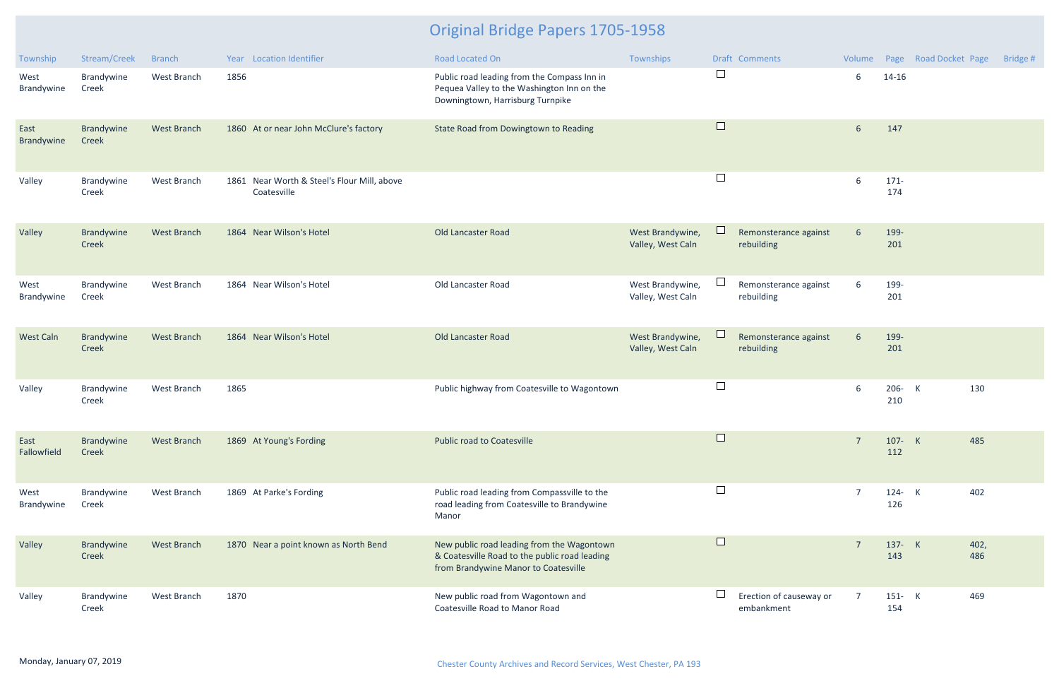# Original Bridge Papers 1705-1958

| Township | Stream/Creek | Branch | Year | Location Identifier | Road Located On | Townships | Draft | Comments | Volume | Page | Road Docket | Page | Bridge # |
|---|---|---|---|---|---|---|---|---|---|---|---|---|---|
| West Brandywine | Brandywine Creek | West Branch | 1856 | | Public road leading from the Compass Inn in Pequea Valley to the Washington Inn on the Downingtown, Harrisburg Turnpike | | ☐ | | 6 | 14-16 | | | |
| East Brandywine | Brandywine Creek | West Branch | 1860 | At or near John McClure's factory | State Road from Dowingtown to Reading | | ☐ | | 6 | 147 | | | |
| Valley | Brandywine Creek | West Branch | 1861 | Near Worth & Steel's Flour Mill, above Coatesville | | | ☐ | | 6 | 171-174 | | | |
| Valley | Brandywine Creek | West Branch | 1864 | Near Wilson's Hotel | Old Lancaster Road | West Brandywine, Valley, West Caln | ☐ | Remonsterance against rebuilding | 6 | 199-201 | | | |
| West Brandywine | Brandywine Creek | West Branch | 1864 | Near Wilson's Hotel | Old Lancaster Road | West Brandywine, Valley, West Caln | ☐ | Remonsterance against rebuilding | 6 | 199-201 | | | |
| West Caln | Brandywine Creek | West Branch | 1864 | Near Wilson's Hotel | Old Lancaster Road | West Brandywine, Valley, West Caln | ☐ | Remonsterance against rebuilding | 6 | 199-201 | | | |
| Valley | Brandywine Creek | West Branch | 1865 | | Public highway from Coatesville to Wagontown | | ☐ | | 6 | 206-210 | K | 130 | |
| East Fallowfield | Brandywine Creek | West Branch | 1869 | At Young's Fording | Public road to Coatesville | | ☐ | | 7 | 107-112 | K | 485 | |
| West Brandywine | Brandywine Creek | West Branch | 1869 | At Parke's Fording | Public road leading from Compassville to the road leading from Coatesville to Brandywine Manor | | ☐ | | 7 | 124-126 | K | 402 | |
| Valley | Brandywine Creek | West Branch | 1870 | Near a point known as North Bend | New public road leading from the Wagontown & Coatesville Road to the public road leading from Brandywine Manor to Coatesville | | ☐ | | 7 | 137-143 | K | 402, 486 | |
| Valley | Brandywine Creek | West Branch | 1870 | | New public road from Wagontown and Coatesville Road to Manor Road | | ☐ | Erection of causeway or embankment | 7 | 151-154 | K | 469 | |

Monday, January 07, 2019

Chester County Archives and Record Services, West Chester, PA 193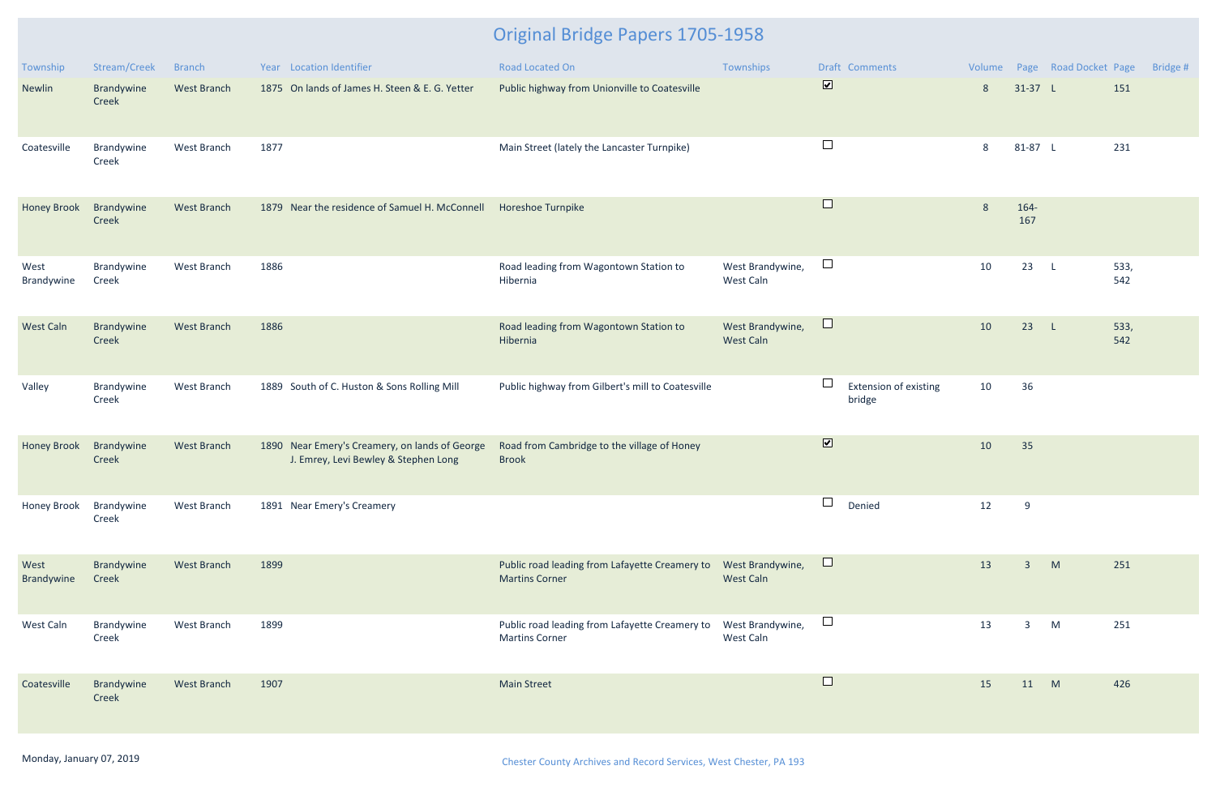# Original Bridge Papers 1705-1958

| Township | Stream/Creek | Branch | Year | Location Identifier | Road Located On | Townships | Draft | Comments | Volume | Page | Road Docket | Page | Bridge # |
|---|---|---|---|---|---|---|---|---|---|---|---|---|---|
| Newlin | Brandywine Creek | West Branch | 1875 | On lands of James H. Steen & E. G. Yetter | Public highway from Unionville to Coatesville | | ☑ | | 8 | 31-37 | L | 151 | |
| Coatesville | Brandywine Creek | West Branch | 1877 | | Main Street (lately the Lancaster Turnpike) | | ☐ | | 8 | 81-87 | L | 231 | |
| Honey Brook | Brandywine Creek | West Branch | 1879 | Near the residence of Samuel H. McConnell | Horeshoe Turnpike | | ☐ | | 8 | 164-167 | | | |
| West Brandywine | Brandywine Creek | West Branch | 1886 | | Road leading from Wagontown Station to Hibernia | West Brandywine, West Caln | ☐ | | 10 | 23 | L | 533, 542 | |
| West Caln | Brandywine Creek | West Branch | 1886 | | Road leading from Wagontown Station to Hibernia | West Brandywine, West Caln | ☐ | | 10 | 23 | L | 533, 542 | |
| Valley | Brandywine Creek | West Branch | 1889 | South of C. Huston & Sons Rolling Mill | Public highway from Gilbert's mill to Coatesville | | ☐ | Extension of existing bridge | 10 | 36 | | | |
| Honey Brook | Brandywine Creek | West Branch | 1890 | Near Emery's Creamery, on lands of George J. Emrey, Levi Bewley & Stephen Long | Road from Cambridge to the village of Honey Brook | | ☑ | | 10 | 35 | | | |
| Honey Brook | Brandywine Creek | West Branch | 1891 | Near Emery's Creamery | | | ☐ | Denied | 12 | 9 | | | |
| West Brandywine | Brandywine Creek | West Branch | 1899 | | Public road leading from Lafayette Creamery to Martins Corner | West Brandywine, West Caln | ☐ | | 13 | 3 | M | 251 | |
| West Caln | Brandywine Creek | West Branch | 1899 | | Public road leading from Lafayette Creamery to Martins Corner | West Brandywine, West Caln | ☐ | | 13 | 3 | M | 251 | |
| Coatesville | Brandywine Creek | West Branch | 1907 | | Main Street | | ☐ | | 15 | 11 | M | 426 | |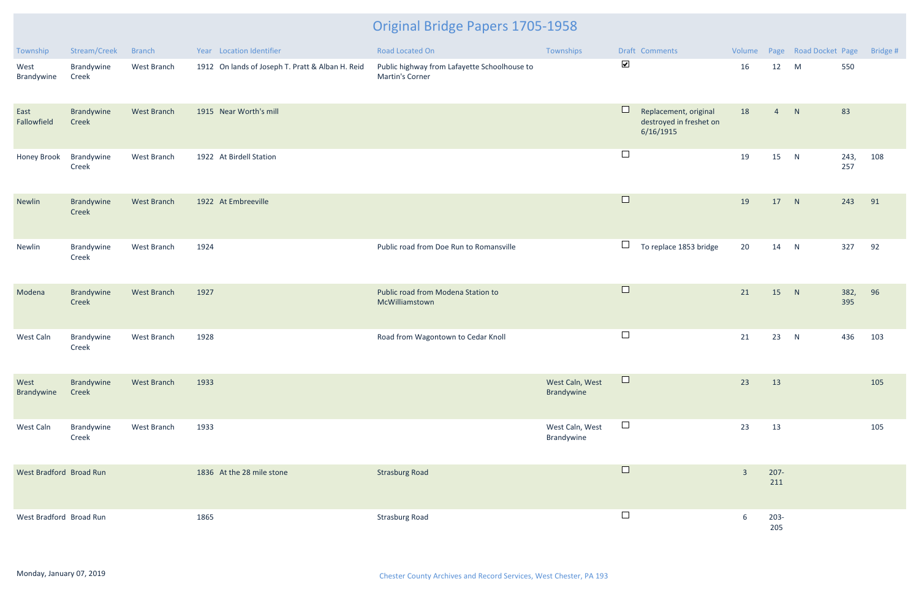# Original Bridge Papers 1705-1958

| Township | Stream/Creek | Branch | Year | Location Identifier | Road Located On | Townships | Draft | Comments | Volume | Page | Road Docket | Page | Bridge # |
|---|---|---|---|---|---|---|---|---|---|---|---|---|---|
| West Brandywine | Brandywine Creek | West Branch | 1912 | On lands of Joseph T. Pratt & Alban H. Reid | Public highway from Lafayette Schoolhouse to Martin's Corner | | ☑ | | 16 | 12 | M | 550 | |
| East Fallowfield | Brandywine Creek | West Branch | 1915 | Near Worth's mill | | | ☐ | Replacement, original destroyed in freshet on 6/16/1915 | 18 | 4 | N | 83 | |
| Honey Brook | Brandywine Creek | West Branch | 1922 | At Birdell Station | | | ☐ | | 19 | 15 | N | 243, 257 | 108 |
| Newlin | Brandywine Creek | West Branch | 1922 | At Embreeville | | | ☐ | | 19 | 17 | N | 243 | 91 |
| Newlin | Brandywine Creek | West Branch | 1924 | | Public road from Doe Run to Romansville | | ☐ | To replace 1853 bridge | 20 | 14 | N | 327 | 92 |
| Modena | Brandywine Creek | West Branch | 1927 | | Public road from Modena Station to McWilliamstown | | ☐ | | 21 | 15 | N | 382, 395 | 96 |
| West Caln | Brandywine Creek | West Branch | 1928 | | Road from Wagontown to Cedar Knoll | | ☐ | | 21 | 23 | N | 436 | 103 |
| West Brandywine | Brandywine Creek | West Branch | 1933 | | | West Caln, West Brandywine | ☐ | | 23 | 13 | | | 105 |
| West Caln | Brandywine Creek | West Branch | 1933 | | | West Caln, West Brandywine | ☐ | | 23 | 13 | | | 105 |
| West Bradford | Broad Run | | 1836 | At the 28 mile stone | Strasburg Road | | ☐ | | 3 | 207-211 | | | |
| West Bradford | Broad Run | | 1865 | | Strasburg Road | | ☐ | | 6 | 203-205 | | | |

Monday, January 07, 2019

Chester County Archives and Record Services, West Chester, PA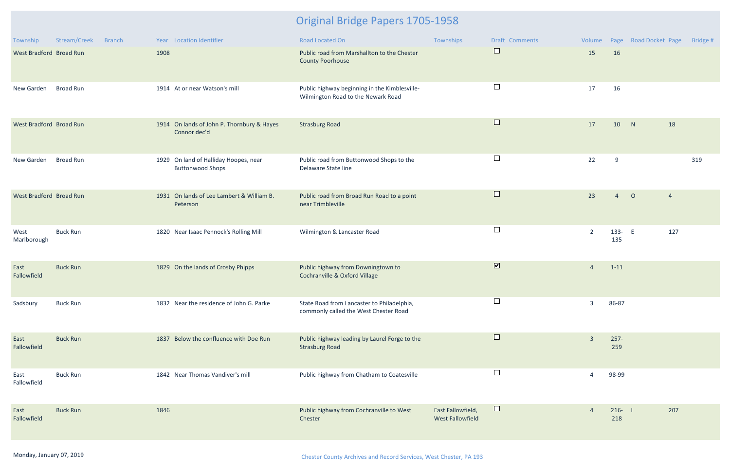# Original Bridge Papers 1705-1958

| Township | Stream/Creek | Branch | Year | Location Identifier | Road Located On | Townships | Draft | Comments | Volume | Page | Road Docket | Page | Bridge # |
|---|---|---|---|---|---|---|---|---|---|---|---|---|---|
| West Bradford | Broad Run | | 1908 | | Public road from Marshallton to the Chester County Poorhouse | | ☐ | | 15 | 16 | | | |
| New Garden | Broad Run | | 1914 | At or near Watson's mill | Public highway beginning in the Kimblesville-Wilmington Road to the Newark Road | | ☐ | | 17 | 16 | | | |
| West Bradford | Broad Run | | 1914 | On lands of John P. Thornbury & Hayes Connor dec'd | Strasburg Road | | ☐ | | 17 | 10 | N | 18 | |
| New Garden | Broad Run | | 1929 | On land of Halliday Hoopes, near Buttonwood Shops | Public road from Buttonwood Shops to the Delaware State line | | ☐ | | 22 | 9 | | | 319 |
| West Bradford | Broad Run | | 1931 | On lands of Lee Lambert & William B. Peterson | Public road from Broad Run Road to a point near Trimbleville | | ☐ | | 23 | 4 | O | 4 | |
| West Marlborough | Buck Run | | 1820 | Near Isaac Pennock's Rolling Mill | Wilmington & Lancaster Road | | ☐ | | 2 | 133-135 | E | 127 | |
| East Fallowfield | Buck Run | | 1829 | On the lands of Crosby Phipps | Public highway from Downingtown to Cochranville & Oxford Village | | ☑ | | 4 | 1-11 | | | |
| Sadsbury | Buck Run | | 1832 | Near the residence of John G. Parke | State Road from Lancaster to Philadelphia, commonly called the West Chester Road | | ☐ | | 3 | 86-87 | | | |
| East Fallowfield | Buck Run | | 1837 | Below the confluence with Doe Run | Public highway leading by Laurel Forge to the Strasburg Road | | ☐ | | 3 | 257-259 | | | |
| East Fallowfield | Buck Run | | 1842 | Near Thomas Vandiver's mill | Public highway from Chatham to Coatesville | | ☐ | | 4 | 98-99 | | | |
| East Fallowfield | Buck Run | | 1846 | | Public highway from Cochranville to West Chester | East Fallowfield, West Fallowfield | ☐ | | 4 | 216-218 | I | 207 | |

Monday, January 07, 2019

Chester County Archives and Record Services, West Chester, PA 193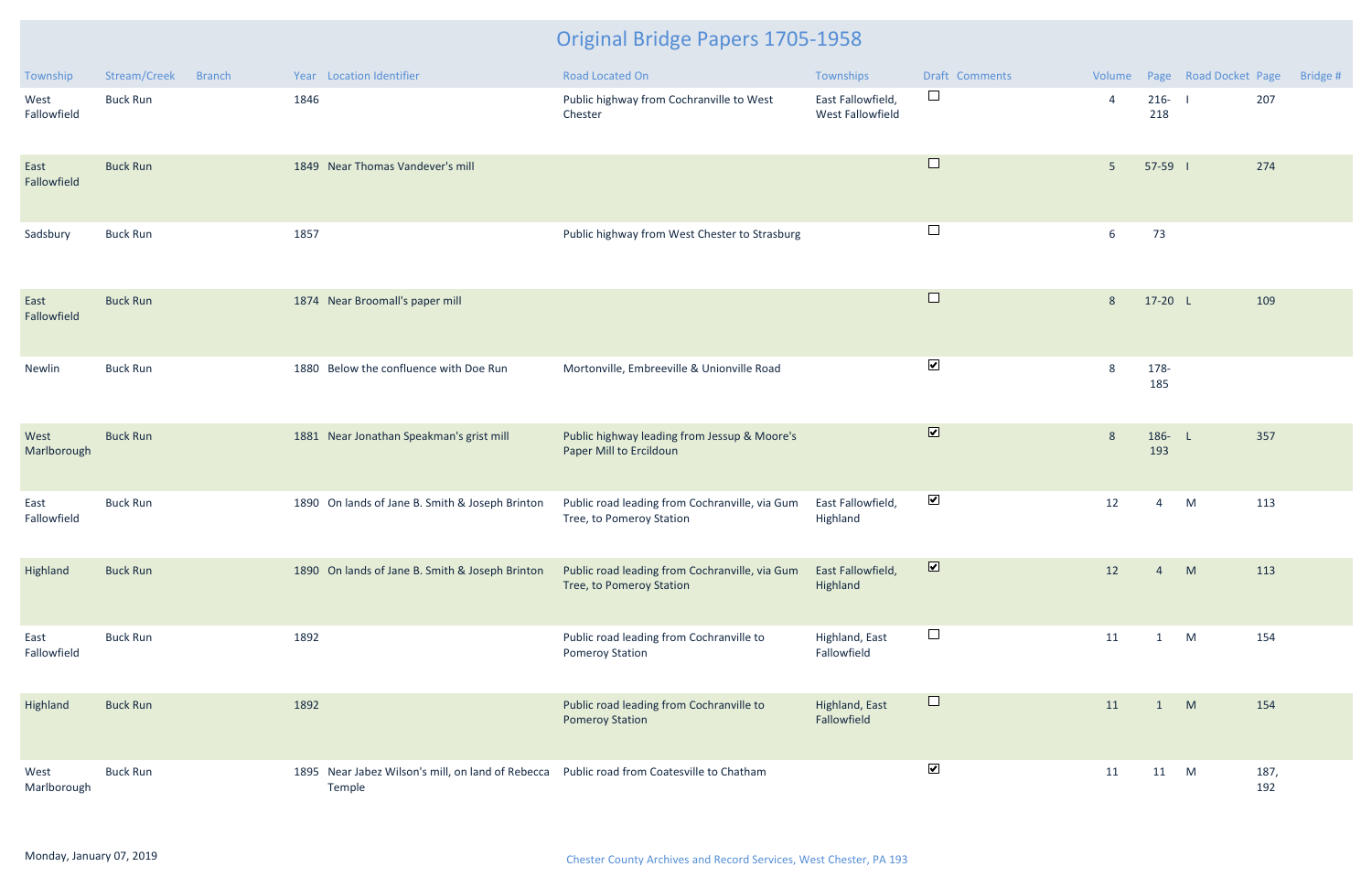# Original Bridge Papers 1705-1958

| Township | Stream/Creek | Branch | Year | Location Identifier | Road Located On | Townships | Draft | Comments | Volume | Page | Road Docket | Page | Bridge # |
|---|---|---|---|---|---|---|---|---|---|---|---|---|---|
| West Fallowfield | Buck Run | | 1846 | | Public highway from Cochranville to West Chester | East Fallowfield, West Fallowfield | ☐ | | 4 | 216-218 | I | 207 | |
| East Fallowfield | Buck Run | | 1849 | Near Thomas Vandever's mill | | | ☐ | | 5 | 57-59 | I | 274 | |
| Sadsbury | Buck Run | | 1857 | | Public highway from West Chester to Strasburg | | ☐ | | 6 | 73 | | | |
| East Fallowfield | Buck Run | | 1874 | Near Broomall's paper mill | | | ☐ | | 8 | 17-20 | L | 109 | |
| Newlin | Buck Run | | 1880 | Below the confluence with Doe Run | Mortonville, Embreeville & Unionville Road | | ☑ | | 8 | 178-185 | | | |
| West Marlborough | Buck Run | | 1881 | Near Jonathan Speakman's grist mill | Public highway leading from Jessup & Moore's Paper Mill to Ercildoun | | ☑ | | 8 | 186-193 | L | 357 | |
| East Fallowfield | Buck Run | | 1890 | On lands of Jane B. Smith & Joseph Brinton | Public road leading from Cochranville, via Gum Tree, to Pomeroy Station | East Fallowfield, Highland | ☑ | | 12 | 4 | M | 113 | |
| Highland | Buck Run | | 1890 | On lands of Jane B. Smith & Joseph Brinton | Public road leading from Cochranville, via Gum Tree, to Pomeroy Station | East Fallowfield, Highland | ☑ | | 12 | 4 | M | 113 | |
| East Fallowfield | Buck Run | | 1892 | | Public road leading from Cochranville to Pomeroy Station | Highland, East Fallowfield | ☐ | | 11 | 1 | M | 154 | |
| Highland | Buck Run | | 1892 | | Public road leading from Cochranville to Pomeroy Station | Highland, East Fallowfield | ☐ | | 11 | 1 | M | 154 | |
| West Marlborough | Buck Run | | 1895 | Near Jabez Wilson's mill, on land of Rebecca Temple | Public road from Coatesville to Chatham | | ☑ | | 11 | 11 | M | 187, 192 | |

Monday, January 07, 2019

Chester County Archives and Record Services, West Chester, PA 193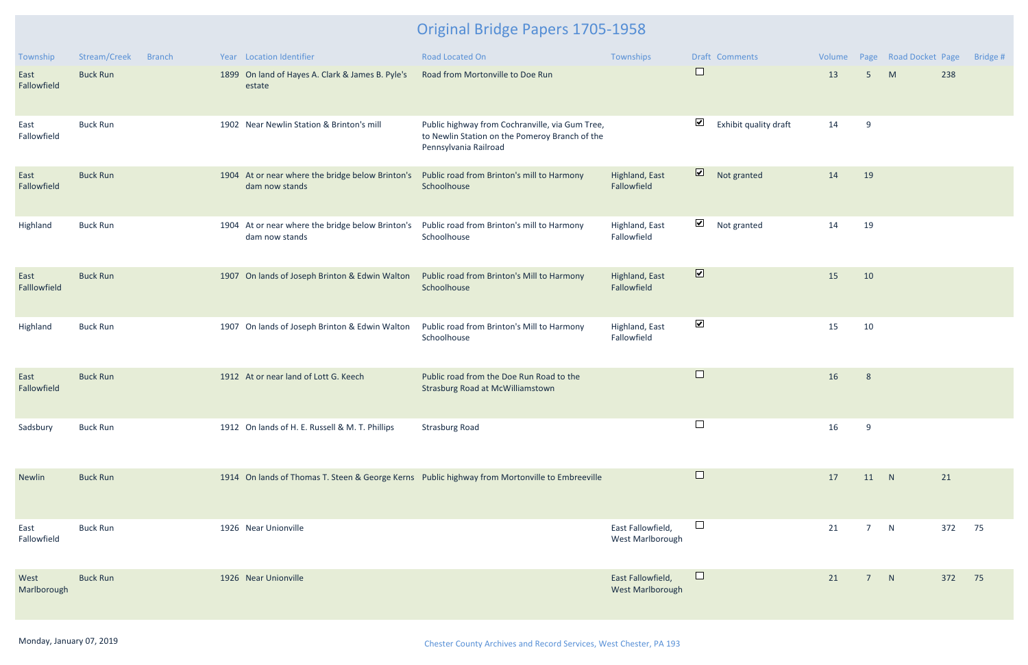# Original Bridge Papers 1705-1958

| Township | Stream/Creek | Branch | Year | Location Identifier | Road Located On | Townships | Draft | Comments | Volume | Page | Road Docket | Page | Bridge # |
|---|---|---|---|---|---|---|---|---|---|---|---|---|---|
| East Fallowfield | Buck Run | | 1899 | On land of Hayes A. Clark & James B. Pyle's estate | Road from Mortonville to Doe Run | | ☐ | | 13 | 5 | M | 238 | |
| East Fallowfield | Buck Run | | 1902 | Near Newlin Station & Brinton's mill | Public highway from Cochranville, via Gum Tree, to Newlin Station on the Pomeroy Branch of the Pennsylvania Railroad | | ☑ | Exhibit quality draft | 14 | 9 | | | |
| East Fallowfield | Buck Run | | 1904 | At or near where the bridge below Brinton's dam now stands | Public road from Brinton's mill to Harmony Schoolhouse | Highland, East Fallowfield | ☑ | Not granted | 14 | 19 | | | |
| Highland | Buck Run | | 1904 | At or near where the bridge below Brinton's dam now stands | Public road from Brinton's mill to Harmony Schoolhouse | Highland, East Fallowfield | ☑ | Not granted | 14 | 19 | | | |
| East Falllowfield | Buck Run | | 1907 | On lands of Joseph Brinton & Edwin Walton | Public road from Brinton's Mill to Harmony Schoolhouse | Highland, East Fallowfield | ☑ | | 15 | 10 | | | |
| Highland | Buck Run | | 1907 | On lands of Joseph Brinton & Edwin Walton | Public road from Brinton's Mill to Harmony Schoolhouse | Highland, East Fallowfield | ☑ | | 15 | 10 | | | |
| East Fallowfield | Buck Run | | 1912 | At or near land of Lott G. Keech | Public road from the Doe Run Road to the Strasburg Road at McWilliamstown | | ☐ | | 16 | 8 | | | |
| Sadsbury | Buck Run | | 1912 | On lands of H. E. Russell & M. T. Phillips | Strasburg Road | | ☐ | | 16 | 9 | | | |
| Newlin | Buck Run | | 1914 | On lands of Thomas T. Steen & George Kerns | Public highway from Mortonville to Embreeville | | ☐ | | 17 | 11 | N | 21 | |
| East Fallowfield | Buck Run | | 1926 | Near Unionville | | East Fallowfield, West Marlborough | ☐ | | 21 | 7 | N | 372 | 75 |
| West Marlborough | Buck Run | | 1926 | Near Unionville | | East Fallowfield, West Marlborough | ☐ | | 21 | 7 | N | 372 | 75 |

Monday, January 07, 2019

Chester County Archives and Record Services, West Chester, PA 193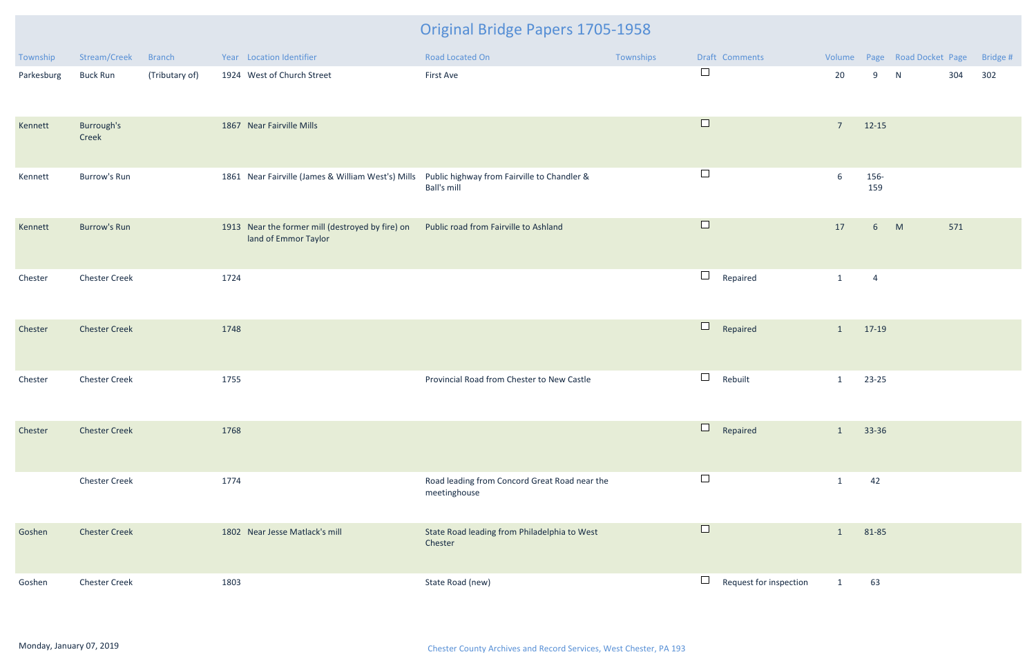# Original Bridge Papers 1705-1958

| Township | Stream/Creek | Branch | Year | Location Identifier | Road Located On | Townships | Draft | Comments | Volume | Page | Road Docket | Page | Bridge # |
|---|---|---|---|---|---|---|---|---|---|---|---|---|---|
| Parkesburg | Buck Run | (Tributary of) | 1924 | West of Church Street | First Ave | | ☐ | | 20 | 9 | N | 304 | 302 |
| Kennett | Burrough's Creek | | 1867 | Near Fairville Mills | | | ☐ | | 7 | 12-15 | | | |
| Kennett | Burrow's Run | | 1861 | Near Fairville (James & William West's) Mills | Public highway from Fairville to Chandler & Ball's mill | | ☐ | | 6 | 156-159 | | | |
| Kennett | Burrow's Run | | 1913 | Near the former mill (destroyed by fire) on land of Emmor Taylor | Public road from Fairville to Ashland | | ☐ | | 17 | 6 | M | 571 | |
| Chester | Chester Creek | | 1724 | | | | ☐ | Repaired | 1 | 4 | | | |
| Chester | Chester Creek | | 1748 | | | | ☐ | Repaired | 1 | 17-19 | | | |
| Chester | Chester Creek | | 1755 | | Provincial Road from Chester to New Castle | | ☐ | Rebuilt | 1 | 23-25 | | | |
| Chester | Chester Creek | | 1768 | | | | ☐ | Repaired | 1 | 33-36 | | | |
| | Chester Creek | | 1774 | | Road leading from Concord Great Road near the meetinghouse | | ☐ | | 1 | 42 | | | |
| Goshen | Chester Creek | | 1802 | Near Jesse Matlack's mill | State Road leading from Philadelphia to West Chester | | ☐ | | 1 | 81-85 | | | |
| Goshen | Chester Creek | | 1803 | | State Road (new) | | ☐ | Request for inspection | 1 | 63 | | | |

Monday, January 07, 2019

Chester County Archives and Record Services, West Chester, PA 193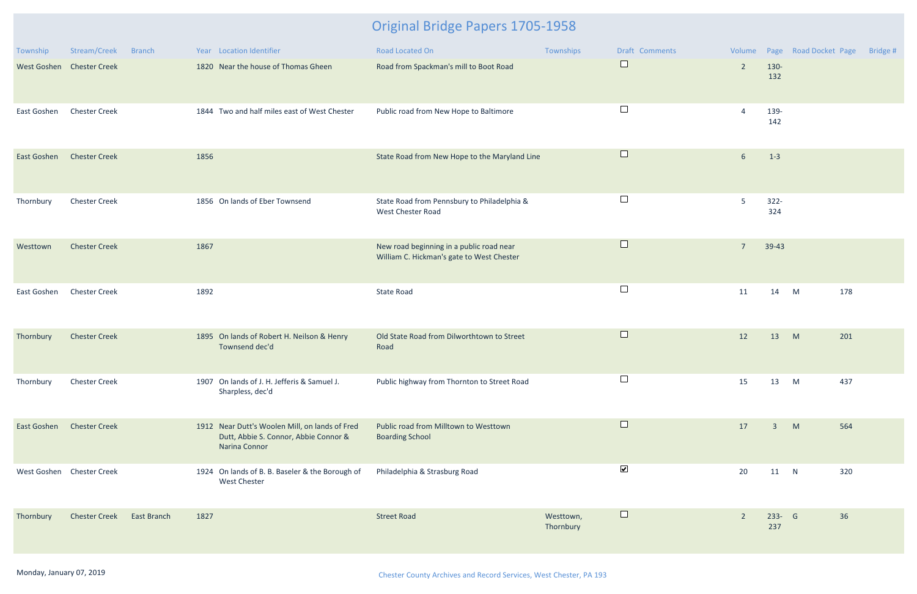# Original Bridge Papers 1705-1958

| Township | Stream/Creek | Branch | Year | Location Identifier | Road Located On | Townships | Draft | Comments | Volume | Page | Road Docket | Page | Bridge # |
|---|---|---|---|---|---|---|---|---|---|---|---|---|---|
| West Goshen | Chester Creek | | 1820 | Near the house of Thomas Gheen | Road from Spackman's mill to Boot Road | | ☐ | | 2 | 130-132 | | | |
| East Goshen | Chester Creek | | 1844 | Two and half miles east of West Chester | Public road from New Hope to Baltimore | | ☐ | | 4 | 139-142 | | | |
| East Goshen | Chester Creek | | 1856 | | State Road from New Hope to the Maryland Line | | ☐ | | 6 | 1-3 | | | |
| Thornbury | Chester Creek | | 1856 | On lands of Eber Townsend | State Road from Pennsbury to Philadelphia & West Chester Road | | ☐ | | 5 | 322-324 | | | |
| Westtown | Chester Creek | | 1867 | | New road beginning in a public road near William C. Hickman's gate to West Chester | | ☐ | | 7 | 39-43 | | | |
| East Goshen | Chester Creek | | 1892 | | State Road | | ☐ | | 11 | 14 | M | 178 | |
| Thornbury | Chester Creek | | 1895 | On lands of Robert H. Neilson & Henry Townsend dec'd | Old State Road from Dilworthtown to Street Road | | ☐ | | 12 | 13 | M | 201 | |
| Thornbury | Chester Creek | | 1907 | On lands of J. H. Jefferis & Samuel J. Sharpless, dec'd | Public highway from Thornton to Street Road | | ☐ | | 15 | 13 | M | 437 | |
| East Goshen | Chester Creek | | 1912 | Near Dutt's Woolen Mill, on lands of Fred Dutt, Abbie S. Connor, Abbie Connor & Narina Connor | Public road from Milltown to Westtown Boarding School | | ☐ | | 17 | 3 | M | 564 | |
| West Goshen | Chester Creek | | 1924 | On lands of B. B. Baseler & the Borough of West Chester | Philadelphia & Strasburg Road | | ☑ | | 20 | 11 | N | 320 | |
| Thornbury | Chester Creek | East Branch | 1827 | | Street Road | Westtown, Thornbury | ☐ | | 2 | 233-237 | G | 36 | |

Monday, January 07, 2019

Chester County Archives and Record Services, West Chester, PA 193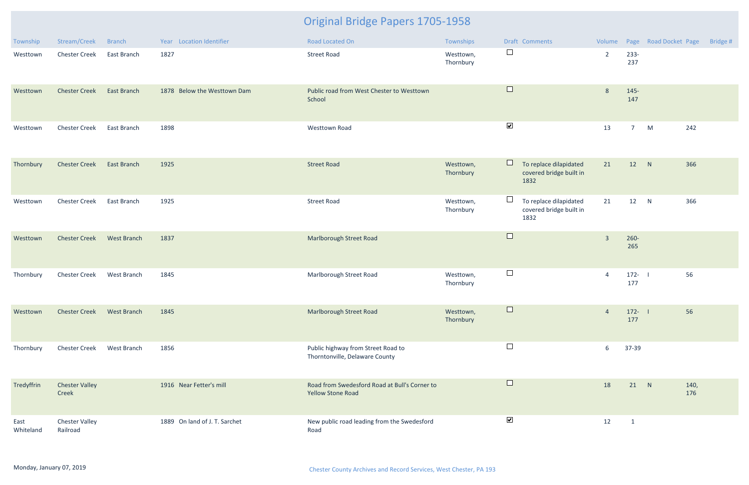# Original Bridge Papers 1705-1958

| Township | Stream/Creek | Branch | Year | Location Identifier | Road Located On | Townships | Draft | Comments | Volume | Page | Road Docket | Page | Bridge # |
|---|---|---|---|---|---|---|---|---|---|---|---|---|---|
| Westtown | Chester Creek | East Branch | 1827 | | Street Road | Westtown, Thornbury | ☐ | | 2 | 233-237 | | | |
| Westtown | Chester Creek | East Branch | 1878 | Below the Westtown Dam | Public road from West Chester to Westtown School | | ☐ | | 8 | 145-147 | | | |
| Westtown | Chester Creek | East Branch | 1898 | | Westtown Road | | ☑ | | 13 | 7 | M | 242 | |
| Thornbury | Chester Creek | East Branch | 1925 | | Street Road | Westtown, Thornbury | ☐ | To replace dilapidated covered bridge built in 1832 | 21 | 12 | N | 366 | |
| Westtown | Chester Creek | East Branch | 1925 | | Street Road | Westtown, Thornbury | ☐ | To replace dilapidated covered bridge built in 1832 | 21 | 12 | N | 366 | |
| Westtown | Chester Creek | West Branch | 1837 | | Marlborough Street Road | | ☐ | | 3 | 260-265 | | | |
| Thornbury | Chester Creek | West Branch | 1845 | | Marlborough Street Road | Westtown, Thornbury | ☐ | | 4 | 172-177 | I | 56 | |
| Westtown | Chester Creek | West Branch | 1845 | | Marlborough Street Road | Westtown, Thornbury | ☐ | | 4 | 172-177 | I | 56 | |
| Thornbury | Chester Creek | West Branch | 1856 | | Public highway from Street Road to Thorntonville, Delaware County | | ☐ | | 6 | 37-39 | | | |
| Tredyffrin | Chester Valley Creek | | 1916 | Near Fetter's mill | Road from Swedesford Road at Bull's Corner to Yellow Stone Road | | ☐ | | 18 | 21 | N | 140, 176 | |
| East Whiteland | Chester Valley Railroad | | 1889 | On land of J. T. Sarchet | New public road leading from the Swedesford Road | | ☑ | | 12 | 1 | | | |

Monday, January 07, 2019

Chester County Archives and Record Services, West Chester, PA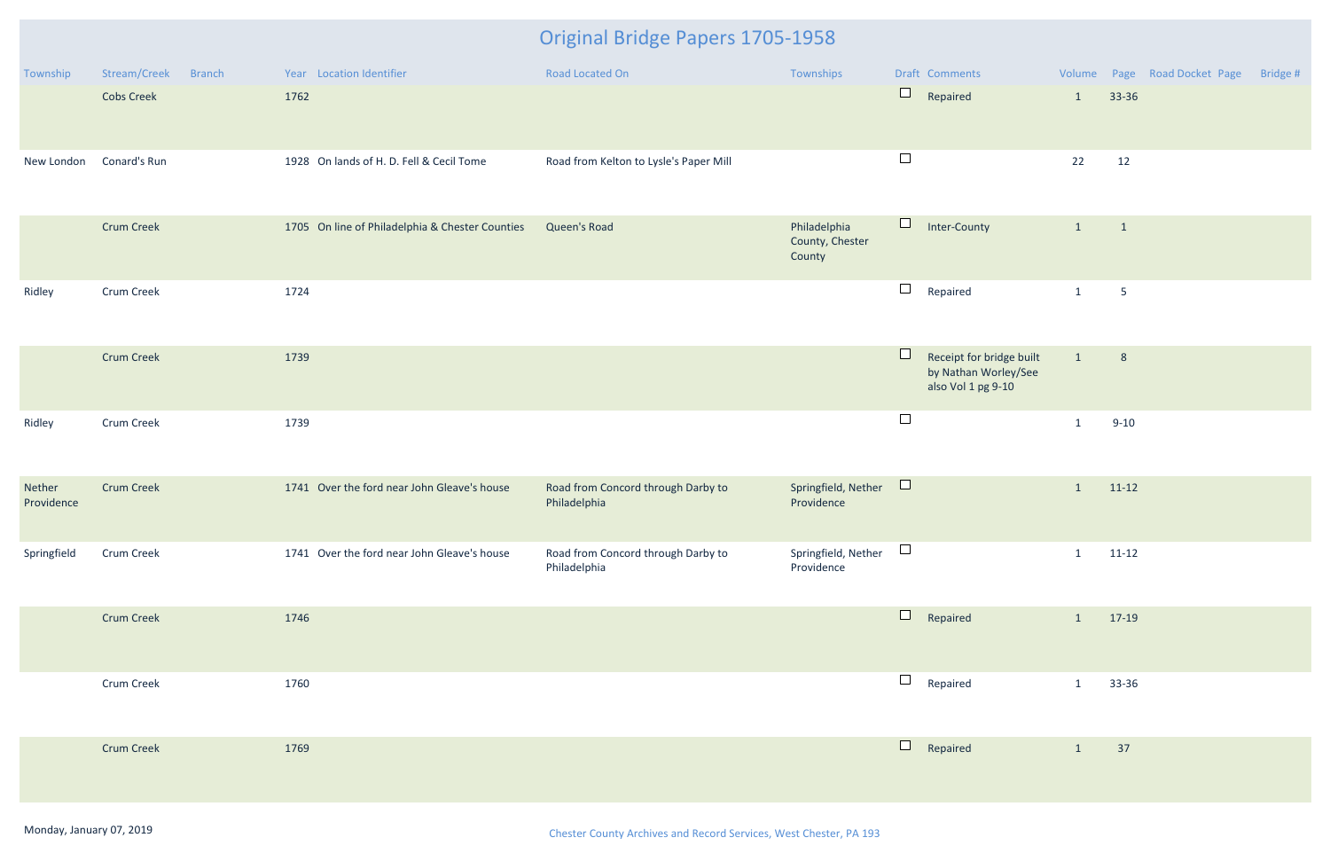# Original Bridge Papers 1705-1958

| Township | Stream/Creek | Branch | Year | Location Identifier | Road Located On | Townships | Draft | Comments | Volume | Page | Road Docket Page | Bridge # |
|---|---|---|---|---|---|---|---|---|---|---|---|---|
| | Cobs Creek | | 1762 | | | | ☐ | Repaired | 1 | 33-36 | | |
| New London | Conard's Run | | 1928 | On lands of H. D. Fell & Cecil Tome | Road from Kelton to Lysle's Paper Mill | | ☐ | | 22 | 12 | | |
| | Crum Creek | | 1705 | On line of Philadelphia & Chester Counties | Queen's Road | Philadelphia County, Chester County | ☐ | Inter-County | 1 | 1 | | |
| Ridley | Crum Creek | | 1724 | | | | ☐ | Repaired | 1 | 5 | | |
| | Crum Creek | | 1739 | | | | ☐ | Receipt for bridge built by Nathan Worley/See also Vol 1 pg 9-10 | 1 | 8 | | |
| Ridley | Crum Creek | | 1739 | | | | ☐ | | 1 | 9-10 | | |
| Nether Providence | Crum Creek | | 1741 | Over the ford near John Gleave's house | Road from Concord through Darby to Philadelphia | Springfield, Nether Providence | ☐ | | 1 | 11-12 | | |
| Springfield | Crum Creek | | 1741 | Over the ford near John Gleave's house | Road from Concord through Darby to Philadelphia | Springfield, Nether Providence | ☐ | | 1 | 11-12 | | |
| | Crum Creek | | 1746 | | | | ☐ | Repaired | 1 | 17-19 | | |
| | Crum Creek | | 1760 | | | | ☐ | Repaired | 1 | 33-36 | | |
| | Crum Creek | | 1769 | | | | ☐ | Repaired | 1 | 37 | | |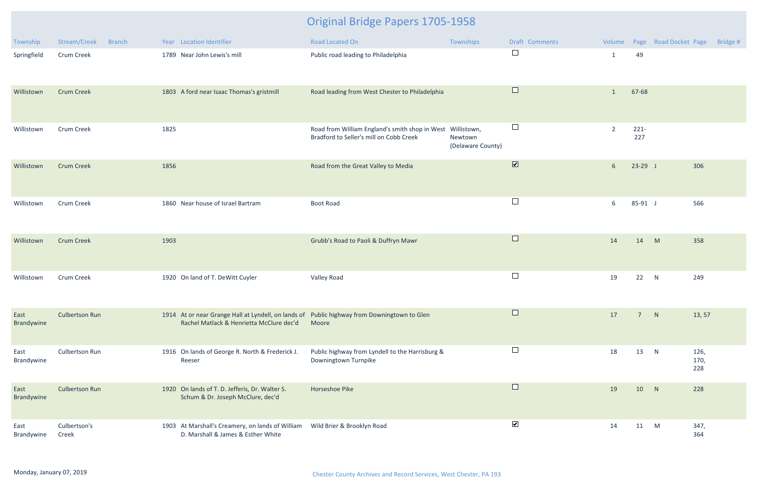# Original Bridge Papers 1705-1958

| Township | Stream/Creek | Branch | Year | Location Identifier | Road Located On | Townships | Draft | Comments | Volume | Page | Road Docket | Page | Bridge # |
|---|---|---|---|---|---|---|---|---|---|---|---|---|---|
| Springfield | Crum Creek | | 1789 | Near John Lewis's mill | Public road leading to Philadelphia | | ☐ | | 1 | 49 | | | |
| Willistown | Crum Creek | | 1803 | A ford near Isaac Thomas's gristmill | Road leading from West Chester to Philadelphia | | ☐ | | 1 | 67-68 | | | |
| Willistown | Crum Creek | | 1825 | | Road from William England's smith shop in West Bradford to Seller's mill on Cobb Creek | Willistown, Newtown (Delaware County) | ☐ | | 2 | 221-227 | | | |
| Willistown | Crum Creek | | 1856 | | Road from the Great Valley to Media | | ☑ | | 6 | 23-29 | J | 306 | |
| Willistown | Crum Creek | | 1860 | Near house of Israel Bartram | Boot Road | | ☐ | | 6 | 85-91 | J | 566 | |
| Willistown | Crum Creek | | 1903 | | Grubb's Road to Paoli & Duffryn Mawr | | ☐ | | 14 | 14 | M | 358 | |
| Willistown | Crum Creek | | 1920 | On land of T. DeWitt Cuyler | Valley Road | | ☐ | | 19 | 22 | N | 249 | |
| East Brandywine | Culbertson Run | | 1914 | At or near Grange Hall at Lyndell, on lands of Rachel Matlack & Henrietta McClure dec'd | Public highway from Downingtown to Glen Moore | | ☐ | | 17 | 7 | N | 13, 57 | |
| East Brandywine | Culbertson Run | | 1916 | On lands of George R. North & Frederick J. Reeser | Public highway from Lyndell to the Harrisburg & Downingtown Turnpike | | ☐ | | 18 | 13 | N | 126, 170, 228 | |
| East Brandywine | Culbertson Run | | 1920 | On lands of T. D. Jefferis, Dr. Walter S. Schum & Dr. Joseph McClure, dec'd | Horseshoe Pike | | ☐ | | 19 | 10 | N | 228 | |
| East Brandywine | Culbertson's Creek | | 1903 | At Marshall's Creamery, on lands of William D. Marshall & James & Esther White | Wild Brier & Brooklyn Road | | ☑ | | 14 | 11 | M | 347, 364 | |

Monday, January 07, 2019

Chester County Archives and Record Services, West Chester, PA 193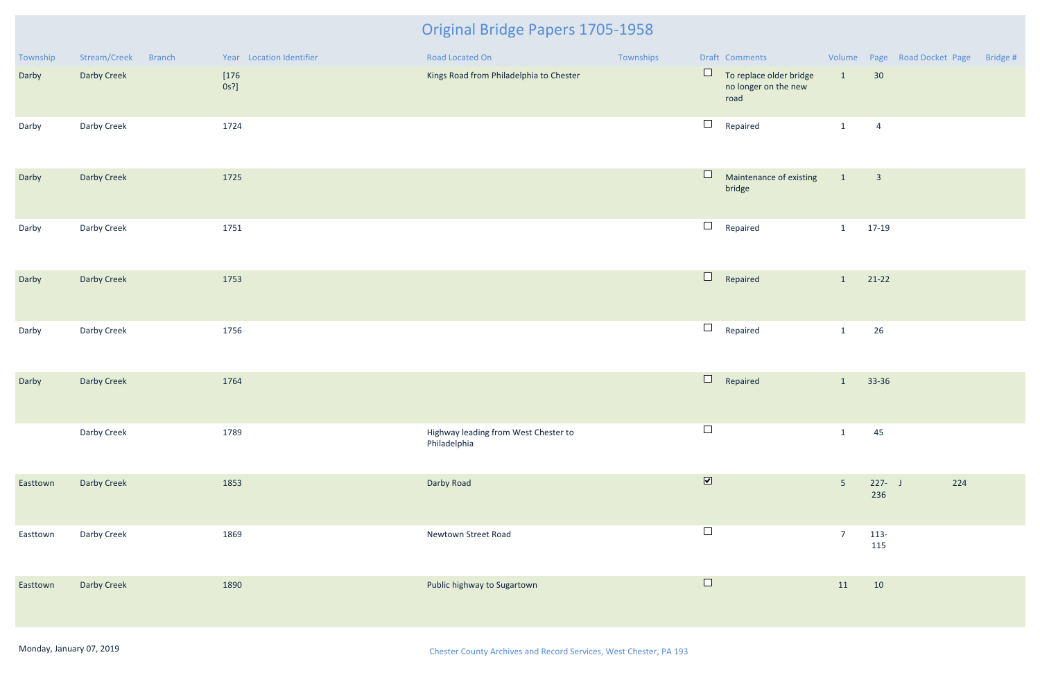# Original Bridge Papers 1705-1958

| Township | Stream/Creek | Branch | Year | Location Identifier | Road Located On | Townships | Draft | Comments | Volume | Page | Road Docket | Page | Bridge # |
|---|---|---|---|---|---|---|---|---|---|---|---|---|---|
| Darby | Darby Creek | | [1760s?] | | Kings Road from Philadelphia to Chester | | ☐ | To replace older bridge no longer on the new road | 1 | 30 | | | |
| Darby | Darby Creek | | 1724 | | | | ☐ | Repaired | 1 | 4 | | | |
| Darby | Darby Creek | | 1725 | | | | ☐ | Maintenance of existing bridge | 1 | 3 | | | |
| Darby | Darby Creek | | 1751 | | | | ☐ | Repaired | 1 | 17-19 | | | |
| Darby | Darby Creek | | 1753 | | | | ☐ | Repaired | 1 | 21-22 | | | |
| Darby | Darby Creek | | 1756 | | | | ☐ | Repaired | 1 | 26 | | | |
| Darby | Darby Creek | | 1764 | | | | ☐ | Repaired | 1 | 33-36 | | | |
| | Darby Creek | | 1789 | | Highway leading from West Chester to Philadelphia | | ☐ | | 1 | 45 | | | |
| Easttown | Darby Creek | | 1853 | | Darby Road | | ☑ | | 5 | 227-236 | J | 224 | |
| Easttown | Darby Creek | | 1869 | | Newtown Street Road | | ☐ | | 7 | 113-115 | | | |
| Easttown | Darby Creek | | 1890 | | Public highway to Sugartown | | ☐ | | 11 | 10 | | | |

Monday, January 07, 2019

Chester County Archives and Record Services, West Chester, PA 193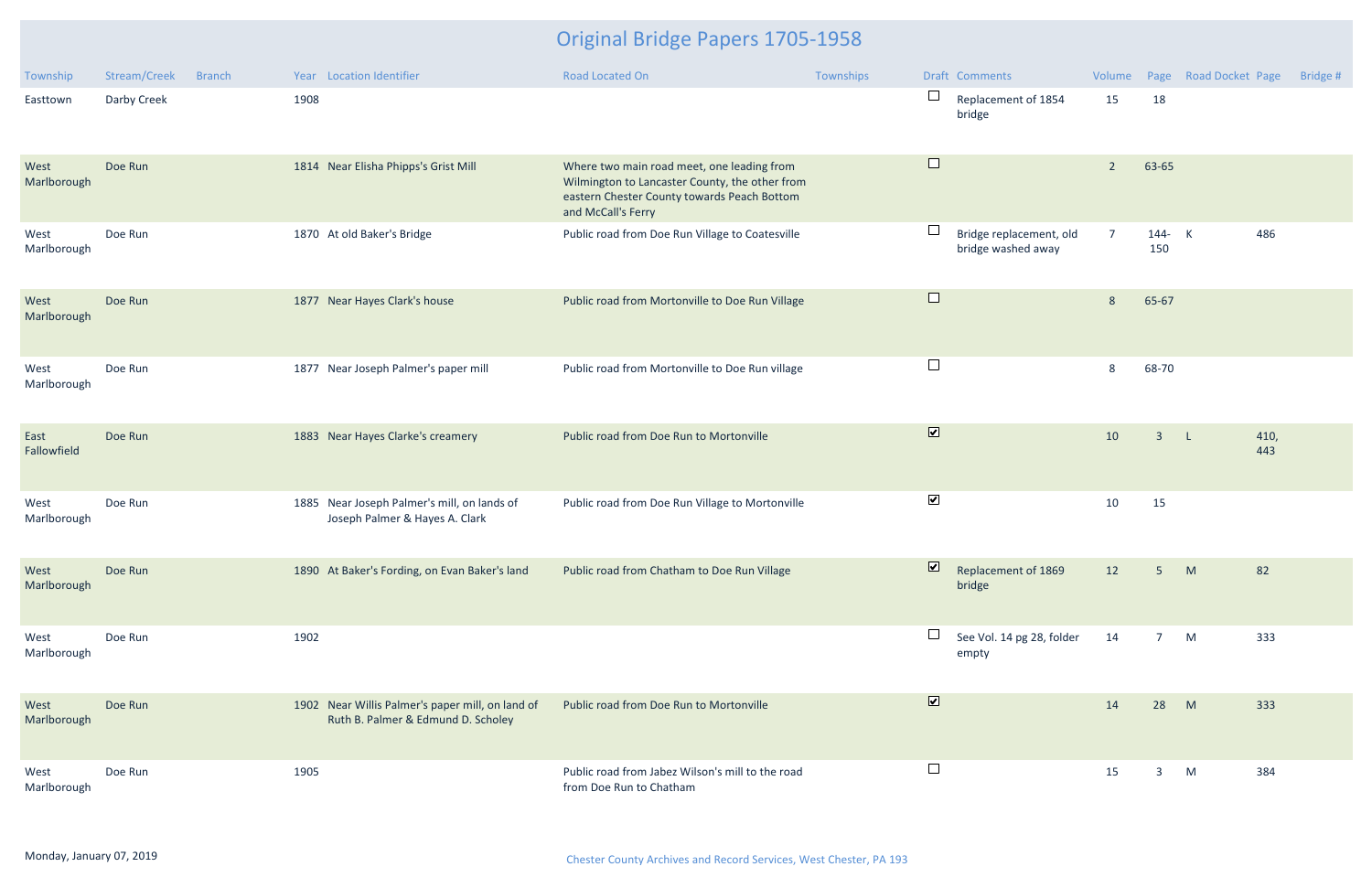# Original Bridge Papers 1705-1958

| Township | Stream/Creek | Branch | Year | Location Identifier | Road Located On | Townships | Draft | Comments | Volume | Page | Road Docket | Page | Bridge # |
|---|---|---|---|---|---|---|---|---|---|---|---|---|---|
| Easttown | Darby Creek | | 1908 | | | | ☐ | Replacement of 1854 bridge | 15 | 18 | | | |
| West Marlborough | Doe Run | | 1814 | Near Elisha Phipps's Grist Mill | Where two main road meet, one leading from Wilmington to Lancaster County, the other from eastern Chester County towards Peach Bottom and McCall's Ferry | | ☐ | | 2 | 63-65 | | | |
| West Marlborough | Doe Run | | 1870 | At old Baker's Bridge | Public road from Doe Run Village to Coatesville | | ☐ | Bridge replacement, old bridge washed away | 7 | 144-150 | K | 486 | |
| West Marlborough | Doe Run | | 1877 | Near Hayes Clark's house | Public road from Mortonville to Doe Run Village | | ☐ | | 8 | 65-67 | | | |
| West Marlborough | Doe Run | | 1877 | Near Joseph Palmer's paper mill | Public road from Mortonville to Doe Run village | | ☐ | | 8 | 68-70 | | | |
| East Fallowfield | Doe Run | | 1883 | Near Hayes Clarke's creamery | Public road from Doe Run to Mortonville | | ☑ | | 10 | 3 | L | 410, 443 | |
| West Marlborough | Doe Run | | 1885 | Near Joseph Palmer's mill, on lands of Joseph Palmer & Hayes A. Clark | Public road from Doe Run Village to Mortonville | | ☑ | | 10 | 15 | | | |
| West Marlborough | Doe Run | | 1890 | At Baker's Fording, on Evan Baker's land | Public road from Chatham to Doe Run Village | | ☑ | Replacement of 1869 bridge | 12 | 5 | M | 82 | |
| West Marlborough | Doe Run | | 1902 | | | | ☐ | See Vol. 14 pg 28, folder empty | 14 | 7 | M | 333 | |
| West Marlborough | Doe Run | | 1902 | Near Willis Palmer's paper mill, on land of Ruth B. Palmer & Edmund D. Scholey | Public road from Doe Run to Mortonville | | ☑ | | 14 | 28 | M | 333 | |
| West Marlborough | Doe Run | | 1905 | | Public road from Jabez Wilson's mill to the road from Doe Run to Chatham | | ☐ | | 15 | 3 | M | 384 | |

Monday, January 07, 2019

Chester County Archives and Record Services, West Chester, PA 193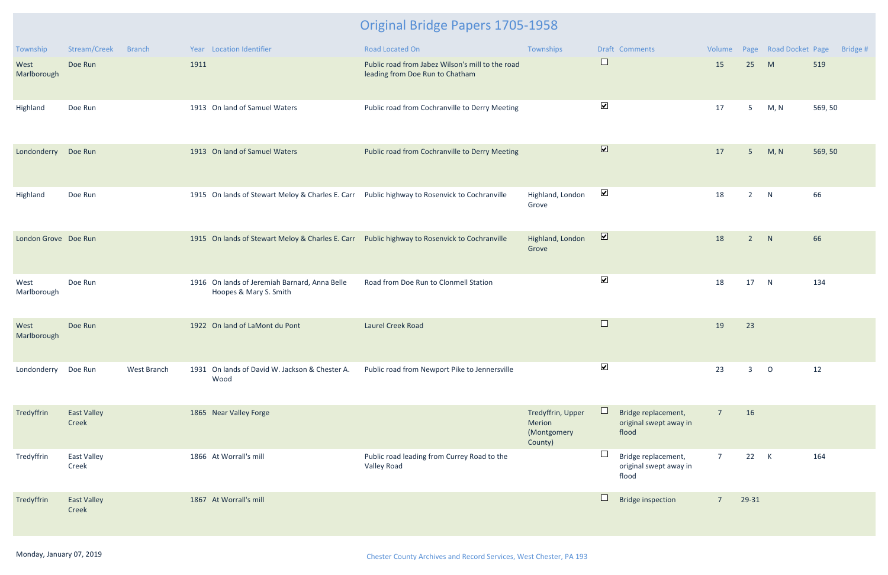# Original Bridge Papers 1705-1958

| Township | Stream/Creek | Branch | Year | Location Identifier | Road Located On | Townships | Draft | Comments | Volume | Page | Road Docket | Page | Bridge # |
|---|---|---|---|---|---|---|---|---|---|---|---|---|---|
| West Marlborough | Doe Run | | 1911 | | Public road from Jabez Wilson's mill to the road leading from Doe Run to Chatham | | ☐ | | 15 | 25 | M | 519 | |
| Highland | Doe Run | | 1913 | On land of Samuel Waters | Public road from Cochranville to Derry Meeting | | ☑ | | 17 | 5 | M, N | 569, 50 | |
| Londonderry | Doe Run | | 1913 | On land of Samuel Waters | Public road from Cochranville to Derry Meeting | | ☑ | | 17 | 5 | M, N | 569, 50 | |
| Highland | Doe Run | | 1915 | On lands of Stewart Meloy & Charles E. Carr | Public highway to Rosenvick to Cochranville | Highland, London Grove | ☑ | | 18 | 2 | N | 66 | |
| London Grove | Doe Run | | 1915 | On lands of Stewart Meloy & Charles E. Carr | Public highway to Rosenvick to Cochranville | Highland, London Grove | ☑ | | 18 | 2 | N | 66 | |
| West Marlborough | Doe Run | | 1916 | On lands of Jeremiah Barnard, Anna Belle Hoopes & Mary S. Smith | Road from Doe Run to Clonmell Station | | ☑ | | 18 | 17 | N | 134 | |
| West Marlborough | Doe Run | | 1922 | On land of LaMont du Pont | Laurel Creek Road | | ☐ | | 19 | 23 | | | |
| Londonderry | Doe Run | West Branch | 1931 | On lands of David W. Jackson & Chester A. Wood | Public road from Newport Pike to Jennersville | | ☑ | | 23 | 3 | O | 12 | |
| Tredyffrin | East Valley Creek | | 1865 | Near Valley Forge | | Tredyffrin, Upper Merion (Montgomery County) | ☐ | Bridge replacement, original swept away in flood | 7 | 16 | | | |
| Tredyffrin | East Valley Creek | | 1866 | At Worrall's mill | Public road leading from Currey Road to the Valley Road | | ☐ | Bridge replacement, original swept away in flood | 7 | 22 | K | 164 | |
| Tredyffrin | East Valley Creek | | 1867 | At Worrall's mill | | | ☐ | Bridge inspection | 7 | 29-31 | | | |

Monday, January 07, 2019

Chester County Archives and Record Services, West Chester, PA 193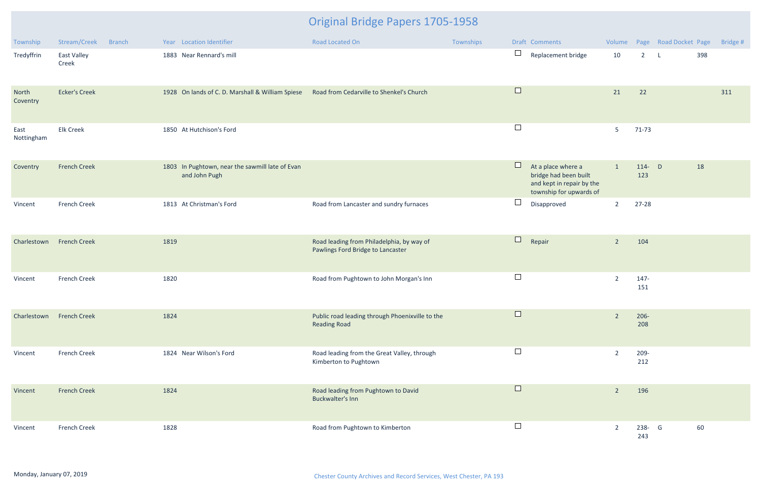# Original Bridge Papers 1705-1958

| Township | Stream/Creek | Branch | Year | Location Identifier | Road Located On | Townships | Draft | Comments | Volume | Page | Road Docket | Page | Bridge # |
|---|---|---|---|---|---|---|---|---|---|---|---|---|---|
| Tredyffrin | East Valley Creek | | 1883 | Near Rennard's mill | | | ☐ | Replacement bridge | 10 | 2 | L | 398 | |
| North Coventry | Ecker's Creek | | 1928 | On lands of C. D. Marshall & William Spiese | Road from Cedarville to Shenkel's Church | | ☐ | | 21 | 22 | | | 311 |
| East Nottingham | Elk Creek | | 1850 | At Hutchison's Ford | | | ☐ | | 5 | 71-73 | | | |
| Coventry | French Creek | | 1803 | In Pughtown, near the sawmill late of Evan and John Pugh | | | ☐ | At a place where a bridge had been built and kept in repair by the township for upwards of | 1 | 114-123 | D | 18 | |
| Vincent | French Creek | | 1813 | At Christman's Ford | Road from Lancaster and sundry furnaces | | ☐ | Disapproved | 2 | 27-28 | | | |
| Charlestown | French Creek | | 1819 | | Road leading from Philadelphia, by way of Pawlings Ford Bridge to Lancaster | | ☐ | Repair | 2 | 104 | | | |
| Vincent | French Creek | | 1820 | | Road from Pughtown to John Morgan's Inn | | ☐ | | 2 | 147-151 | | | |
| Charlestown | French Creek | | 1824 | | Public road leading through Phoenixville to the Reading Road | | ☐ | | 2 | 206-208 | | | |
| Vincent | French Creek | | 1824 | Near Wilson's Ford | Road leading from the Great Valley, through Kimberton to Pughtown | | ☐ | | 2 | 209-212 | | | |
| Vincent | French Creek | | 1824 | | Road leading from Pughtown to David Buckwalter's Inn | | ☐ | | 2 | 196 | | | |
| Vincent | French Creek | | 1828 | | Road from Pughtown to Kimberton | | ☐ | | 2 | 238-243 | G | 60 | |

Monday, January 07, 2019

Chester County Archives and Record Services, West Chester, PA 193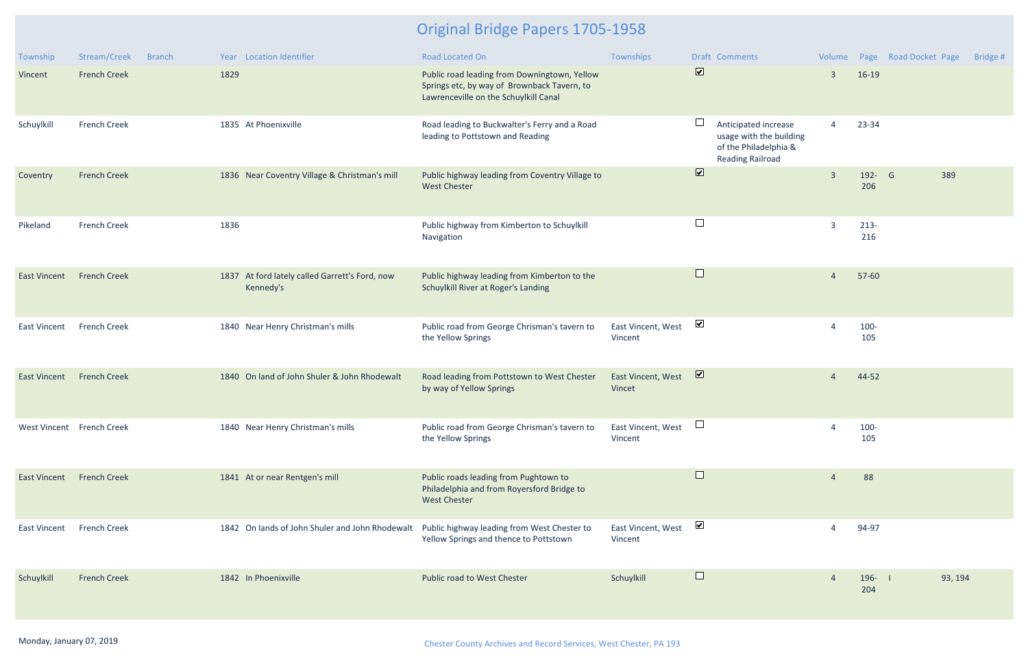# Original Bridge Papers 1705-1958

| Township | Stream/Creek | Branch | Year | Location Identifier | Road Located On | Townships | Draft | Comments | Volume | Page | Road Docket | Page | Bridge # |
|---|---|---|---|---|---|---|---|---|---|---|---|---|---|
| Vincent | French Creek | | 1829 | | Public road leading from Downingtown, Yellow Springs etc, by way of Brownback Tavern, to Lawrenceville on the Schuylkill Canal | | ☑ | | 3 | 16-19 | | | |
| Schuylkill | French Creek | | 1835 | At Phoenixville | Road leading to Buckwalter's Ferry and a Road leading to Pottstown and Reading | | ☐ | Anticipated increase usage with the building of the Philadelphia & Reading Railroad | 4 | 23-34 | | | |
| Coventry | French Creek | | 1836 | Near Coventry Village & Christman's mill | Public highway leading from Coventry Village to West Chester | | ☑ | | 3 | 192-206 | G | 389 | |
| Pikeland | French Creek | | 1836 | | Public highway from Kimberton to Schuylkill Navigation | | ☐ | | 3 | 213-216 | | | |
| East Vincent | French Creek | | 1837 | At ford lately called Garrett's Ford, now Kennedy's | Public highway leading from Kimberton to the Schuylkill River at Roger's Landing | | ☐ | | 4 | 57-60 | | | |
| East Vincent | French Creek | | 1840 | Near Henry Christman's mills | Public road from George Chrisman's tavern to the Yellow Springs | East Vincent, West Vincent | ☑ | | 4 | 100-105 | | | |
| East Vincent | French Creek | | 1840 | On land of John Shuler & John Rhodewalt | Road leading from Pottstown to West Chester by way of Yellow Springs | East Vincent, West Vincet | ☑ | | 4 | 44-52 | | | |
| West Vincent | French Creek | | 1840 | Near Henry Christman's mills | Public road from George Chrisman's tavern to the Yellow Springs | East Vincent, West Vincent | ☐ | | 4 | 100-105 | | | |
| East Vincent | French Creek | | 1841 | At or near Rentgen's mill | Public roads leading from Pughtown to Philadelphia and from Royersford Bridge to West Chester | | ☐ | | 4 | 88 | | | |
| East Vincent | French Creek | | 1842 | On lands of John Shuler and John Rhodewalt | Public highway leading from West Chester to Yellow Springs and thence to Pottstown | East Vincent, West Vincent | ☑ | | 4 | 94-97 | | | |
| Schuylkill | French Creek | | 1842 | In Phoenixville | Public road to West Chester | Schuylkill | ☐ | | 4 | 196-204 | I | 93, 194 | |

Monday, January 07, 2019

Chester County Archives and Record Services, West Chester, PA 193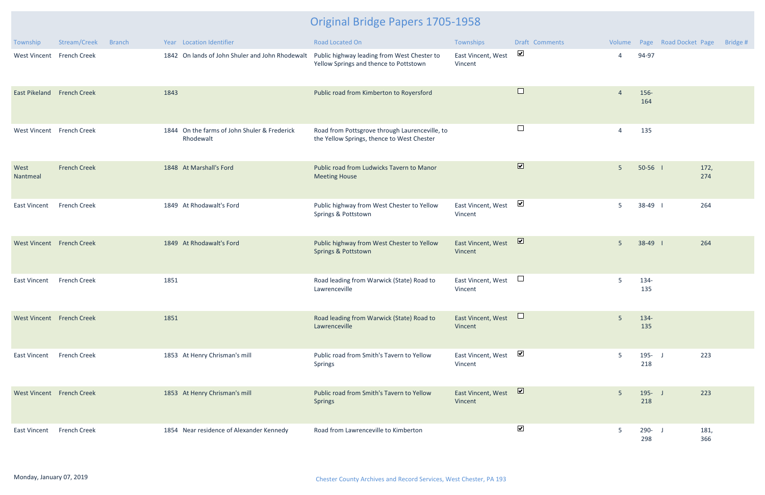# Original Bridge Papers 1705-1958

| Township | Stream/Creek | Branch | Year | Location Identifier | Road Located On | Townships | Draft | Comments | Volume | Page | Road Docket | Page | Bridge # |
|---|---|---|---|---|---|---|---|---|---|---|---|---|---|
| West Vincent | French Creek | | 1842 | On lands of John Shuler and John Rhodewalt | Public highway leading from West Chester to Yellow Springs and thence to Pottstown | East Vincent, West Vincent | ☑ | | 4 | 94-97 | | | |
| East Pikeland | French Creek | | 1843 | | Public road from Kimberton to Royersford | | ☐ | | 4 | 156-164 | | | |
| West Vincent | French Creek | | 1844 | On the farms of John Shuler & Frederick Rhodewalt | Road from Pottsgrove through Laurenceville, to the Yellow Springs, thence to West Chester | | ☐ | | 4 | 135 | | | |
| West Nantmeal | French Creek | | 1848 | At Marshall's Ford | Public road from Ludwicks Tavern to Manor Meeting House | | ☑ | | 5 | 50-56 | I | 172, 274 | |
| East Vincent | French Creek | | 1849 | At Rhodawalt's Ford | Public highway from West Chester to Yellow Springs & Pottstown | East Vincent, West Vincent | ☑ | | 5 | 38-49 | I | 264 | |
| West Vincent | French Creek | | 1849 | At Rhodawalt's Ford | Public highway from West Chester to Yellow Springs & Pottstown | East Vincent, West Vincent | ☑ | | 5 | 38-49 | I | 264 | |
| East Vincent | French Creek | | 1851 | | Road leading from Warwick (State) Road to Lawrenceville | East Vincent, West Vincent | ☐ | | 5 | 134-135 | | | |
| West Vincent | French Creek | | 1851 | | Road leading from Warwick (State) Road to Lawrenceville | East Vincent, West Vincent | ☐ | | 5 | 134-135 | | | |
| East Vincent | French Creek | | 1853 | At Henry Chrisman's mill | Public road from Smith's Tavern to Yellow Springs | East Vincent, West Vincent | ☑ | | 5 | 195-218 | J | 223 | |
| West Vincent | French Creek | | 1853 | At Henry Chrisman's mill | Public road from Smith's Tavern to Yellow Springs | East Vincent, West Vincent | ☑ | | 5 | 195-218 | J | 223 | |
| East Vincent | French Creek | | 1854 | Near residence of Alexander Kennedy | Road from Lawrenceville to Kimberton | | ☑ | | 5 | 290-298 | J | 181, 366 | |

Monday, January 07, 2019

Chester County Archives and Record Services, West Chester, PA 193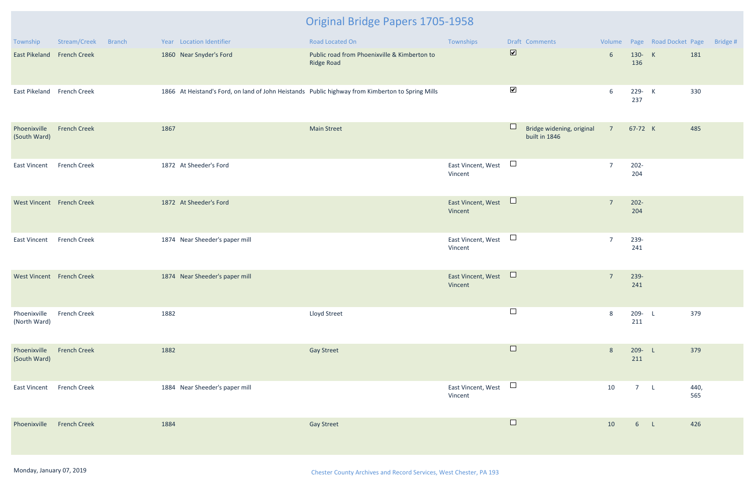# Original Bridge Papers 1705-1958

| Township | Stream/Creek | Branch | Year | Location Identifier | Road Located On | Townships | Draft | Comments | Volume | Page | Road Docket | Page | Bridge # |
|---|---|---|---|---|---|---|---|---|---|---|---|---|---|
| East Pikeland | French Creek | | 1860 | Near Snyder's Ford | Public road from Phoenixville & Kimberton to Ridge Road | | ☑ | | 6 | 130-136 | K | 181 | |
| East Pikeland | French Creek | | 1866 | At Heistand's Ford, on land of John Heistands | Public highway from Kimberton to Spring Mills | | ☑ | | 6 | 229-237 | K | 330 | |
| Phoenixville (South Ward) | French Creek | | 1867 | | Main Street | | ☐ | Bridge widening, original built in 1846 | 7 | 67-72 | K | 485 | |
| East Vincent | French Creek | | 1872 | At Sheeder's Ford | | East Vincent, West Vincent | ☐ | | 7 | 202-204 | | | |
| West Vincent | French Creek | | 1872 | At Sheeder's Ford | | East Vincent, West Vincent | ☐ | | 7 | 202-204 | | | |
| East Vincent | French Creek | | 1874 | Near Sheeder's paper mill | | East Vincent, West Vincent | ☐ | | 7 | 239-241 | | | |
| West Vincent | French Creek | | 1874 | Near Sheeder's paper mill | | East Vincent, West Vincent | ☐ | | 7 | 239-241 | | | |
| Phoenixville (North Ward) | French Creek | | 1882 | | Lloyd Street | | ☐ | | 8 | 209-211 | L | 379 | |
| Phoenixville (South Ward) | French Creek | | 1882 | | Gay Street | | ☐ | | 8 | 209-211 | L | 379 | |
| East Vincent | French Creek | | 1884 | Near Sheeder's paper mill | | East Vincent, West Vincent | ☐ | | 10 | 7 | L | 440, 565 | |
| Phoenixville | French Creek | | 1884 | | Gay Street | | ☐ | | 10 | 6 | L | 426 | |

Monday, January 07, 2019

Chester County Archives and Record Services, West Chester, PA 193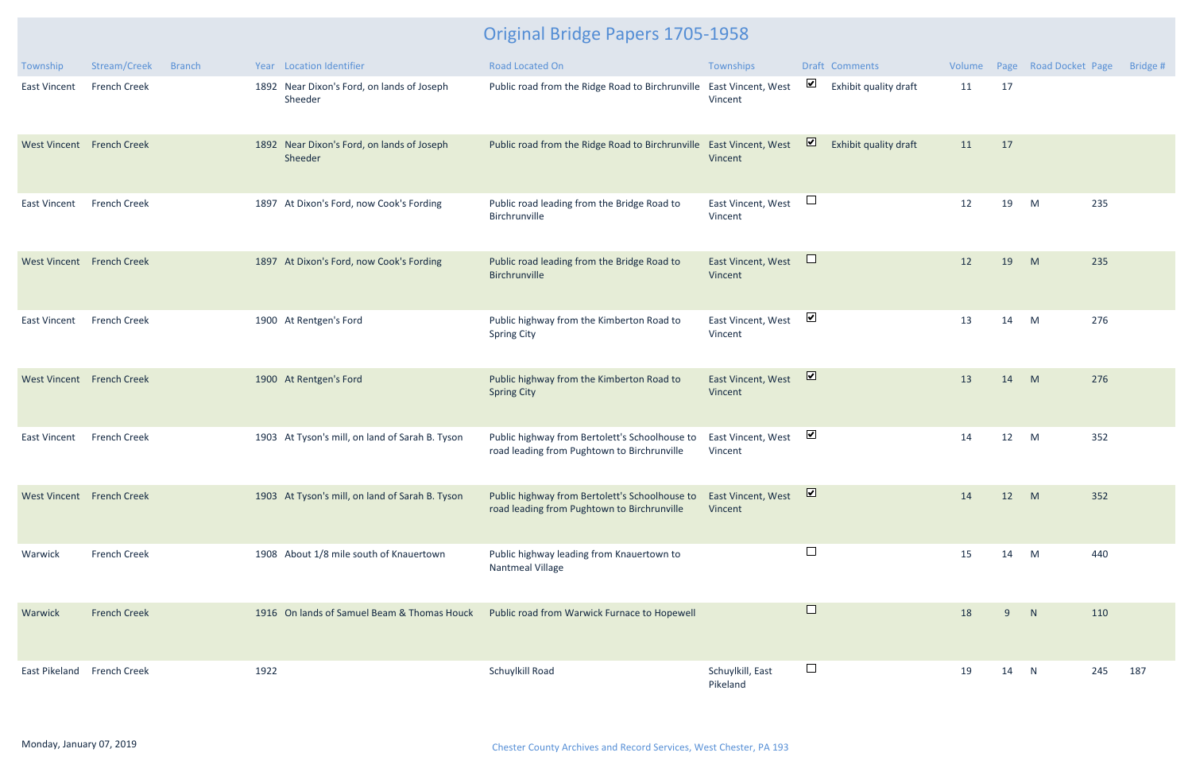# Original Bridge Papers 1705-1958

| Township | Stream/Creek | Branch | Year | Location Identifier | Road Located On | Townships | Draft | Comments | Volume | Page | Road Docket | Page | Bridge # |
|---|---|---|---|---|---|---|---|---|---|---|---|---|---|
| East Vincent | French Creek | | 1892 | Near Dixon's Ford, on lands of Joseph Sheeder | Public road from the Ridge Road to Birchrunville | East Vincent, West Vincent | ☑ | Exhibit quality draft | 11 | 17 | | | |
| West Vincent | French Creek | | 1892 | Near Dixon's Ford, on lands of Joseph Sheeder | Public road from the Ridge Road to Birchrunville | East Vincent, West Vincent | ☑ | Exhibit quality draft | 11 | 17 | | | |
| East Vincent | French Creek | | 1897 | At Dixon's Ford, now Cook's Fording | Public road leading from the Bridge Road to Birchrunville | East Vincent, West Vincent | ☐ | | 12 | 19 | M | 235 | |
| West Vincent | French Creek | | 1897 | At Dixon's Ford, now Cook's Fording | Public road leading from the Bridge Road to Birchrunville | East Vincent, West Vincent | ☐ | | 12 | 19 | M | 235 | |
| East Vincent | French Creek | | 1900 | At Rentgen's Ford | Public highway from the Kimberton Road to Spring City | East Vincent, West Vincent | ☑ | | 13 | 14 | M | 276 | |
| West Vincent | French Creek | | 1900 | At Rentgen's Ford | Public highway from the Kimberton Road to Spring City | East Vincent, West Vincent | ☑ | | 13 | 14 | M | 276 | |
| East Vincent | French Creek | | 1903 | At Tyson's mill, on land of Sarah B. Tyson | Public highway from Bertolett's Schoolhouse to road leading from Pughtown to Birchrunville | East Vincent, West Vincent | ☑ | | 14 | 12 | M | 352 | |
| West Vincent | French Creek | | 1903 | At Tyson's mill, on land of Sarah B. Tyson | Public highway from Bertolett's Schoolhouse to road leading from Pughtown to Birchrunville | East Vincent, West Vincent | ☑ | | 14 | 12 | M | 352 | |
| Warwick | French Creek | | 1908 | About 1/8 mile south of Knauertown | Public highway leading from Knauertown to Nantmeal Village | | ☐ | | 15 | 14 | M | 440 | |
| Warwick | French Creek | | 1916 | On lands of Samuel Beam & Thomas Houck | Public road from Warwick Furnace to Hopewell | | ☐ | | 18 | 9 | N | 110 | |
| East Pikeland | French Creek | | 1922 | | Schuylkill Road | Schuylkill, East Pikeland | ☐ | | 19 | 14 | N | 245 | 187 |

Monday, January 07, 2019

Chester County Archives and Record Services, West Chester, PA 193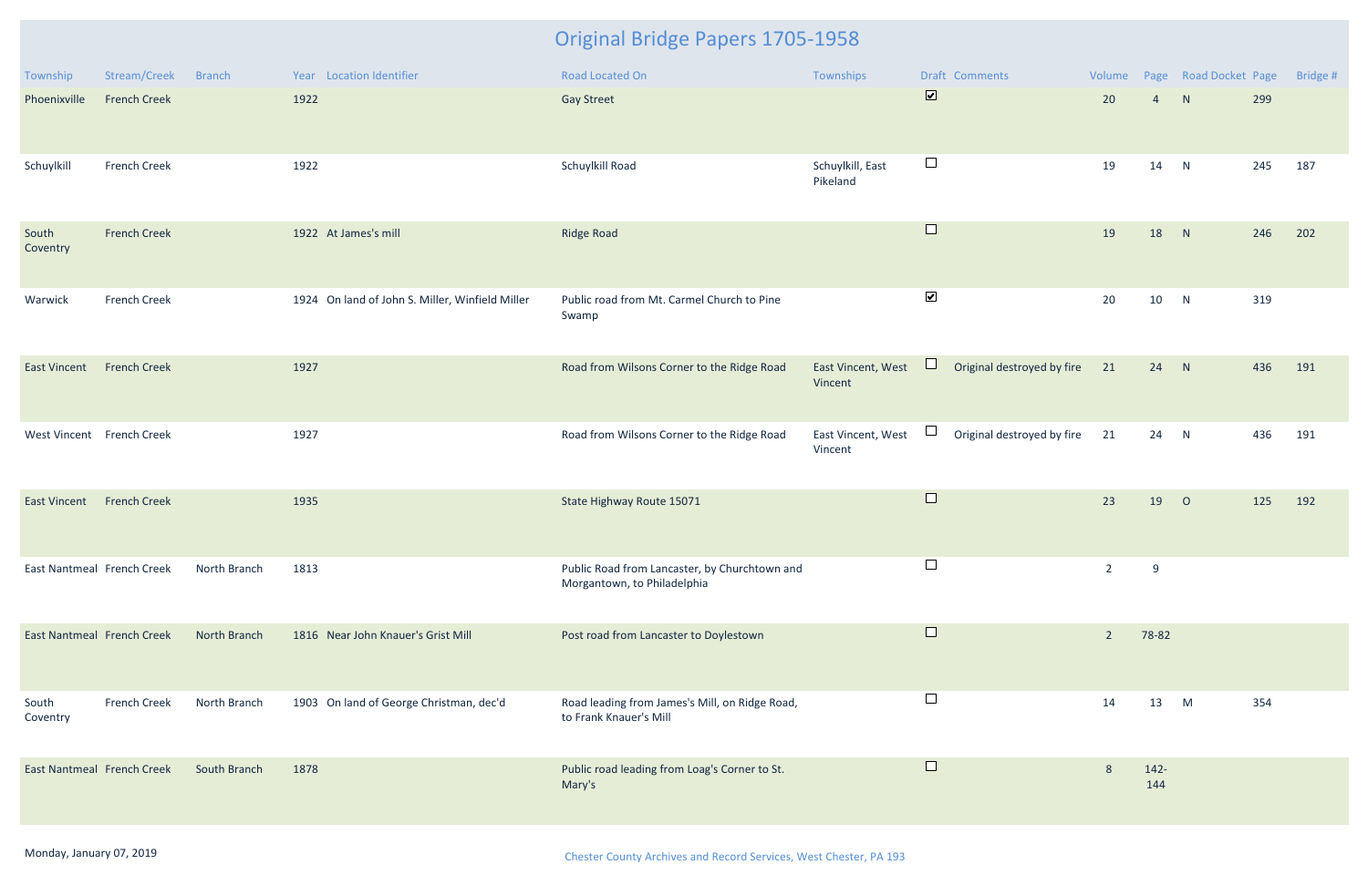# Original Bridge Papers 1705-1958

| Township | Stream/Creek | Branch | Year | Location Identifier | Road Located On | Townships | Draft | Comments | Volume | Page | Road Docket | Page | Bridge # |
|---|---|---|---|---|---|---|---|---|---|---|---|---|---|
| Phoenixville | French Creek | | 1922 | | Gay Street | | ☑ | | 20 | 4 | N | 299 | |
| Schuylkill | French Creek | | 1922 | | Schuylkill Road | Schuylkill, East Pikeland | ☐ | | 19 | 14 | N | 245 | 187 |
| South Coventry | French Creek | | 1922 | At James's mill | Ridge Road | | ☐ | | 19 | 18 | N | 246 | 202 |
| Warwick | French Creek | | 1924 | On land of John S. Miller, Winfield Miller | Public road from Mt. Carmel Church to Pine Swamp | | ☑ | | 20 | 10 | N | 319 | |
| East Vincent | French Creek | | 1927 | | Road from Wilsons Corner to the Ridge Road | East Vincent, West Vincent | ☐ | Original destroyed by fire | 21 | 24 | N | 436 | 191 |
| West Vincent | French Creek | | 1927 | | Road from Wilsons Corner to the Ridge Road | East Vincent, West Vincent | ☐ | Original destroyed by fire | 21 | 24 | N | 436 | 191 |
| East Vincent | French Creek | | 1935 | | State Highway Route 15071 | | ☐ | | 23 | 19 | O | 125 | 192 |
| East Nantmeal | French Creek | North Branch | 1813 | | Public Road from Lancaster, by Churchtown and Morgantown, to Philadelphia | | ☐ | | 2 | 9 | | | |
| East Nantmeal | French Creek | North Branch | 1816 | Near John Knauer's Grist Mill | Post road from Lancaster to Doylestown | | ☐ | | 2 | 78-82 | | | |
| South Coventry | French Creek | North Branch | 1903 | On land of George Christman, dec'd | Road leading from James's Mill, on Ridge Road, to Frank Knauer's Mill | | ☐ | | 14 | 13 | M | 354 | |
| East Nantmeal | French Creek | South Branch | 1878 | | Public road leading from Loag's Corner to St. Mary's | | ☐ | | 8 | 142-144 | | | |

Monday, January 07, 2019

Chester County Archives and Record Services, West Chester, PA 193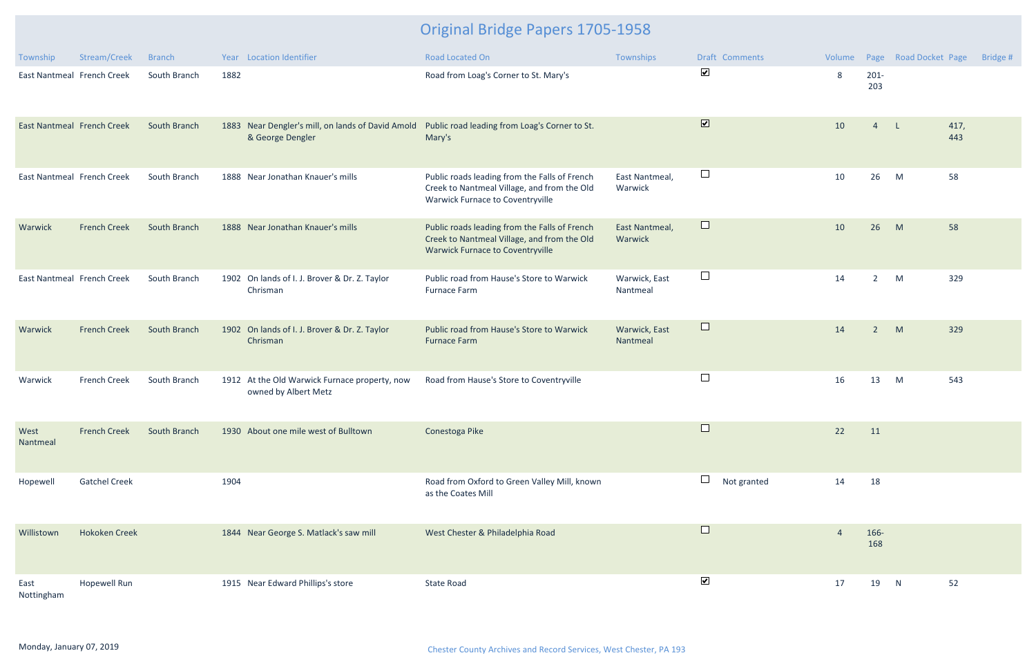# Original Bridge Papers 1705-1958

| Township | Stream/Creek | Branch | Year | Location Identifier | Road Located On | Townships | Draft | Comments | Volume | Page | Road Docket | Page | Bridge # |
|---|---|---|---|---|---|---|---|---|---|---|---|---|---|
| East Nantmeal | French Creek | South Branch | 1882 | | Road from Loag's Corner to St. Mary's | | ☑ | | 8 | 201-203 | | | |
| East Nantmeal | French Creek | South Branch | 1883 | Near Dengler's mill, on lands of David Amold & George Dengler | Public road leading from Loag's Corner to St. Mary's | | ☑ | | 10 | 4 | L | 417, 443 | |
| East Nantmeal | French Creek | South Branch | 1888 | Near Jonathan Knauer's mills | Public roads leading from the Falls of French Creek to Nantmeal Village, and from the Old Warwick Furnace to Coventryville | East Nantmeal, Warwick | ☐ | | 10 | 26 | M | 58 | |
| Warwick | French Creek | South Branch | 1888 | Near Jonathan Knauer's mills | Public roads leading from the Falls of French Creek to Nantmeal Village, and from the Old Warwick Furnace to Coventryville | East Nantmeal, Warwick | ☐ | | 10 | 26 | M | 58 | |
| East Nantmeal | French Creek | South Branch | 1902 | On lands of I. J. Brover & Dr. Z. Taylor Chrisman | Public road from Hause's Store to Warwick Furnace Farm | Warwick, East Nantmeal | ☐ | | 14 | 2 | M | 329 | |
| Warwick | French Creek | South Branch | 1902 | On lands of I. J. Brover & Dr. Z. Taylor Chrisman | Public road from Hause's Store to Warwick Furnace Farm | Warwick, East Nantmeal | ☐ | | 14 | 2 | M | 329 | |
| Warwick | French Creek | South Branch | 1912 | At the Old Warwick Furnace property, now owned by Albert Metz | Road from Hause's Store to Coventryville | | ☐ | | 16 | 13 | M | 543 | |
| West Nantmeal | French Creek | South Branch | 1930 | About one mile west of Bulltown | Conestoga Pike | | ☐ | | 22 | 11 | | | |
| Hopewell | Gatchel Creek | | 1904 | | Road from Oxford to Green Valley Mill, known as the Coates Mill | | ☐ | Not granted | 14 | 18 | | | |
| Willistown | Hokoken Creek | | 1844 | Near George S. Matlack's saw mill | West Chester & Philadelphia Road | | ☐ | | 4 | 166-168 | | | |
| East Nottingham | Hopewell Run | | 1915 | Near Edward Phillips's store | State Road | | ☑ | | 17 | 19 | N | 52 | |

Monday, January 07, 2019

Chester County Archives and Record Services, West Chester, PA 193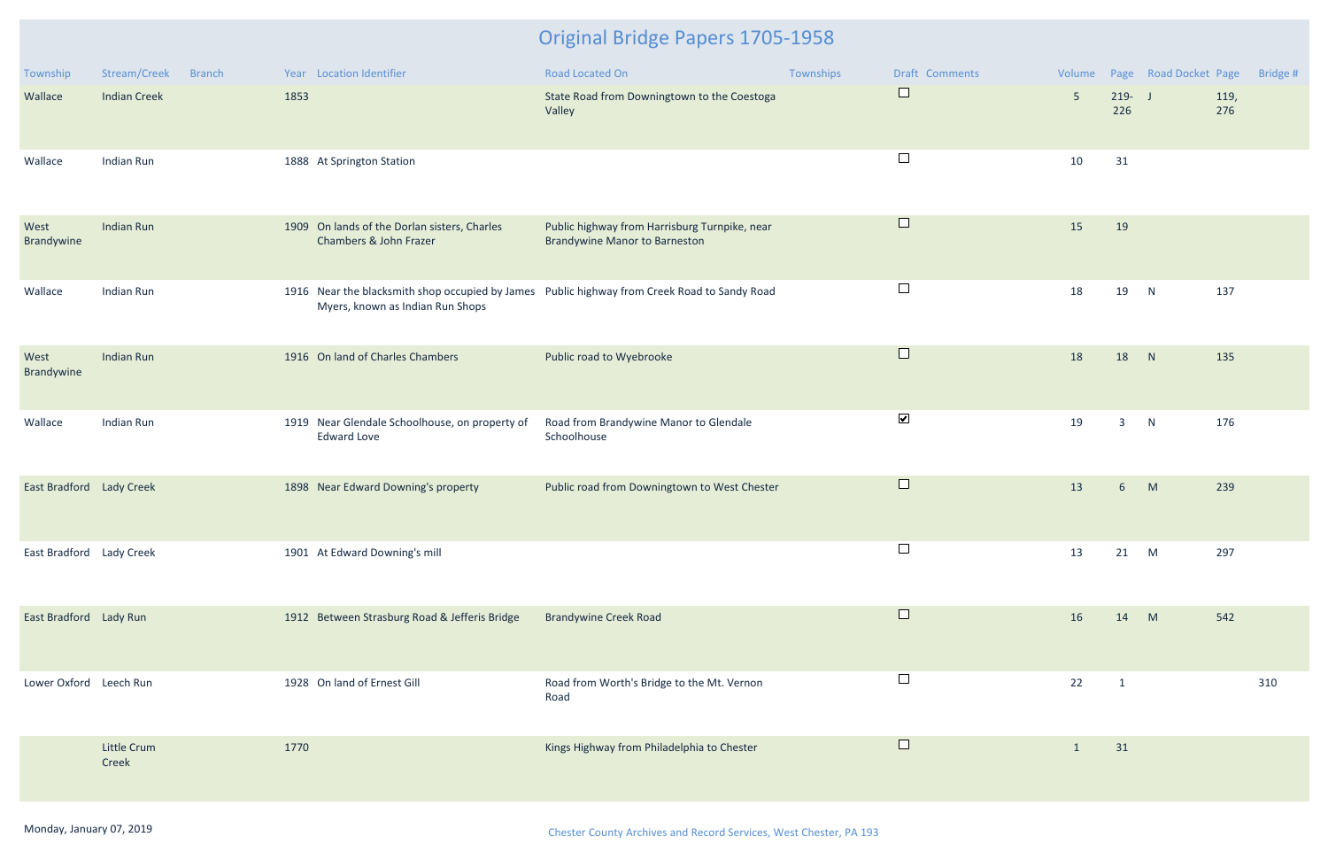# Original Bridge Papers 1705-1958

| Township | Stream/Creek | Branch | Year | Location Identifier | Road Located On | Townships | Draft | Comments | Volume | Page | Road Docket | Page | Bridge # |
|---|---|---|---|---|---|---|---|---|---|---|---|---|---|
| Wallace | Indian Creek | | 1853 | | State Road from Downingtown to the Coestoga Valley | | ☐ | | 5 | 219-226 | J | 119, 276 | |
| Wallace | Indian Run | | 1888 | At Springton Station | | | ☐ | | 10 | 31 | | | |
| West Brandywine | Indian Run | | 1909 | On lands of the Dorlan sisters, Charles Chambers & John Frazer | Public highway from Harrisburg Turnpike, near Brandywine Manor to Barneston | | ☐ | | 15 | 19 | | | |
| Wallace | Indian Run | | 1916 | Near the blacksmith shop occupied by James Myers, known as Indian Run Shops | Public highway from Creek Road to Sandy Road | | ☐ | | 18 | 19 | N | 137 | |
| West Brandywine | Indian Run | | 1916 | On land of Charles Chambers | Public road to Wyebrooke | | ☐ | | 18 | 18 | N | 135 | |
| Wallace | Indian Run | | 1919 | Near Glendale Schoolhouse, on property of Edward Love | Road from Brandywine Manor to Glendale Schoolhouse | | ☑ | | 19 | 3 | N | 176 | |
| East Bradford | Lady Creek | | 1898 | Near Edward Downing's property | Public road from Downingtown to West Chester | | ☐ | | 13 | 6 | M | 239 | |
| East Bradford | Lady Creek | | 1901 | At Edward Downing's mill | | | ☐ | | 13 | 21 | M | 297 | |
| East Bradford | Lady Run | | 1912 | Between Strasburg Road & Jefferis Bridge | Brandywine Creek Road | | ☐ | | 16 | 14 | M | 542 | |
| Lower Oxford | Leech Run | | 1928 | On land of Ernest Gill | Road from Worth's Bridge to the Mt. Vernon Road | | ☐ | | 22 | 1 | | | 310 |
| | Little Crum Creek | | 1770 | | Kings Highway from Philadelphia to Chester | | ☐ | | 1 | 31 | | | |

Monday, January 07, 2019

Chester County Archives and Record Services, West Chester, PA 193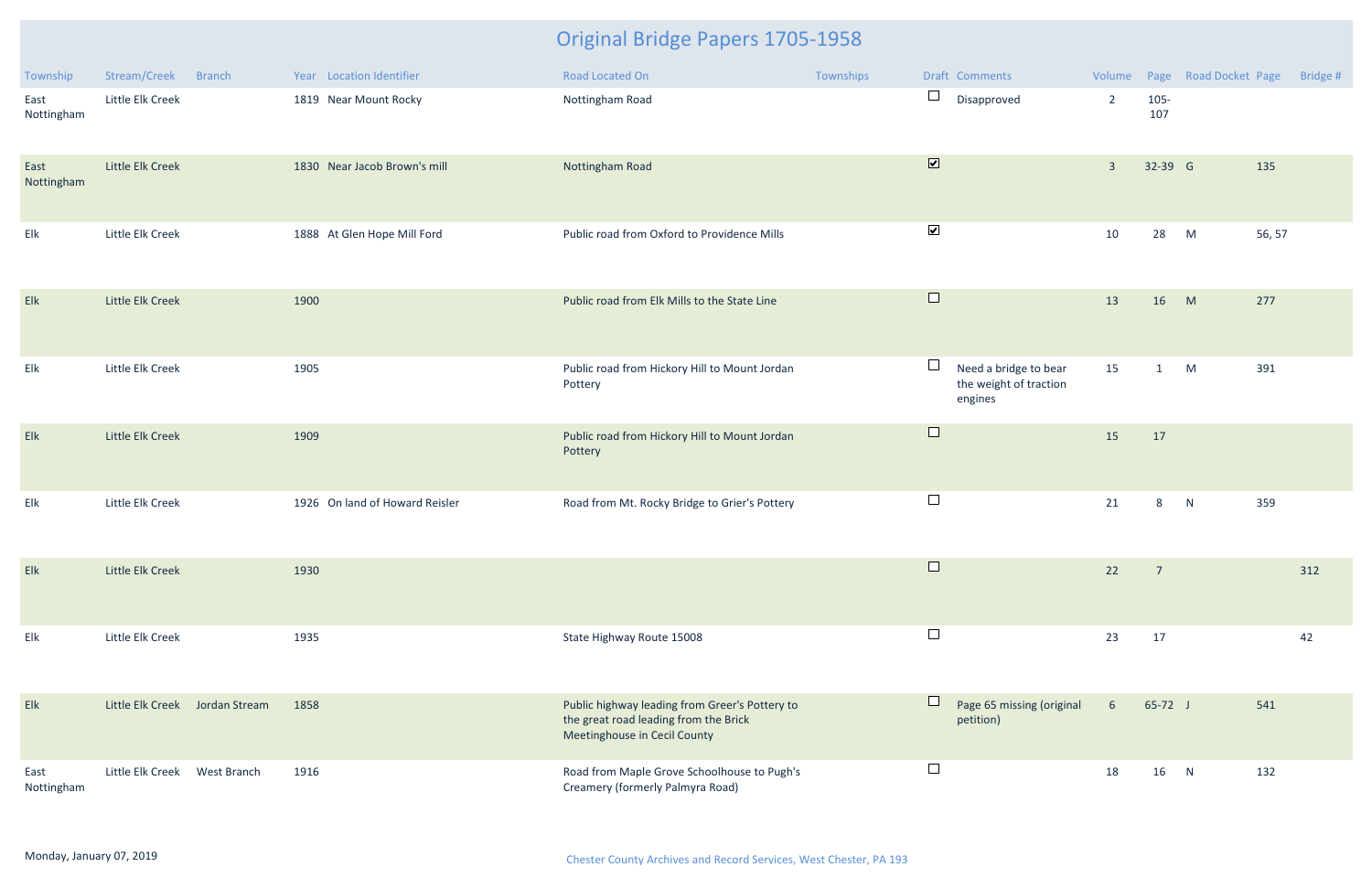# Original Bridge Papers 1705-1958

| Township | Stream/Creek | Branch | Year | Location Identifier | Road Located On | Townships | Draft | Comments | Volume | Page | Road Docket | Page | Bridge # |
|---|---|---|---|---|---|---|---|---|---|---|---|---|---|
| East Nottingham | Little Elk Creek | | 1819 | Near Mount Rocky | Nottingham Road | | ☐ | Disapproved | 2 | 105-107 | | | |
| East Nottingham | Little Elk Creek | | 1830 | Near Jacob Brown's mill | Nottingham Road | | ☑ | | 3 | 32-39 | G | 135 | |
| Elk | Little Elk Creek | | 1888 | At Glen Hope Mill Ford | Public road from Oxford to Providence Mills | | ☑ | | 10 | 28 | M | 56, 57 | |
| Elk | Little Elk Creek | | 1900 | | Public road from Elk Mills to the State Line | | ☐ | | 13 | 16 | M | 277 | |
| Elk | Little Elk Creek | | 1905 | | Public road from Hickory Hill to Mount Jordan Pottery | | ☐ | Need a bridge to bear the weight of traction engines | 15 | 1 | M | 391 | |
| Elk | Little Elk Creek | | 1909 | | Public road from Hickory Hill to Mount Jordan Pottery | | ☐ | | 15 | 17 | | | |
| Elk | Little Elk Creek | | 1926 | On land of Howard Reisler | Road from Mt. Rocky Bridge to Grier's Pottery | | ☐ | | 21 | 8 | N | 359 | |
| Elk | Little Elk Creek | | 1930 | | | | ☐ | | 22 | 7 | | | 312 |
| Elk | Little Elk Creek | | 1935 | | State Highway Route 15008 | | ☐ | | 23 | 17 | | | 42 |
| Elk | Little Elk Creek | Jordan Stream | 1858 | | Public highway leading from Greer's Pottery to the great road leading from the Brick Meetinghouse in Cecil County | | ☐ | Page 65 missing (original petition) | 6 | 65-72 | J | 541 | |
| East Nottingham | Little Elk Creek | West Branch | 1916 | | Road from Maple Grove Schoolhouse to Pugh's Creamery (formerly Palmyra Road) | | ☐ | | 18 | 16 | N | 132 | |

Monday, January 07, 2019

Chester County Archives and Record Services, West Chester, PA 193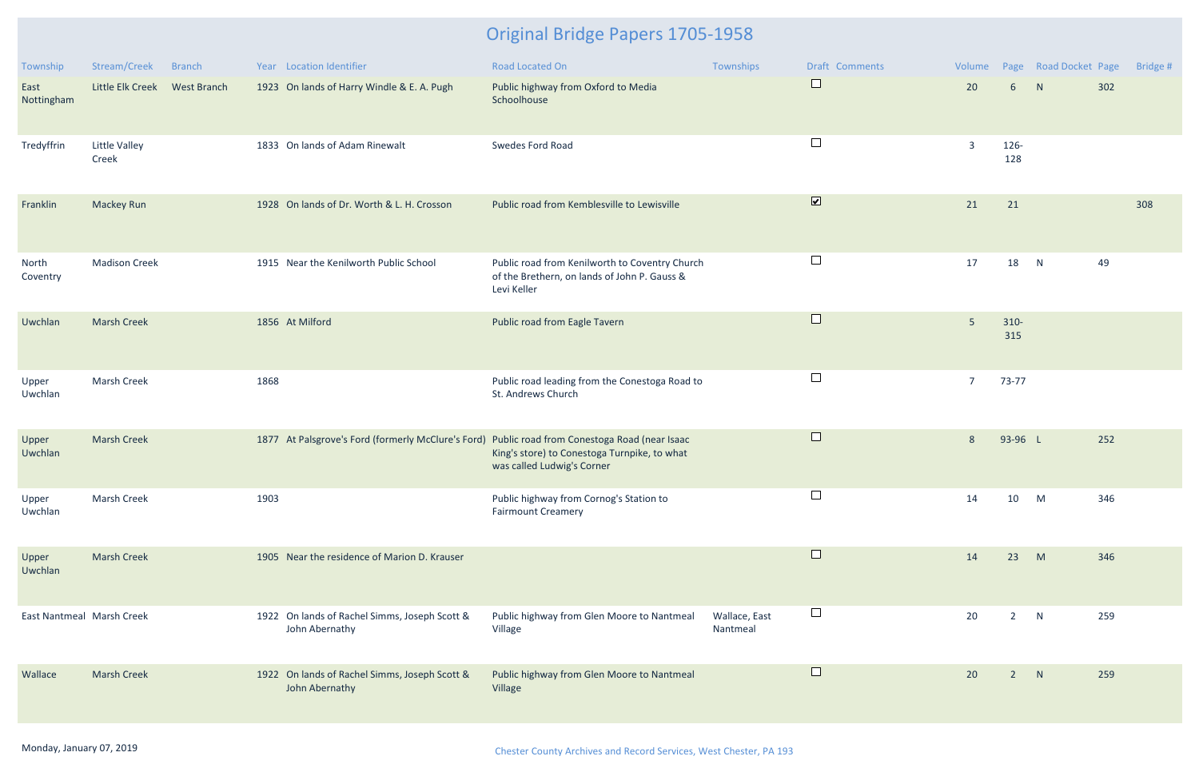# Original Bridge Papers 1705-1958

| Township | Stream/Creek | Branch | Year | Location Identifier | Road Located On | Townships | Draft | Comments | Volume | Page | Road Docket | Page | Bridge # |
|---|---|---|---|---|---|---|---|---|---|---|---|---|---|
| East Nottingham | Little Elk Creek | West Branch | 1923 | On lands of Harry Windle & E. A. Pugh | Public highway from Oxford to Media Schoolhouse | | ☐ | | 20 | 6 | N | 302 | |
| Tredyffrin | Little Valley Creek | | 1833 | On lands of Adam Rinewalt | Swedes Ford Road | | ☐ | | 3 | 126-128 | | | |
| Franklin | Mackey Run | | 1928 | On lands of Dr. Worth & L. H. Crosson | Public road from Kemblesville to Lewisville | | ☑ | | 21 | 21 | | | 308 |
| North Coventry | Madison Creek | | 1915 | Near the Kenilworth Public School | Public road from Kenilworth to Coventry Church of the Brethern, on lands of John P. Gauss & Levi Keller | | ☐ | | 17 | 18 | N | 49 | |
| Uwchlan | Marsh Creek | | 1856 | At Milford | Public road from Eagle Tavern | | ☐ | | 5 | 310-315 | | | |
| Upper Uwchlan | Marsh Creek | | 1868 | | Public road leading from the Conestoga Road to St. Andrews Church | | ☐ | | 7 | 73-77 | | | |
| Upper Uwchlan | Marsh Creek | | 1877 | At Palsgrove's Ford (formerly McClure's Ford) | Public road from Conestoga Road (near Isaac King's store) to Conestoga Turnpike, to what was called Ludwig's Corner | | ☐ | | 8 | 93-96 | L | 252 | |
| Upper Uwchlan | Marsh Creek | | 1903 | | Public highway from Cornog's Station to Fairmount Creamery | | ☐ | | 14 | 10 | M | 346 | |
| Upper Uwchlan | Marsh Creek | | 1905 | Near the residence of Marion D. Krauser | | | ☐ | | 14 | 23 | M | 346 | |
| East Nantmeal | Marsh Creek | | 1922 | On lands of Rachel Simms, Joseph Scott & John Abernathy | Public highway from Glen Moore to Nantmeal Village | Wallace, East Nantmeal | ☐ | | 20 | 2 | N | 259 | |
| Wallace | Marsh Creek | | 1922 | On lands of Rachel Simms, Joseph Scott & John Abernathy | Public highway from Glen Moore to Nantmeal Village | | ☐ | | 20 | 2 | N | 259 | |

Monday, January 07, 2019

Chester County Archives and Record Services, West Chester, PA 193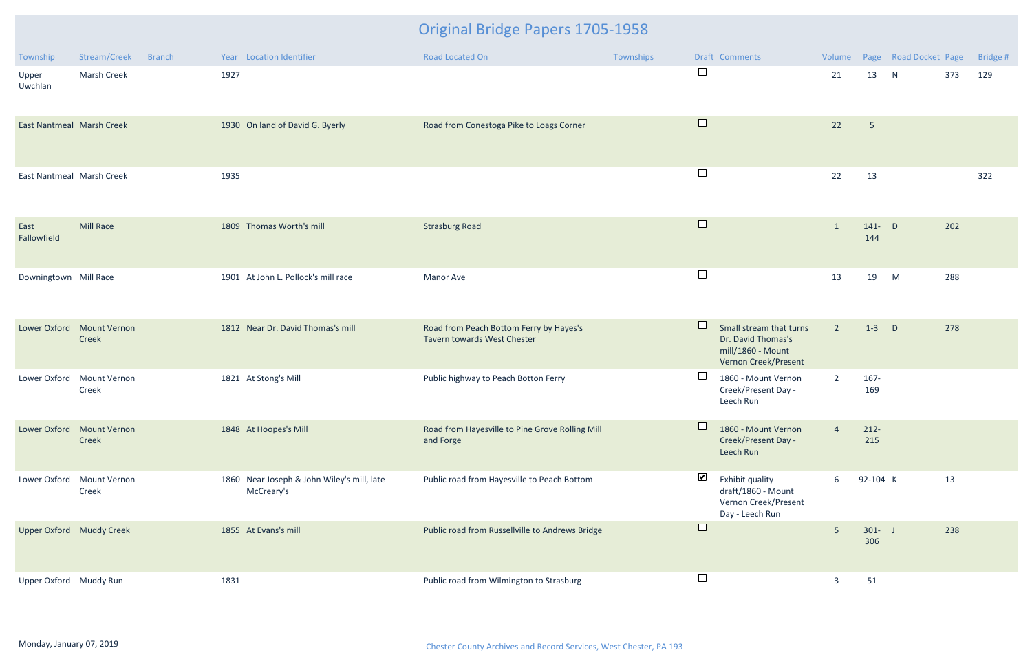# Original Bridge Papers 1705-1958

| Township | Stream/Creek | Branch | Year | Location Identifier | Road Located On | Townships | Draft | Comments | Volume | Page | Road Docket | Page | Bridge # |
|---|---|---|---|---|---|---|---|---|---|---|---|---|---|
| Upper Uwchlan | Marsh Creek | | 1927 | | | | ☐ | | 21 | 13 | N | 373 | 129 |
| East Nantmeal | Marsh Creek | | 1930 | On land of David G. Byerly | Road from Conestoga Pike to Loags Corner | | ☐ | | 22 | 5 | | | |
| East Nantmeal | Marsh Creek | | 1935 | | | | ☐ | | 22 | 13 | | | 322 |
| East Fallowfield | Mill Race | | 1809 | Thomas Worth's mill | Strasburg Road | | ☐ | | 1 | 141-144 | D | 202 | |
| Downingtown | Mill Race | | 1901 | At John L. Pollock's mill race | Manor Ave | | ☐ | | 13 | 19 | M | 288 | |
| Lower Oxford | Mount Vernon Creek | | 1812 | Near Dr. David Thomas's mill | Road from Peach Bottom Ferry by Hayes's Tavern towards West Chester | | ☐ | Small stream that turns Dr. David Thomas's mill/1860 - Mount Vernon Creek/Present | 2 | 1-3 | D | 278 | |
| Lower Oxford | Mount Vernon Creek | | 1821 | At Stong's Mill | Public highway to Peach Botton Ferry | | ☐ | 1860 - Mount Vernon Creek/Present Day - Leech Run | 2 | 167-169 | | | |
| Lower Oxford | Mount Vernon Creek | | 1848 | At Hoopes's Mill | Road from Hayesville to Pine Grove Rolling Mill and Forge | | ☐ | 1860 - Mount Vernon Creek/Present Day - Leech Run | 4 | 212-215 | | | |
| Lower Oxford | Mount Vernon Creek | | 1860 | Near Joseph & John Wiley's mill, late McCreary's | Public road from Hayesville to Peach Bottom | | ☑ | Exhibit quality draft/1860 - Mount Vernon Creek/Present Day - Leech Run | 6 | 92-104 | K | 13 | |
| Upper Oxford | Muddy Creek | | 1855 | At Evans's mill | Public road from Russellville to Andrews Bridge | | ☐ | | 5 | 301-306 | J | 238 | |
| Upper Oxford | Muddy Run | | 1831 | | Public road from Wilmington to Strasburg | | ☐ | | 3 | 51 | | | |

Monday, January 07, 2019

Chester County Archives and Record Services, West Chester, PA 193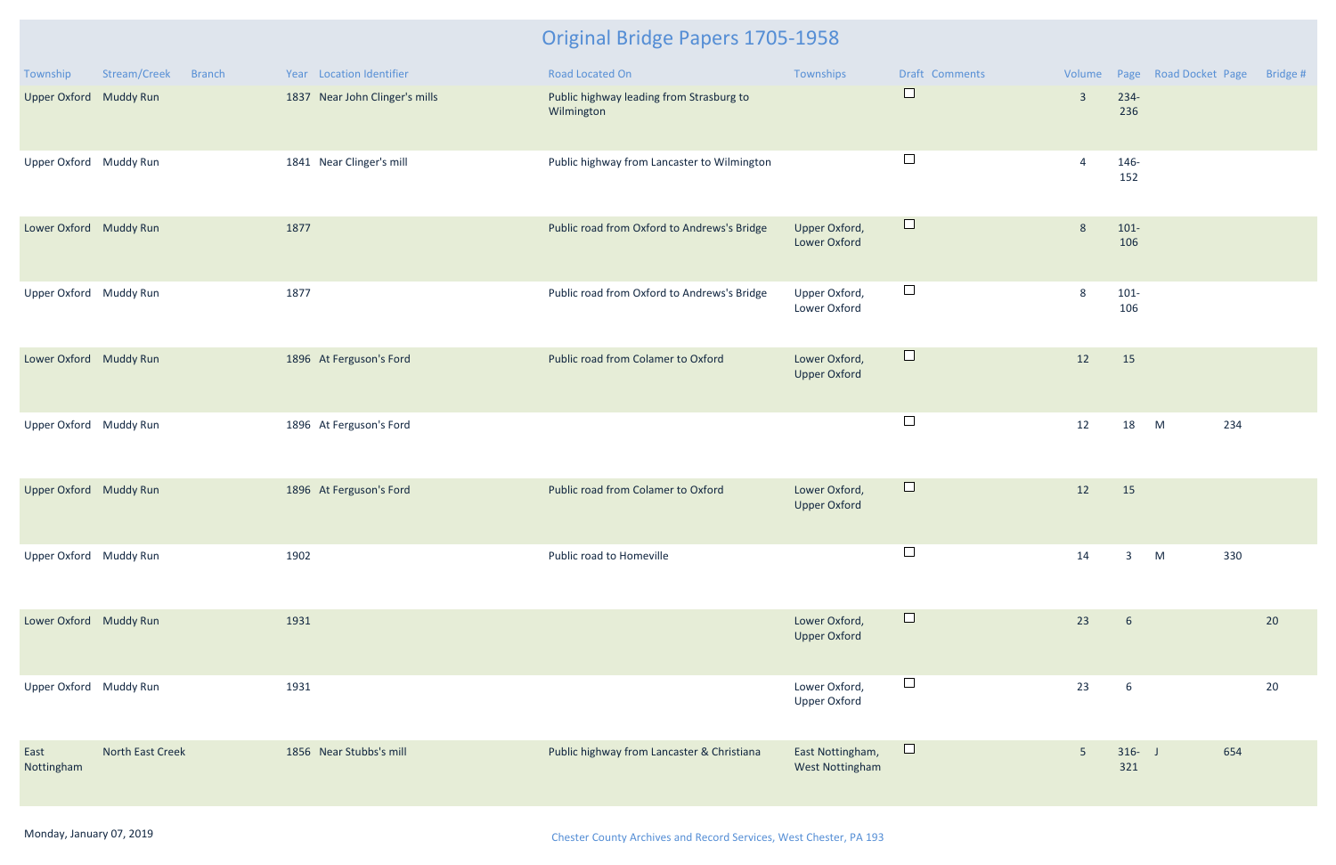# Original Bridge Papers 1705-1958

| Township | Stream/Creek | Branch | Year | Location Identifier | Road Located On | Townships | Draft | Comments | Volume | Page | Road Docket | Page | Bridge # |
|---|---|---|---|---|---|---|---|---|---|---|---|---|---|
| Upper Oxford | Muddy Run | | 1837 | Near John Clinger's mills | Public highway leading from Strasburg to Wilmington | | ☐ | | 3 | 234-236 | | | |
| Upper Oxford | Muddy Run | | 1841 | Near Clinger's mill | Public highway from Lancaster to Wilmington | | ☐ | | 4 | 146-152 | | | |
| Lower Oxford | Muddy Run | | 1877 | | Public road from Oxford to Andrews's Bridge | Upper Oxford, Lower Oxford | ☐ | | 8 | 101-106 | | | |
| Upper Oxford | Muddy Run | | 1877 | | Public road from Oxford to Andrews's Bridge | Upper Oxford, Lower Oxford | ☐ | | 8 | 101-106 | | | |
| Lower Oxford | Muddy Run | | 1896 | At Ferguson's Ford | Public road from Colamer to Oxford | Lower Oxford, Upper Oxford | ☐ | | 12 | 15 | | | |
| Upper Oxford | Muddy Run | | 1896 | At Ferguson's Ford | | | ☐ | | 12 | 18 | M | 234 | |
| Upper Oxford | Muddy Run | | 1896 | At Ferguson's Ford | Public road from Colamer to Oxford | Lower Oxford, Upper Oxford | ☐ | | 12 | 15 | | | |
| Upper Oxford | Muddy Run | | 1902 | | Public road to Homeville | | ☐ | | 14 | 3 | M | 330 | |
| Lower Oxford | Muddy Run | | 1931 | | | Lower Oxford, Upper Oxford | ☐ | | 23 | 6 | | | 20 |
| Upper Oxford | Muddy Run | | 1931 | | | Lower Oxford, Upper Oxford | ☐ | | 23 | 6 | | | 20 |
| East Nottingham | North East Creek | | 1856 | Near Stubbs's mill | Public highway from Lancaster & Christiana | East Nottingham, West Nottingham | ☐ | | 5 | 316-321 | J | 654 | |

Monday, January 07, 2019

Chester County Archives and Record Services, West Chester, PA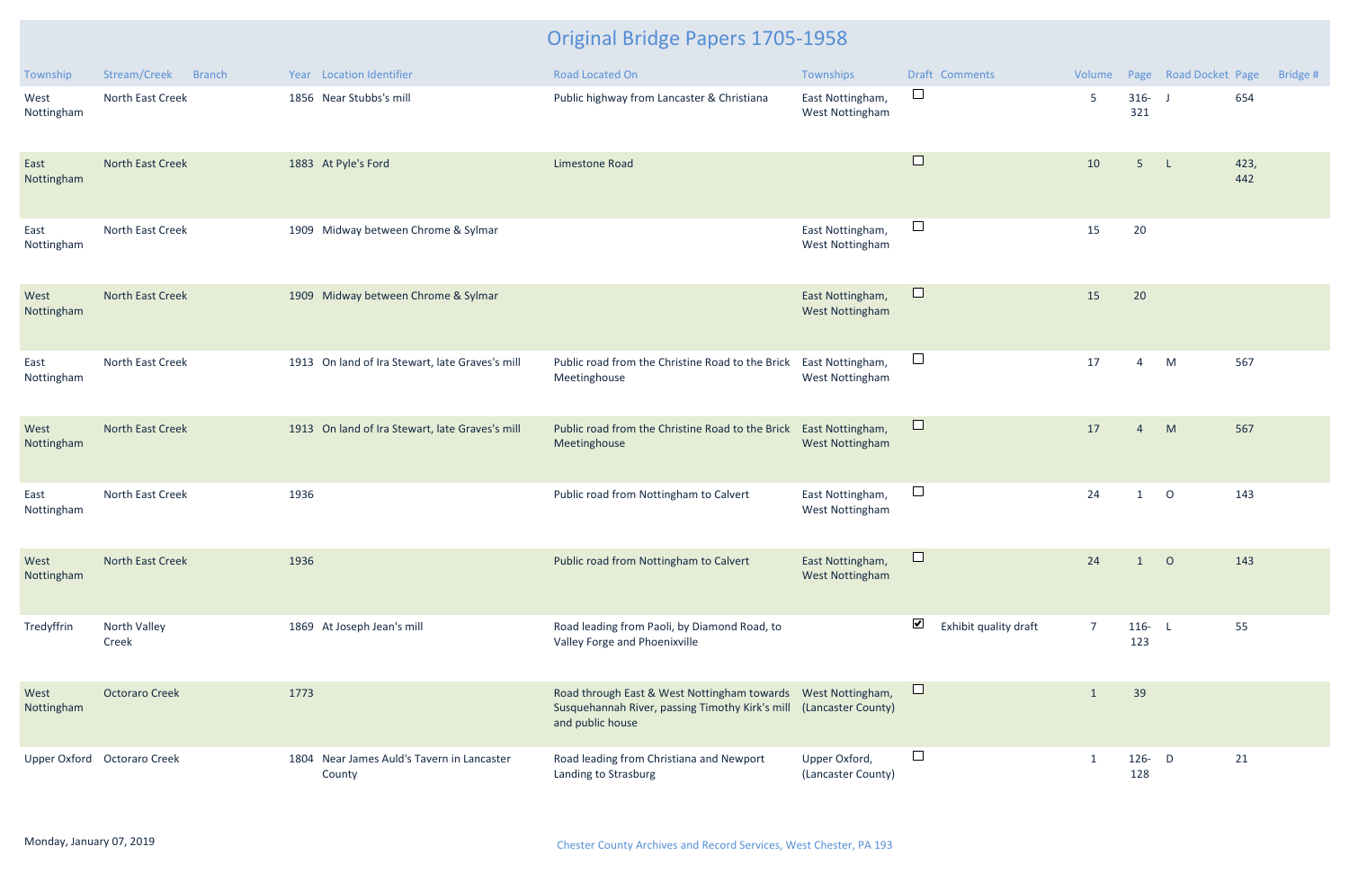# Original Bridge Papers 1705-1958

| Township | Stream/Creek | Branch | Year | Location Identifier | Road Located On | Townships | Draft | Comments | Volume | Page | Road Docket | Page | Bridge # |
|---|---|---|---|---|---|---|---|---|---|---|---|---|---|
| West Nottingham | North East Creek | | 1856 | Near Stubbs's mill | Public highway from Lancaster & Christiana | East Nottingham, West Nottingham | ☐ | | 5 | 316-321 | J | 654 | |
| East Nottingham | North East Creek | | 1883 | At Pyle's Ford | Limestone Road | | ☐ | | 10 | 5 | L | 423, 442 | |
| East Nottingham | North East Creek | | 1909 | Midway between Chrome & Sylmar | | East Nottingham, West Nottingham | ☐ | | 15 | 20 | | | |
| West Nottingham | North East Creek | | 1909 | Midway between Chrome & Sylmar | | East Nottingham, West Nottingham | ☐ | | 15 | 20 | | | |
| East Nottingham | North East Creek | | 1913 | On land of Ira Stewart, late Graves's mill | Public road from the Christine Road to the Brick Meetinghouse | East Nottingham, West Nottingham | ☐ | | 17 | 4 | M | 567 | |
| West Nottingham | North East Creek | | 1913 | On land of Ira Stewart, late Graves's mill | Public road from the Christine Road to the Brick Meetinghouse | East Nottingham, West Nottingham | ☐ | | 17 | 4 | M | 567 | |
| East Nottingham | North East Creek | | 1936 | | Public road from Nottingham to Calvert | East Nottingham, West Nottingham | ☐ | | 24 | 1 | O | 143 | |
| West Nottingham | North East Creek | | 1936 | | Public road from Nottingham to Calvert | East Nottingham, West Nottingham | ☐ | | 24 | 1 | O | 143 | |
| Tredyffrin | North Valley Creek | | 1869 | At Joseph Jean's mill | Road leading from Paoli, by Diamond Road, to Valley Forge and Phoenixville | | ☑ | Exhibit quality draft | 7 | 116-123 | L | 55 | |
| West Nottingham | Octoraro Creek | | 1773 | | Road through East & West Nottingham towards Susquehannah River, passing Timothy Kirk's mill and public house | West Nottingham, (Lancaster County) | ☐ | | 1 | 39 | | | |
| Upper Oxford | Octoraro Creek | | 1804 | Near James Auld's Tavern in Lancaster County | Road leading from Christiana and Newport Landing to Strasburg | Upper Oxford, (Lancaster County) | ☐ | | 1 | 126-128 | D | 21 | |

Monday, January 07, 2019

Chester County Archives and Record Services, West Chester, PA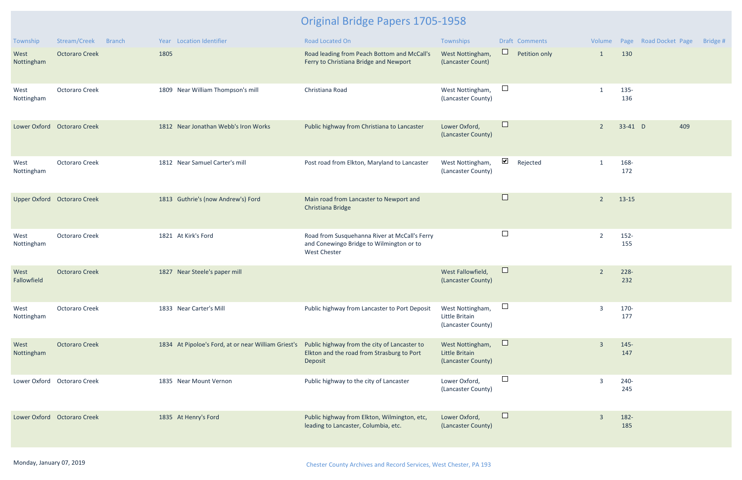# Original Bridge Papers 1705-1958

| Township | Stream/Creek | Branch | Year | Location Identifier | Road Located On | Townships | Draft | Comments | Volume | Page | Road Docket | Page | Bridge # |
|---|---|---|---|---|---|---|---|---|---|---|---|---|---|
| West Nottingham | Octoraro Creek | | 1805 | | Road leading from Peach Bottom and McCall's Ferry to Christiana Bridge and Newport | West Nottingham, (Lancaster Count) | ☐ | Petition only | 1 | 130 | | | |
| West Nottingham | Octoraro Creek | | 1809 | Near William Thompson's mill | Christiana Road | West Nottingham, (Lancaster County) | ☐ | | 1 | 135-136 | | | |
| Lower Oxford | Octoraro Creek | | 1812 | Near Jonathan Webb's Iron Works | Public highway from Christiana to Lancaster | Lower Oxford, (Lancaster County) | ☐ | | 2 | 33-41 | D | 409 | |
| West Nottingham | Octoraro Creek | | 1812 | Near Samuel Carter's mill | Post road from Elkton, Maryland to Lancaster | West Nottingham, (Lancaster County) | ☑ | Rejected | 1 | 168-172 | | | |
| Upper Oxford | Octoraro Creek | | 1813 | Guthrie's (now Andrew's) Ford | Main road from Lancaster to Newport and Christiana Bridge | | ☐ | | 2 | 13-15 | | | |
| West Nottingham | Octoraro Creek | | 1821 | At Kirk's Ford | Road from Susquehanna River at McCall's Ferry and Conewingo Bridge to Wilmington or to West Chester | | ☐ | | 2 | 152-155 | | | |
| West Fallowfield | Octoraro Creek | | 1827 | Near Steele's paper mill | | West Fallowfield, (Lancaster County) | ☐ | | 2 | 228-232 | | | |
| West Nottingham | Octoraro Creek | | 1833 | Near Carter's Mill | Public highway from Lancaster to Port Deposit | West Nottingham, Little Britain (Lancaster County) | ☐ | | 3 | 170-177 | | | |
| West Nottingham | Octoraro Creek | | 1834 | At Pipoloe's Ford, at or near William Griest's | Public highway from the city of Lancaster to Elkton and the road from Strasburg to Port Deposit | West Nottingham, Little Britain (Lancaster County) | ☐ | | 3 | 145-147 | | | |
| Lower Oxford | Octoraro Creek | | 1835 | Near Mount Vernon | Public highway to the city of Lancaster | Lower Oxford, (Lancaster County) | ☐ | | 3 | 240-245 | | | |
| Lower Oxford | Octoraro Creek | | 1835 | At Henry's Ford | Public highway from Elkton, Wilmington, etc, leading to Lancaster, Columbia, etc. | Lower Oxford, (Lancaster County) | ☐ | | 3 | 182-185 | | | |

Monday, January 07, 2019

Chester County Archives and Record Services, West Chester, PA 193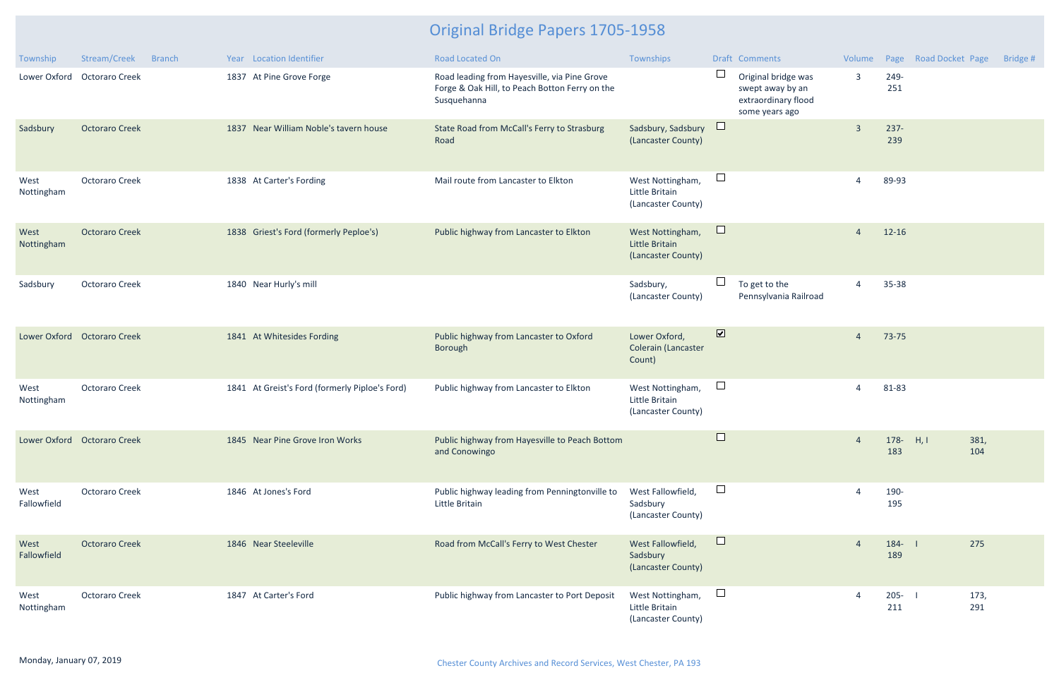# Original Bridge Papers 1705-1958

| Township | Stream/Creek | Branch | Year | Location Identifier | Road Located On | Townships | Draft | Comments | Volume | Page | Road Docket | Page | Bridge # |
|---|---|---|---|---|---|---|---|---|---|---|---|---|---|
| Lower Oxford | Octoraro Creek | | 1837 | At Pine Grove Forge | Road leading from Hayesville, via Pine Grove Forge & Oak Hill, to Peach Botton Ferry on the Susquehanna | | ☐ | Original bridge was swept away by an extraordinary flood some years ago | 3 | 249-251 | | | |
| Sadsbury | Octoraro Creek | | 1837 | Near William Noble's tavern house | State Road from McCall's Ferry to Strasburg Road | Sadsbury, Sadsbury (Lancaster County) | ☐ | | 3 | 237-239 | | | |
| West Nottingham | Octoraro Creek | | 1838 | At Carter's Fording | Mail route from Lancaster to Elkton | West Nottingham, Little Britain (Lancaster County) | ☐ | | 4 | 89-93 | | | |
| West Nottingham | Octoraro Creek | | 1838 | Griest's Ford (formerly Peploe's) | Public highway from Lancaster to Elkton | West Nottingham, Little Britain (Lancaster County) | ☐ | | 4 | 12-16 | | | |
| Sadsbury | Octoraro Creek | | 1840 | Near Hurly's mill | | Sadsbury, (Lancaster County) | ☐ | To get to the Pennsylvania Railroad | 4 | 35-38 | | | |
| Lower Oxford | Octoraro Creek | | 1841 | At Whitesides Fording | Public highway from Lancaster to Oxford Borough | Lower Oxford, Colerain (Lancaster Count) | ☑ | | 4 | 73-75 | | | |
| West Nottingham | Octoraro Creek | | 1841 | At Greist's Ford (formerly Piploe's Ford) | Public highway from Lancaster to Elkton | West Nottingham, Little Britain (Lancaster County) | ☐ | | 4 | 81-83 | | | |
| Lower Oxford | Octoraro Creek | | 1845 | Near Pine Grove Iron Works | Public highway from Hayesville to Peach Bottom and Conowingo | | ☐ | | 4 | 178-183 | H, I | 381, 104 | |
| West Fallowfield | Octoraro Creek | | 1846 | At Jones's Ford | Public highway leading from Penningtonville to Little Britain | West Fallowfield, Sadsbury (Lancaster County) | ☐ | | 4 | 190-195 | | | |
| West Fallowfield | Octoraro Creek | | 1846 | Near Steeleville | Road from McCall's Ferry to West Chester | West Fallowfield, Sadsbury (Lancaster County) | ☐ | | 4 | 184-189 | I | 275 | |
| West Nottingham | Octoraro Creek | | 1847 | At Carter's Ford | Public highway from Lancaster to Port Deposit | West Nottingham, Little Britain (Lancaster County) | ☐ | | 4 | 205-211 | I | 173, 291 | |

Monday, January 07, 2019

Chester County Archives and Record Services, West Chester, PA 193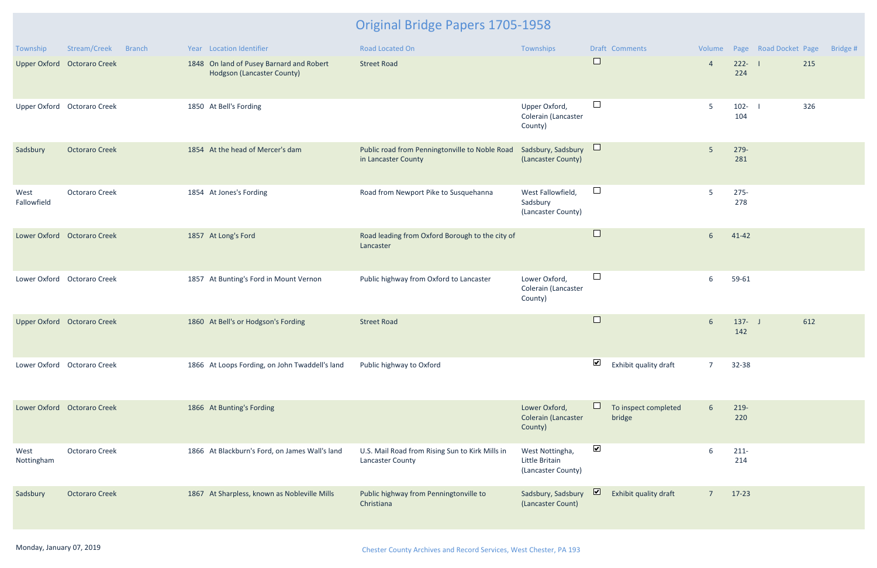# Original Bridge Papers 1705-1958

| Township | Stream/Creek | Branch | Year | Location Identifier | Road Located On | Townships | Draft | Comments | Volume | Page | Road Docket | Page | Bridge # |
|---|---|---|---|---|---|---|---|---|---|---|---|---|---|
| Upper Oxford | Octoraro Creek | | 1848 | On land of Pusey Barnard and Robert Hodgson (Lancaster County) | Street Road | | ☐ | | 4 | 222-224 | I | 215 | |
| Upper Oxford | Octoraro Creek | | 1850 | At Bell's Fording | | Upper Oxford, Colerain (Lancaster County) | ☐ | | 5 | 102-104 | I | 326 | |
| Sadsbury | Octoraro Creek | | 1854 | At the head of Mercer's dam | Public road from Penningtonville to Noble Road in Lancaster County | Sadsbury, Sadsbury (Lancaster County) | ☐ | | 5 | 279-281 | | | |
| West Fallowfield | Octoraro Creek | | 1854 | At Jones's Fording | Road from Newport Pike to Susquehanna | West Fallowfield, Sadsbury (Lancaster County) | ☐ | | 5 | 275-278 | | | |
| Lower Oxford | Octoraro Creek | | 1857 | At Long's Ford | Road leading from Oxford Borough to the city of Lancaster | | ☐ | | 6 | 41-42 | | | |
| Lower Oxford | Octoraro Creek | | 1857 | At Bunting's Ford in Mount Vernon | Public highway from Oxford to Lancaster | Lower Oxford, Colerain (Lancaster County) | ☐ | | 6 | 59-61 | | | |
| Upper Oxford | Octoraro Creek | | 1860 | At Bell's or Hodgson's Fording | Street Road | | ☐ | | 6 | 137-142 | J | 612 | |
| Lower Oxford | Octoraro Creek | | 1866 | At Loops Fording, on John Twaddell's land | Public highway to Oxford | | ☑ | Exhibit quality draft | 7 | 32-38 | | | |
| Lower Oxford | Octoraro Creek | | 1866 | At Bunting's Fording | | Lower Oxford, Colerain (Lancaster County) | ☐ | To inspect completed bridge | 6 | 219-220 | | | |
| West Nottingham | Octoraro Creek | | 1866 | At Blackburn's Ford, on James Wall's land | U.S. Mail Road from Rising Sun to Kirk Mills in Lancaster County | West Nottingha, Little Britain (Lancaster County) | ☑ | | 6 | 211-214 | | | |
| Sadsbury | Octoraro Creek | | 1867 | At Sharpless, known as Nobleville Mills | Public highway from Penningtonville to Christiana | Sadsbury, Sadsbury (Lancaster Count) | ☑ | Exhibit quality draft | 7 | 17-23 | | | |

Monday, January 07, 2019

Chester County Archives and Record Services, West Chester, PA 193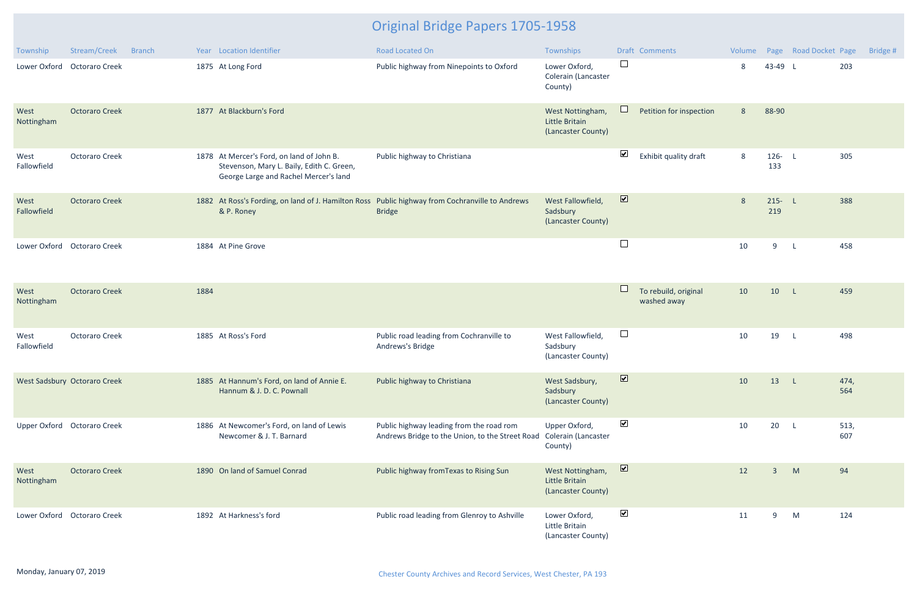# Original Bridge Papers 1705-1958

| Township | Stream/Creek | Branch | Year | Location Identifier | Road Located On | Townships | Draft | Comments | Volume | Page | Road Docket | Page | Bridge # |
|---|---|---|---|---|---|---|---|---|---|---|---|---|---|
| Lower Oxford | Octoraro Creek | | 1875 | At Long Ford | Public highway from Ninepoints to Oxford | Lower Oxford, Colerain (Lancaster County) | ☐ | | 8 | 43-49 | L | 203 | |
| West Nottingham | Octoraro Creek | | 1877 | At Blackburn's Ford | | West Nottingham, Little Britain (Lancaster County) | ☐ | Petition for inspection | 8 | 88-90 | | | |
| West Fallowfield | Octoraro Creek | | 1878 | At Mercer's Ford, on land of John B. Stevenson, Mary L. Baily, Edith C. Green, George Large and Rachel Mercer's land | Public highway to Christiana | | ☑ | Exhibit quality draft | 8 | 126-133 | L | 305 | |
| West Fallowfield | Octoraro Creek | | 1882 | At Ross's Fording, on land of J. Hamilton Ross & P. Roney | Public highway from Cochranville to Andrews Bridge | West Fallowfield, Sadsbury (Lancaster County) | ☑ | | 8 | 215-219 | L | 388 | |
| Lower Oxford | Octoraro Creek | | 1884 | At Pine Grove | | | ☐ | | 10 | 9 | L | 458 | |
| West Nottingham | Octoraro Creek | | 1884 | | | | ☐ | To rebuild, original washed away | 10 | 10 | L | 459 | |
| West Fallowfield | Octoraro Creek | | 1885 | At Ross's Ford | Public road leading from Cochranville to Andrews's Bridge | West Fallowfield, Sadsbury (Lancaster County) | ☐ | | 10 | 19 | L | 498 | |
| West Sadsbury | Octoraro Creek | | 1885 | At Hannum's Ford, on land of Annie E. Hannum & J. D. C. Pownall | Public highway to Christiana | West Sadsbury, Sadsbury (Lancaster County) | ☑ | | 10 | 13 | L | 474, 564 | |
| Upper Oxford | Octoraro Creek | | 1886 | At Newcomer's Ford, on land of Lewis Newcomer & J. T. Barnard | Public highway leading from the road rom Andrews Bridge to the Union, to the Street Road | Upper Oxford, Colerain (Lancaster County) | ☑ | | 10 | 20 | L | 513, 607 | |
| West Nottingham | Octoraro Creek | | 1890 | On land of Samuel Conrad | Public highway fromTexas to Rising Sun | West Nottingham, Little Britain (Lancaster County) | ☑ | | 12 | 3 | M | 94 | |
| Lower Oxford | Octoraro Creek | | 1892 | At Harkness's ford | Public road leading from Glenroy to Ashville | Lower Oxford, Little Britain (Lancaster County) | ☑ | | 11 | 9 | M | 124 | |

Monday, January 07, 2019

Chester County Archives and Record Services, West Chester, PA 193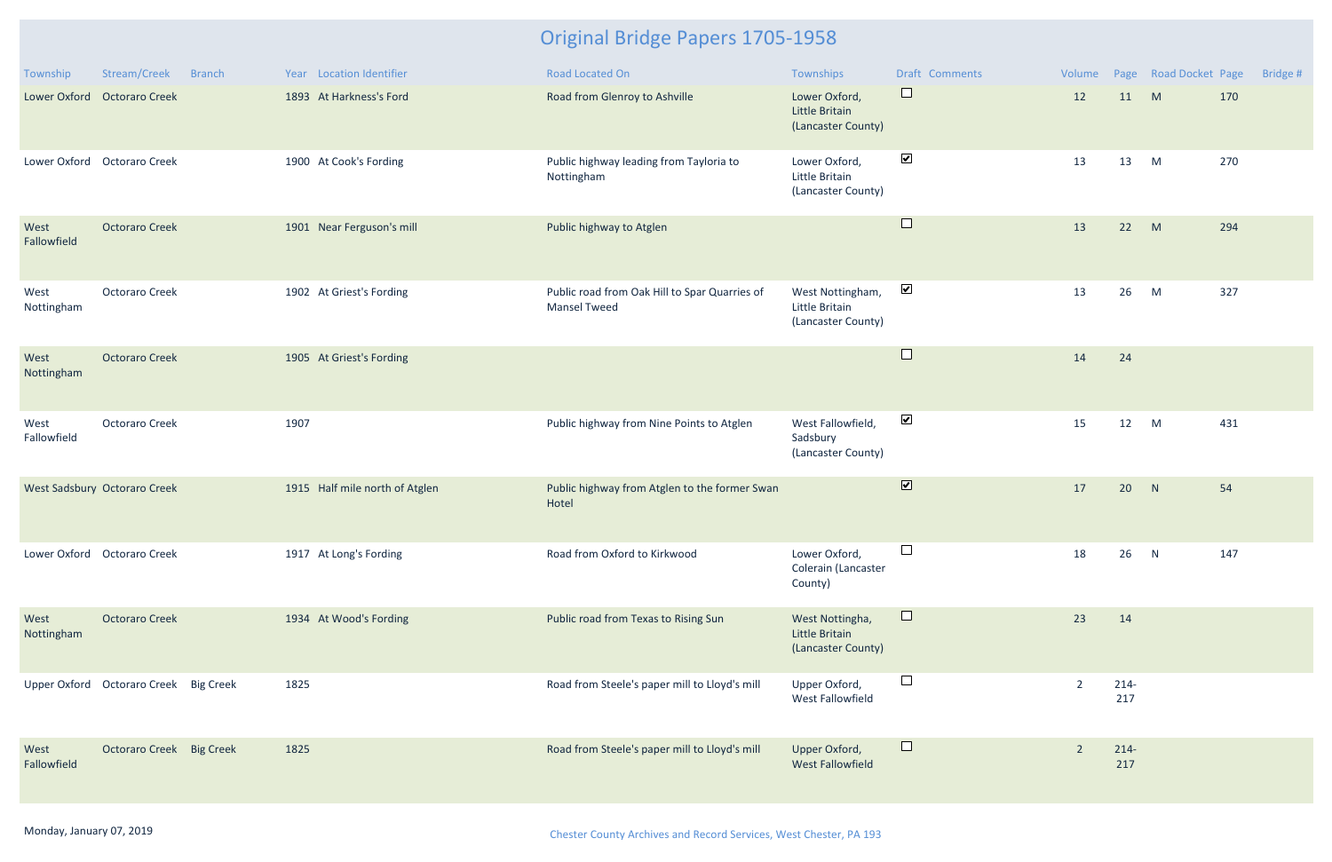# Original Bridge Papers 1705-1958

| Township | Stream/Creek | Branch | Year | Location Identifier | Road Located On | Townships | Draft | Comments | Volume | Page | Road Docket | Page | Bridge # |
|---|---|---|---|---|---|---|---|---|---|---|---|---|---|
| Lower Oxford | Octoraro Creek | | 1893 | At Harkness's Ford | Road from Glenroy to Ashville | Lower Oxford, Little Britain (Lancaster County) | ☐ | | 12 | 11 | M | 170 | |
| Lower Oxford | Octoraro Creek | | 1900 | At Cook's Fording | Public highway leading from Tayloria to Nottingham | Lower Oxford, Little Britain (Lancaster County) | ☑ | | 13 | 13 | M | 270 | |
| West Fallowfield | Octoraro Creek | | 1901 | Near Ferguson's mill | Public highway to Atglen | | ☐ | | 13 | 22 | M | 294 | |
| West Nottingham | Octoraro Creek | | 1902 | At Griest's Fording | Public road from Oak Hill to Spar Quarries of Mansel Tweed | West Nottingham, Little Britain (Lancaster County) | ☑ | | 13 | 26 | M | 327 | |
| West Nottingham | Octoraro Creek | | 1905 | At Griest's Fording | | | ☐ | | 14 | 24 | | | |
| West Fallowfield | Octoraro Creek | | 1907 | | Public highway from Nine Points to Atglen | West Fallowfield, Sadsbury (Lancaster County) | ☑ | | 15 | 12 | M | 431 | |
| West Sadsbury | Octoraro Creek | | 1915 | Half mile north of Atglen | Public highway from Atglen to the former Swan Hotel | | ☑ | | 17 | 20 | N | 54 | |
| Lower Oxford | Octoraro Creek | | 1917 | At Long's Fording | Road from Oxford to Kirkwood | Lower Oxford, Colerain (Lancaster County) | ☐ | | 18 | 26 | N | 147 | |
| West Nottingham | Octoraro Creek | | 1934 | At Wood's Fording | Public road from Texas to Rising Sun | West Nottingha, Little Britain (Lancaster County) | ☐ | | 23 | 14 | | | |
| Upper Oxford | Octoraro Creek | Big Creek | 1825 | | Road from Steele's paper mill to Lloyd's mill | Upper Oxford, West Fallowfield | ☐ | | 2 | 214-217 | | | |
| West Fallowfield | Octoraro Creek | Big Creek | 1825 | | Road from Steele's paper mill to Lloyd's mill | Upper Oxford, West Fallowfield | ☐ | | 2 | 214-217 | | | |

Monday, January 07, 2019

Chester County Archives and Record Services, West Chester, PA 193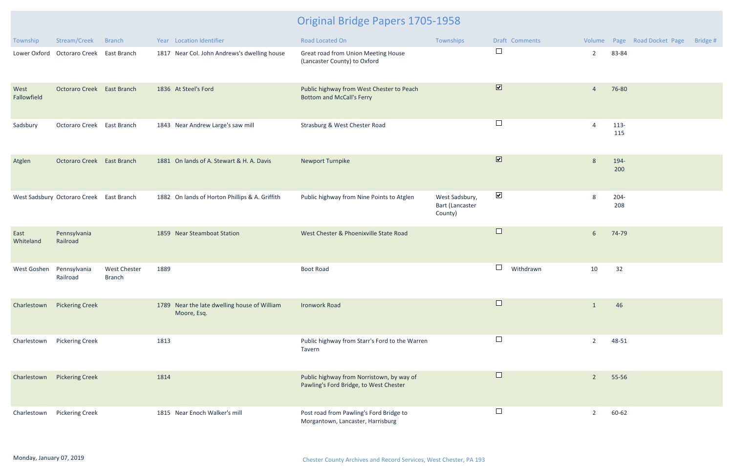# Original Bridge Papers 1705-1958

| Township | Stream/Creek | Branch | Year | Location Identifier | Road Located On | Townships | Draft | Comments | Volume | Page | Road Docket Page | Bridge # |
|---|---|---|---|---|---|---|---|---|---|---|---|---|
| Lower Oxford | Octoraro Creek | East Branch | 1817 | Near Col. John Andrews's dwelling house | Great road from Union Meeting House (Lancaster County) to Oxford | | ☐ | | 2 | 83-84 | | |
| West Fallowfield | Octoraro Creek | East Branch | 1836 | At Steel's Ford | Public highway from West Chester to Peach Bottom and McCall's Ferry | | ☑ | | 4 | 76-80 | | |
| Sadsbury | Octoraro Creek | East Branch | 1843 | Near Andrew Large's saw mill | Strasburg & West Chester Road | | ☐ | | 4 | 113-115 | | |
| Atglen | Octoraro Creek | East Branch | 1881 | On lands of A. Stewart & H. A. Davis | Newport Turnpike | | ☑ | | 8 | 194-200 | | |
| West Sadsbury | Octoraro Creek | East Branch | 1882 | On lands of Horton Phillips & A. Griffith | Public highway from Nine Points to Atglen | West Sadsbury, Bart (Lancaster County) | ☑ | | 8 | 204-208 | | |
| East Whiteland | Pennsylvania Railroad | | 1859 | Near Steamboat Station | West Chester & Phoenixville State Road | | ☐ | | 6 | 74-79 | | |
| West Goshen | Pennsylvania Railroad | West Chester Branch | 1889 | | Boot Road | | ☐ | Withdrawn | 10 | 32 | | |
| Charlestown | Pickering Creek | | 1789 | Near the late dwelling house of William Moore, Esq. | Ironwork Road | | ☐ | | 1 | 46 | | |
| Charlestown | Pickering Creek | | 1813 | | Public highway from Starr's Ford to the Warren Tavern | | ☐ | | 2 | 48-51 | | |
| Charlestown | Pickering Creek | | 1814 | | Public highway from Norristown, by way of Pawling's Ford Bridge, to West Chester | | ☐ | | 2 | 55-56 | | |
| Charlestown | Pickering Creek | | 1815 | Near Enoch Walker's mill | Post road from Pawling's Ford Bridge to Morgantown, Lancaster, Harrisburg | | ☐ | | 2 | 60-62 | | |

Monday, January 07, 2019

Chester County Archives and Record Services, West Chester, PA 193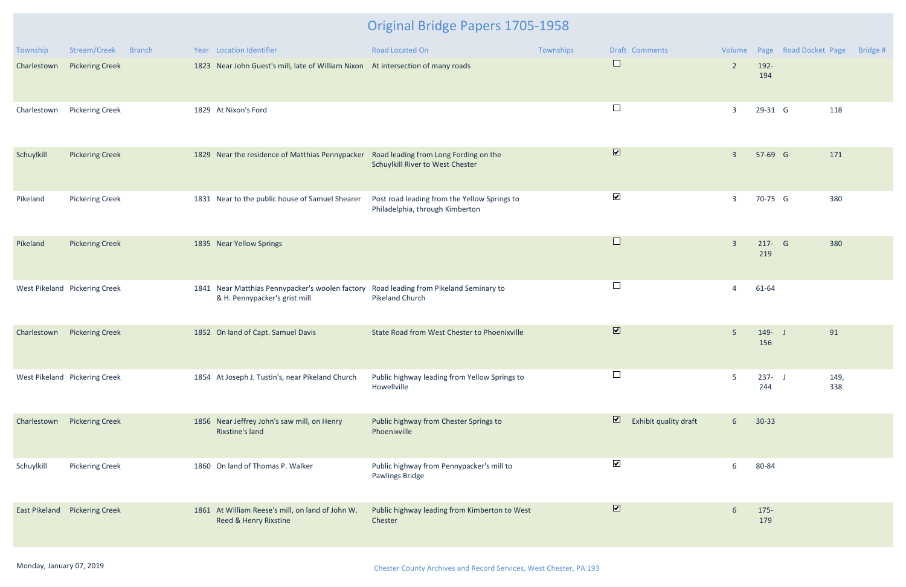# Original Bridge Papers 1705-1958

| Township | Stream/Creek | Branch | Year | Location Identifier | Road Located On | Townships | Draft | Comments | Volume | Page | Road Docket | Page | Bridge # |
|---|---|---|---|---|---|---|---|---|---|---|---|---|---|
| Charlestown | Pickering Creek | | 1823 | Near John Guest's mill, late of William Nixon | At intersection of many roads | | ☐ | | 2 | 192-194 | | | |
| Charlestown | Pickering Creek | | 1829 | At Nixon's Ford | | | ☐ | | 3 | 29-31 | G | 118 | |
| Schuylkill | Pickering Creek | | 1829 | Near the residence of Matthias Pennypacker | Road leading from Long Fording on the Schuylkill River to West Chester | | ☑ | | 3 | 57-69 | G | 171 | |
| Pikeland | Pickering Creek | | 1831 | Near to the public house of Samuel Shearer | Post road leading from the Yellow Springs to Philadelphia, through Kimberton | | ☑ | | 3 | 70-75 | G | 380 | |
| Pikeland | Pickering Creek | | 1835 | Near Yellow Springs | | | ☐ | | 3 | 217-219 | G | 380 | |
| West Pikeland | Pickering Creek | | 1841 | Near Matthias Pennypacker's woolen factory & H. Pennypacker's grist mill | Road leading from Pikeland Seminary to Pikeland Church | | ☐ | | 4 | 61-64 | | | |
| Charlestown | Pickering Creek | | 1852 | On land of Capt. Samuel Davis | State Road from West Chester to Phoenixville | | ☑ | | 5 | 149-156 | J | 91 | |
| West Pikeland | Pickering Creek | | 1854 | At Joseph J. Tustin's, near Pikeland Church | Public highway leading from Yellow Springs to Howellville | | ☐ | | 5 | 237-244 | J | 149, 338 | |
| Charlestown | Pickering Creek | | 1856 | Near Jeffrey John's saw mill, on Henry Rixstine's land | Public highway from Chester Springs to Phoenixville | | ☑ | Exhibit quality draft | 6 | 30-33 | | | |
| Schuylkill | Pickering Creek | | 1860 | On land of Thomas P. Walker | Public highway from Pennypacker's mill to Pawlings Bridge | | ☑ | | 6 | 80-84 | | | |
| East Pikeland | Pickering Creek | | 1861 | At William Reese's mill, on land of John W. Reed & Henry Rixstine | Public highway leading from Kimberton to West Chester | | ☑ | | 6 | 175-179 | | | |

Monday, January 07, 2019

Chester County Archives and Record Services, West Chester, PA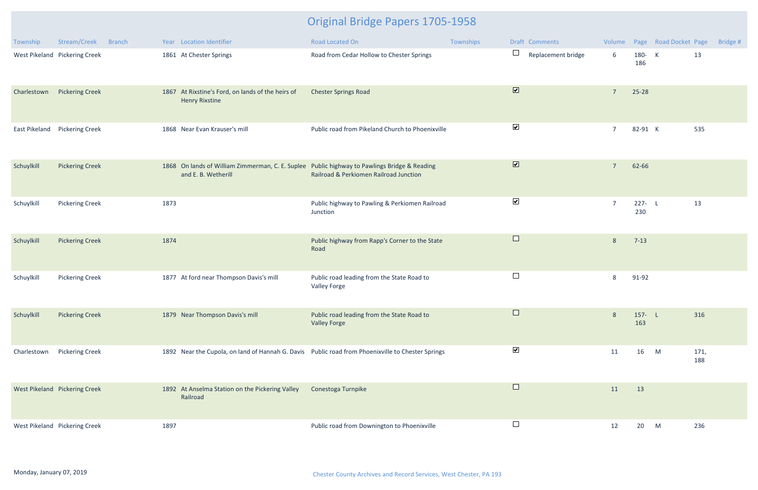# Original Bridge Papers 1705-1958

| Township | Stream/Creek | Branch | Year | Location Identifier | Road Located On | Townships | Draft | Comments | Volume | Page | Road Docket | Page | Bridge # |
|---|---|---|---|---|---|---|---|---|---|---|---|---|---|
| West Pikeland | Pickering Creek | | 1861 | At Chester Springs | Road from Cedar Hollow to Chester Springs | | ☐ | Replacement bridge | 6 | 180-186 | K | 13 | |
| Charlestown | Pickering Creek | | 1867 | At Rixstine's Ford, on lands of the heirs of Henry Rixstine | Chester Springs Road | | ☑ | | 7 | 25-28 | | | |
| East Pikeland | Pickering Creek | | 1868 | Near Evan Krauser's mill | Public road from Pikeland Church to Phoenixville | | ☑ | | 7 | 82-91 | K | 535 | |
| Schuylkill | Pickering Creek | | 1868 | On lands of William Zimmerman, C. E. Suplee and E. B. Wetherill | Public highway to Pawlings Bridge & Reading Railroad & Perkiomen Railroad Junction | | ☑ | | 7 | 62-66 | | | |
| Schuylkill | Pickering Creek | | 1873 | | Public highway to Pawling & Perkiomen Railroad Junction | | ☑ | | 7 | 227-230 | L | 13 | |
| Schuylkill | Pickering Creek | | 1874 | | Public highway from Rapp's Corner to the State Road | | ☐ | | 8 | 7-13 | | | |
| Schuylkill | Pickering Creek | | 1877 | At ford near Thompson Davis's mill | Public road leading from the State Road to Valley Forge | | ☐ | | 8 | 91-92 | | | |
| Schuylkill | Pickering Creek | | 1879 | Near Thompson Davis's mill | Public road leading from the State Road to Valley Forge | | ☐ | | 8 | 157-163 | L | 316 | |
| Charlestown | Pickering Creek | | 1892 | Near the Cupola, on land of Hannah G. Davis | Public road from Phoenixville to Chester Springs | | ☑ | | 11 | 16 | M | 171, 188 | |
| West Pikeland | Pickering Creek | | 1892 | At Anselma Station on the Pickering Valley Railroad | Conestoga Turnpike | | ☐ | | 11 | 13 | | | |
| West Pikeland | Pickering Creek | | 1897 | | Public road from Downington to Phoenixville | | ☐ | | 12 | 20 | M | 236 | |

Monday, January 07, 2019

Chester County Archives and Record Services, West Chester, PA 193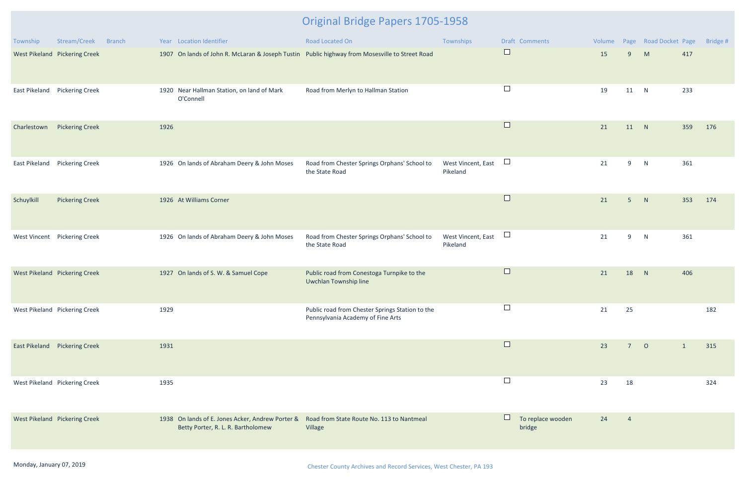# Original Bridge Papers 1705-1958

| Township | Stream/Creek | Branch | Year | Location Identifier | Road Located On | Townships | Draft | Comments | Volume | Page | Road Docket | Page | Bridge # |
|---|---|---|---|---|---|---|---|---|---|---|---|---|---|
| West Pikeland | Pickering Creek | | 1907 | On lands of John R. McLaran & Joseph Tustin | Public highway from Mosesville to Street Road | | ☐ | | 15 | 9 | M | 417 | |
| East Pikeland | Pickering Creek | | 1920 | Near Hallman Station, on land of Mark O'Connell | Road from Merlyn to Hallman Station | | ☐ | | 19 | 11 | N | 233 | |
| Charlestown | Pickering Creek | | 1926 | | | | ☐ | | 21 | 11 | N | 359 | 176 |
| East Pikeland | Pickering Creek | | 1926 | On lands of Abraham Deery & John Moses | Road from Chester Springs Orphans' School to the State Road | West Vincent, East Pikeland | ☐ | | 21 | 9 | N | 361 | |
| Schuylkill | Pickering Creek | | 1926 | At Williams Corner | | | ☐ | | 21 | 5 | N | 353 | 174 |
| West Vincent | Pickering Creek | | 1926 | On lands of Abraham Deery & John Moses | Road from Chester Springs Orphans' School to the State Road | West Vincent, East Pikeland | ☐ | | 21 | 9 | N | 361 | |
| West Pikeland | Pickering Creek | | 1927 | On lands of S. W. & Samuel Cope | Public road from Conestoga Turnpike to the Uwchlan Township line | | ☐ | | 21 | 18 | N | 406 | |
| West Pikeland | Pickering Creek | | 1929 | | Public road from Chester Springs Station to the Pennsylvania Academy of Fine Arts | | ☐ | | 21 | 25 | | | 182 |
| East Pikeland | Pickering Creek | | 1931 | | | | ☐ | | 23 | 7 | O | 1 | 315 |
| West Pikeland | Pickering Creek | | 1935 | | | | ☐ | | 23 | 18 | | | 324 |
| West Pikeland | Pickering Creek | | 1938 | On lands of E. Jones Acker, Andrew Porter & Betty Porter, R. L. R. Bartholomew | Road from State Route No. 113 to Nantmeal Village | | ☐ | To replace wooden bridge | 24 | 4 | | | |

Monday, January 07, 2019

Chester County Archives and Record Services, West Chester, PA 193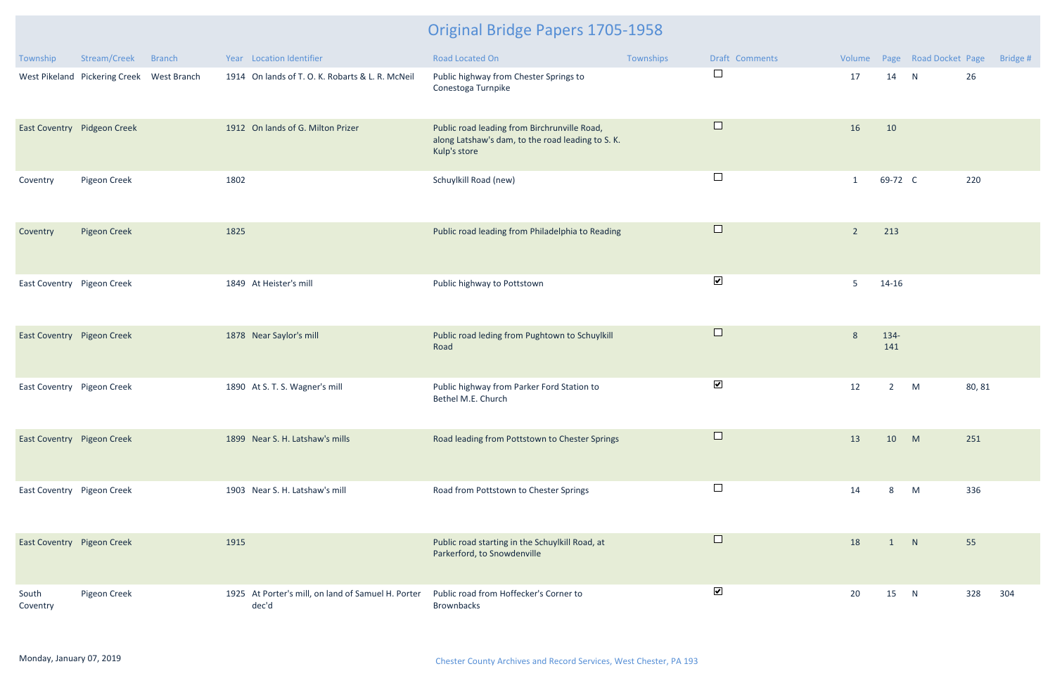# Original Bridge Papers 1705-1958

| Township | Stream/Creek | Branch | Year | Location Identifier | Road Located On | Townships | Draft | Comments | Volume | Page | Road Docket | Page | Bridge # |
|---|---|---|---|---|---|---|---|---|---|---|---|---|---|
| West Pikeland | Pickering Creek | West Branch | 1914 | On lands of T. O. K. Robarts & L. R. McNeil | Public highway from Chester Springs to Conestoga Turnpike | | ☐ | | 17 | 14 | N | 26 | |
| East Coventry | Pidgeon Creek | | 1912 | On lands of G. Milton Prizer | Public road leading from Birchrunville Road, along Latshaw's dam, to the road leading to S. K. Kulp's store | | ☐ | | 16 | 10 | | | |
| Coventry | Pigeon Creek | | 1802 | | Schuylkill Road (new) | | ☐ | | 1 | 69-72 | C | 220 | |
| Coventry | Pigeon Creek | | 1825 | | Public road leading from Philadelphia to Reading | | ☐ | | 2 | 213 | | | |
| East Coventry | Pigeon Creek | | 1849 | At Heister's mill | Public highway to Pottstown | | ☑ | | 5 | 14-16 | | | |
| East Coventry | Pigeon Creek | | 1878 | Near Saylor's mill | Public road leding from Pughtown to Schuylkill Road | | ☐ | | 8 | 134-141 | | | |
| East Coventry | Pigeon Creek | | 1890 | At S. T. S. Wagner's mill | Public highway from Parker Ford Station to Bethel M.E. Church | | ☑ | | 12 | 2 | M | 80, 81 | |
| East Coventry | Pigeon Creek | | 1899 | Near S. H. Latshaw's mills | Road leading from Pottstown to Chester Springs | | ☐ | | 13 | 10 | M | 251 | |
| East Coventry | Pigeon Creek | | 1903 | Near S. H. Latshaw's mill | Road from Pottstown to Chester Springs | | ☐ | | 14 | 8 | M | 336 | |
| East Coventry | Pigeon Creek | | 1915 | | Public road starting in the Schuylkill Road, at Parkerford, to Snowdenville | | ☐ | | 18 | 1 | N | 55 | |
| South Coventry | Pigeon Creek | | 1925 | At Porter's mill, on land of Samuel H. Porter dec'd | Public road from Hoffecker's Corner to Brownbacks | | ☑ | | 20 | 15 | N | 328 | 304 |

Monday, January 07, 2019

Chester County Archives and Record Services, West Chester, PA 193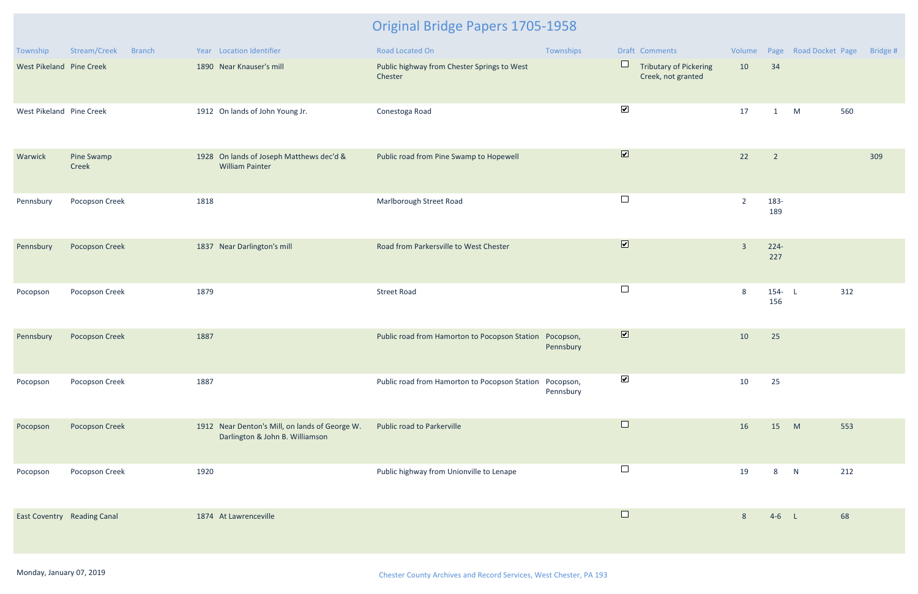# Original Bridge Papers 1705-1958

| Township | Stream/Creek | Branch | Year | Location Identifier | Road Located On | Townships | Draft | Comments | Volume | Page | Road Docket | Page | Bridge # |
|---|---|---|---|---|---|---|---|---|---|---|---|---|---|
| West Pikeland | Pine Creek | | 1890 | Near Knauser's mill | Public highway from Chester Springs to West Chester | | ☐ | Tributary of Pickering Creek, not granted | 10 | 34 | | | |
| West Pikeland | Pine Creek | | 1912 | On lands of John Young Jr. | Conestoga Road | | ☑ | | 17 | 1 | M | 560 | |
| Warwick | Pine Swamp Creek | | 1928 | On lands of Joseph Matthews dec'd & William Painter | Public road from Pine Swamp to Hopewell | | ☑ | | 22 | 2 | | | 309 |
| Pennsbury | Pocopson Creek | | 1818 | | Marlborough Street Road | | ☐ | | 2 | 183-189 | | | |
| Pennsbury | Pocopson Creek | | 1837 | Near Darlington's mill | Road from Parkersville to West Chester | | ☑ | | 3 | 224-227 | | | |
| Pocopson | Pocopson Creek | | 1879 | | Street Road | | ☐ | | 8 | 154-156 | L | 312 | |
| Pennsbury | Pocopson Creek | | 1887 | | Public road from Hamorton to Pocopson Station | Pocopson, Pennsbury | ☑ | | 10 | 25 | | | |
| Pocopson | Pocopson Creek | | 1887 | | Public road from Hamorton to Pocopson Station | Pocopson, Pennsbury | ☑ | | 10 | 25 | | | |
| Pocopson | Pocopson Creek | | 1912 | Near Denton's Mill, on lands of George W. Darlington & John B. Williamson | Public road to Parkerville | | ☐ | | 16 | 15 | M | 553 | |
| Pocopson | Pocopson Creek | | 1920 | | Public highway from Unionville to Lenape | | ☐ | | 19 | 8 | N | 212 | |
| East Coventry | Reading Canal | | 1874 | At Lawrenceville | | | ☐ | | 8 | 4-6 | L | 68 | |

Monday, January 07, 2019

Chester County Archives and Record Services, West Chester, PA 193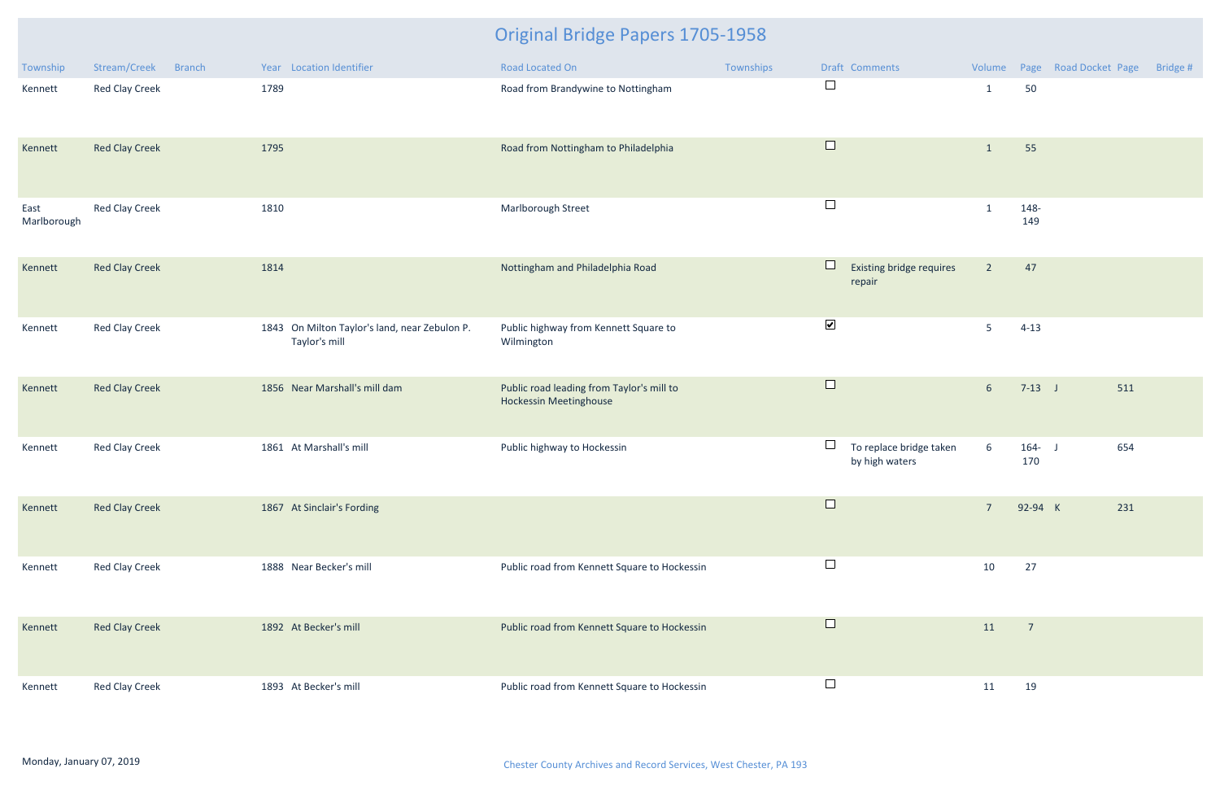# Original Bridge Papers 1705-1958

| Township | Stream/Creek | Branch | Year | Location Identifier | Road Located On | Townships | Draft | Comments | Volume | Page | Road Docket | Page | Bridge # |
|---|---|---|---|---|---|---|---|---|---|---|---|---|---|
| Kennett | Red Clay Creek | | 1789 | | Road from Brandywine to Nottingham | | ☐ | | 1 | 50 | | | |
| Kennett | Red Clay Creek | | 1795 | | Road from Nottingham to Philadelphia | | ☐ | | 1 | 55 | | | |
| East Marlborough | Red Clay Creek | | 1810 | | Marlborough Street | | ☐ | | 1 | 148-149 | | | |
| Kennett | Red Clay Creek | | 1814 | | Nottingham and Philadelphia Road | | ☐ | Existing bridge requires repair | 2 | 47 | | | |
| Kennett | Red Clay Creek | | 1843 | On Milton Taylor's land, near Zebulon P. Taylor's mill | Public highway from Kennett Square to Wilmington | | ☑ | | 5 | 4-13 | | | |
| Kennett | Red Clay Creek | | 1856 | Near Marshall's mill dam | Public road leading from Taylor's mill to Hockessin Meetinghouse | | ☐ | | 6 | 7-13 | J | 511 | |
| Kennett | Red Clay Creek | | 1861 | At Marshall's mill | Public highway to Hockessin | | ☐ | To replace bridge taken by high waters | 6 | 164-170 | J | 654 | |
| Kennett | Red Clay Creek | | 1867 | At Sinclair's Fording | | | ☐ | | 7 | 92-94 | K | 231 | |
| Kennett | Red Clay Creek | | 1888 | Near Becker's mill | Public road from Kennett Square to Hockessin | | ☐ | | 10 | 27 | | | |
| Kennett | Red Clay Creek | | 1892 | At Becker's mill | Public road from Kennett Square to Hockessin | | ☐ | | 11 | 7 | | | |
| Kennett | Red Clay Creek | | 1893 | At Becker's mill | Public road from Kennett Square to Hockessin | | ☐ | | 11 | 19 | | | |

Monday, January 07, 2019

Chester County Archives and Record Services, West Chester, PA 193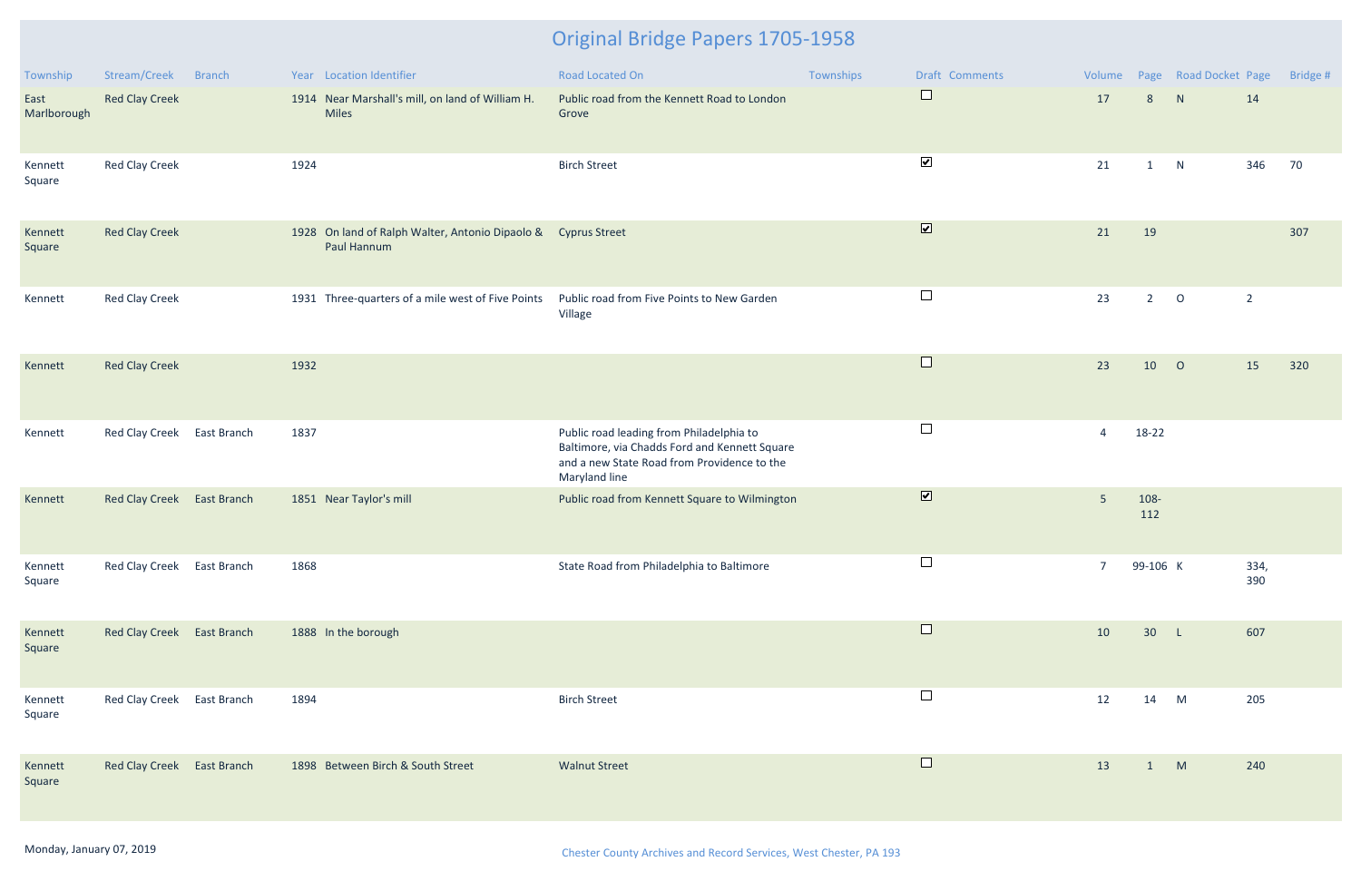# Original Bridge Papers 1705-1958

| Township | Stream/Creek | Branch | Year | Location Identifier | Road Located On | Townships | Draft | Comments | Volume | Page | Road Docket | Page | Bridge # |
|---|---|---|---|---|---|---|---|---|---|---|---|---|---|
| East Marlborough | Red Clay Creek | | 1914 | Near Marshall's mill, on land of William H. Miles | Public road from the Kennett Road to London Grove | | ☐ | | 17 | 8 | N | 14 | |
| Kennett Square | Red Clay Creek | | 1924 | | Birch Street | | ☑ | | 21 | 1 | N | 346 | 70 |
| Kennett Square | Red Clay Creek | | 1928 | On land of Ralph Walter, Antonio Dipaolo & Paul Hannum | Cyprus Street | | ☑ | | 21 | 19 | | | 307 |
| Kennett | Red Clay Creek | | 1931 | Three-quarters of a mile west of Five Points | Public road from Five Points to New Garden Village | | ☐ | | 23 | 2 | O | 2 | |
| Kennett | Red Clay Creek | | 1932 | | | | ☐ | | 23 | 10 | O | 15 | 320 |
| Kennett | Red Clay Creek | East Branch | 1837 | | Public road leading from Philadelphia to Baltimore, via Chadds Ford and Kennett Square and a new State Road from Providence to the Maryland line | | ☐ | | 4 | 18-22 | | | |
| Kennett | Red Clay Creek | East Branch | 1851 | Near Taylor's mill | Public road from Kennett Square to Wilmington | | ☑ | | 5 | 108-112 | | | |
| Kennett Square | Red Clay Creek | East Branch | 1868 | | State Road from Philadelphia to Baltimore | | ☐ | | 7 | 99-106 | K | 334, 390 | |
| Kennett Square | Red Clay Creek | East Branch | 1888 | In the borough | | | ☐ | | 10 | 30 | L | 607 | |
| Kennett Square | Red Clay Creek | East Branch | 1894 | | Birch Street | | ☐ | | 12 | 14 | M | 205 | |
| Kennett Square | Red Clay Creek | East Branch | 1898 | Between Birch & South Street | Walnut Street | | ☐ | | 13 | 1 | M | 240 | |

Monday, January 07, 2019

Chester County Archives and Record Services, West Chester, PA 193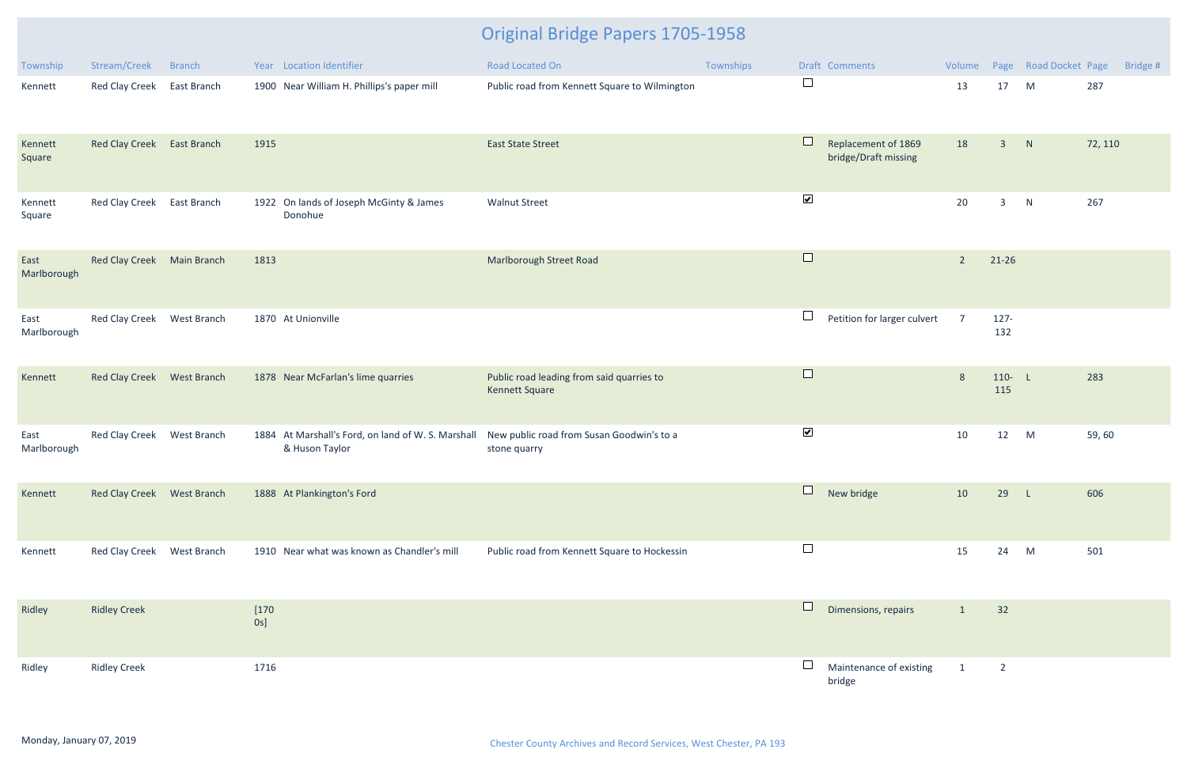# Original Bridge Papers 1705-1958

| Township | Stream/Creek | Branch | Year | Location Identifier | Road Located On | Townships | Draft | Comments | Volume | Page | Road Docket | Page | Bridge # |
|---|---|---|---|---|---|---|---|---|---|---|---|---|---|
| Kennett | Red Clay Creek | East Branch | 1900 | Near William H. Phillips's paper mill | Public road from Kennett Square to Wilmington | | ☐ | | 13 | 17 | M | 287 | |
| Kennett Square | Red Clay Creek | East Branch | 1915 | | East State Street | | ☐ | Replacement of 1869 bridge/Draft missing | 18 | 3 | N | 72, 110 | |
| Kennett Square | Red Clay Creek | East Branch | 1922 | On lands of Joseph McGinty & James Donohue | Walnut Street | | ☑ | | 20 | 3 | N | 267 | |
| East Marlborough | Red Clay Creek | Main Branch | 1813 | | Marlborough Street Road | | ☐ | | 2 | 21-26 | | | |
| East Marlborough | Red Clay Creek | West Branch | 1870 | At Unionville | | | ☐ | Petition for larger culvert | 7 | 127-132 | | | |
| Kennett | Red Clay Creek | West Branch | 1878 | Near McFarlan's lime quarries | Public road leading from said quarries to Kennett Square | | ☐ | | 8 | 110-115 | L | 283 | |
| East Marlborough | Red Clay Creek | West Branch | 1884 | At Marshall's Ford, on land of W. S. Marshall & Huson Taylor | New public road from Susan Goodwin's to a stone quarry | | ☑ | | 10 | 12 | M | 59, 60 | |
| Kennett | Red Clay Creek | West Branch | 1888 | At Plankington's Ford | | | ☐ | New bridge | 10 | 29 | L | 606 | |
| Kennett | Red Clay Creek | West Branch | 1910 | Near what was known as Chandler's mill | Public road from Kennett Square to Hockessin | | ☐ | | 15 | 24 | M | 501 | |
| Ridley | Ridley Creek | | [1700s] | | | | ☐ | Dimensions, repairs | 1 | 32 | | | |
| Ridley | Ridley Creek | | 1716 | | | | ☐ | Maintenance of existing bridge | 1 | 2 | | | |

Monday, January 07, 2019

Chester County Archives and Record Services, West Chester, PA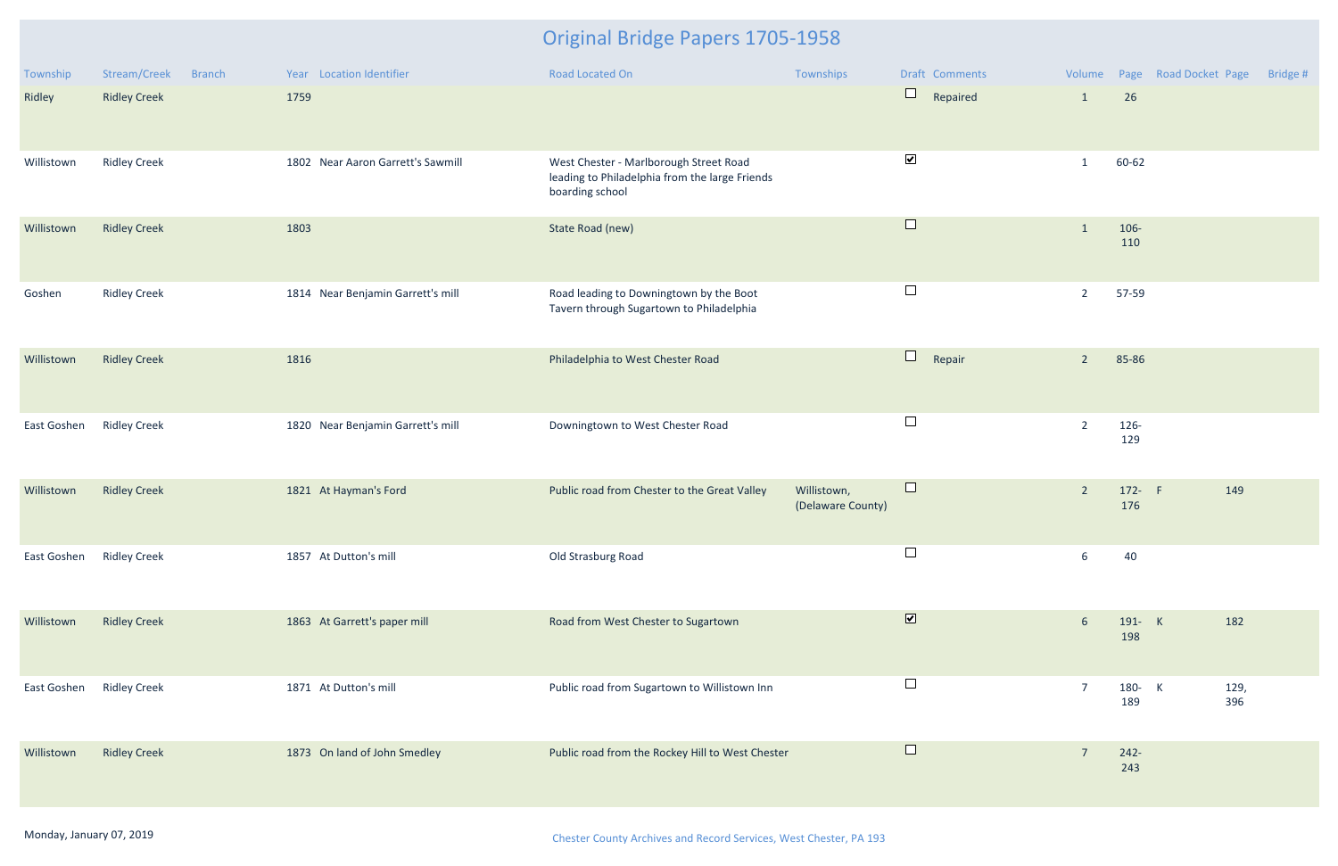# Original Bridge Papers 1705-1958

| Township | Stream/Creek | Branch | Year | Location Identifier | Road Located On | Townships | Draft | Comments | Volume | Page | Road Docket | Page | Bridge # |
|---|---|---|---|---|---|---|---|---|---|---|---|---|---|
| Ridley | Ridley Creek | | 1759 | | | | ☐ | Repaired | 1 | 26 | | | |
| Willistown | Ridley Creek | | 1802 | Near Aaron Garrett's Sawmill | West Chester - Marlborough Street Road leading to Philadelphia from the large Friends boarding school | | ☑ | | 1 | 60-62 | | | |
| Willistown | Ridley Creek | | 1803 | | State Road (new) | | ☐ | | 1 | 106-110 | | | |
| Goshen | Ridley Creek | | 1814 | Near Benjamin Garrett's mill | Road leading to Downingtown by the Boot Tavern through Sugartown to Philadelphia | | ☐ | | 2 | 57-59 | | | |
| Willistown | Ridley Creek | | 1816 | | Philadelphia to West Chester Road | | ☐ | Repair | 2 | 85-86 | | | |
| East Goshen | Ridley Creek | | 1820 | Near Benjamin Garrett's mill | Downingtown to West Chester Road | | ☐ | | 2 | 126-129 | | | |
| Willistown | Ridley Creek | | 1821 | At Hayman's Ford | Public road from Chester to the Great Valley | Willistown, (Delaware County) | ☐ | | 2 | 172-176 | F | 149 | |
| East Goshen | Ridley Creek | | 1857 | At Dutton's mill | Old Strasburg Road | | ☐ | | 6 | 40 | | | |
| Willistown | Ridley Creek | | 1863 | At Garrett's paper mill | Road from West Chester to Sugartown | | ☑ | | 6 | 191-198 | K | 182 | |
| East Goshen | Ridley Creek | | 1871 | At Dutton's mill | Public road from Sugartown to Willistown Inn | | ☐ | | 7 | 180-189 | K | 129, 396 | |
| Willistown | Ridley Creek | | 1873 | On land of John Smedley | Public road from the Rockey Hill to West Chester | | ☐ | | 7 | 242-243 | | | |

Monday, January 07, 2019

Chester County Archives and Record Services, West Chester, PA 193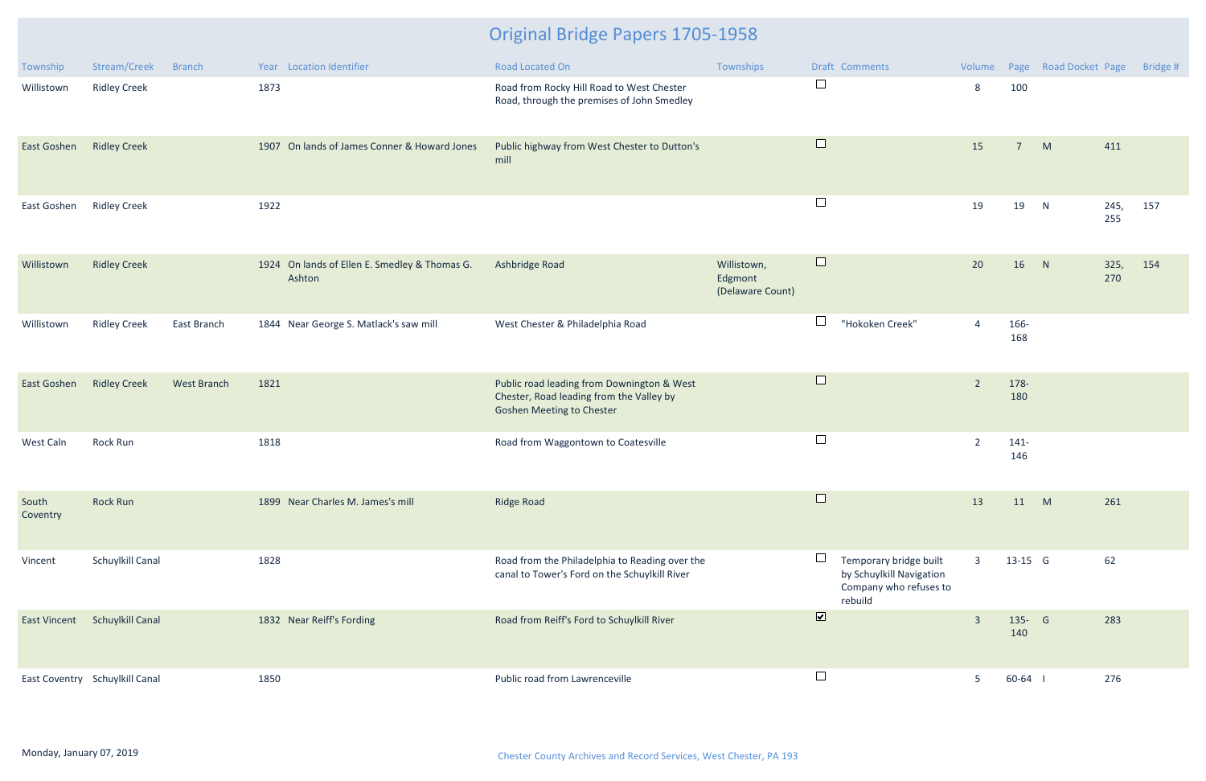# Original Bridge Papers 1705-1958

| Township | Stream/Creek | Branch | Year | Location Identifier | Road Located On | Townships | Draft | Comments | Volume | Page | Road Docket | Page | Bridge # |
|---|---|---|---|---|---|---|---|---|---|---|---|---|---|
| Willistown | Ridley Creek | | 1873 | | Road from Rocky Hill Road to West Chester Road, through the premises of John Smedley | | ☐ | | 8 | 100 | | | |
| East Goshen | Ridley Creek | | 1907 | On lands of James Conner & Howard Jones | Public highway from West Chester to Dutton's mill | | ☐ | | 15 | 7 | M | 411 | |
| East Goshen | Ridley Creek | | 1922 | | | | ☐ | | 19 | 19 | N | 245, 255 | 157 |
| Willistown | Ridley Creek | | 1924 | On lands of Ellen E. Smedley & Thomas G. Ashton | Ashbridge Road | Willistown, Edgmont (Delaware Count) | ☐ | | 20 | 16 | N | 325, 270 | 154 |
| Willistown | Ridley Creek | East Branch | 1844 | Near George S. Matlack's saw mill | West Chester & Philadelphia Road | | ☐ | "Hokoken Creek" | 4 | 166-168 | | | |
| East Goshen | Ridley Creek | West Branch | 1821 | | Public road leading from Downington & West Chester, Road leading from the Valley by Goshen Meeting to Chester | | ☐ | | 2 | 178-180 | | | |
| West Caln | Rock Run | | 1818 | | Road from Waggontown to Coatesville | | ☐ | | 2 | 141-146 | | | |
| South Coventry | Rock Run | | 1899 | Near Charles M. James's mill | Ridge Road | | ☐ | | 13 | 11 | M | 261 | |
| Vincent | Schuylkill Canal | | 1828 | | Road from the Philadelphia to Reading over the canal to Tower's Ford on the Schuylkill River | | ☐ | Temporary bridge built by Schuylkill Navigation Company who refuses to rebuild | 3 | 13-15 | G | 62 | |
| East Vincent | Schuylkill Canal | | 1832 | Near Reiff's Fording | Road from Reiff's Ford to Schuylkill River | | ☑ | | 3 | 135-140 | G | 283 | |
| East Coventry | Schuylkill Canal | | 1850 | | Public road from Lawrenceville | | ☐ | | 5 | 60-64 | I | 276 | |

Monday, January 07, 2019

Chester County Archives and Record Services, West Chester, PA 193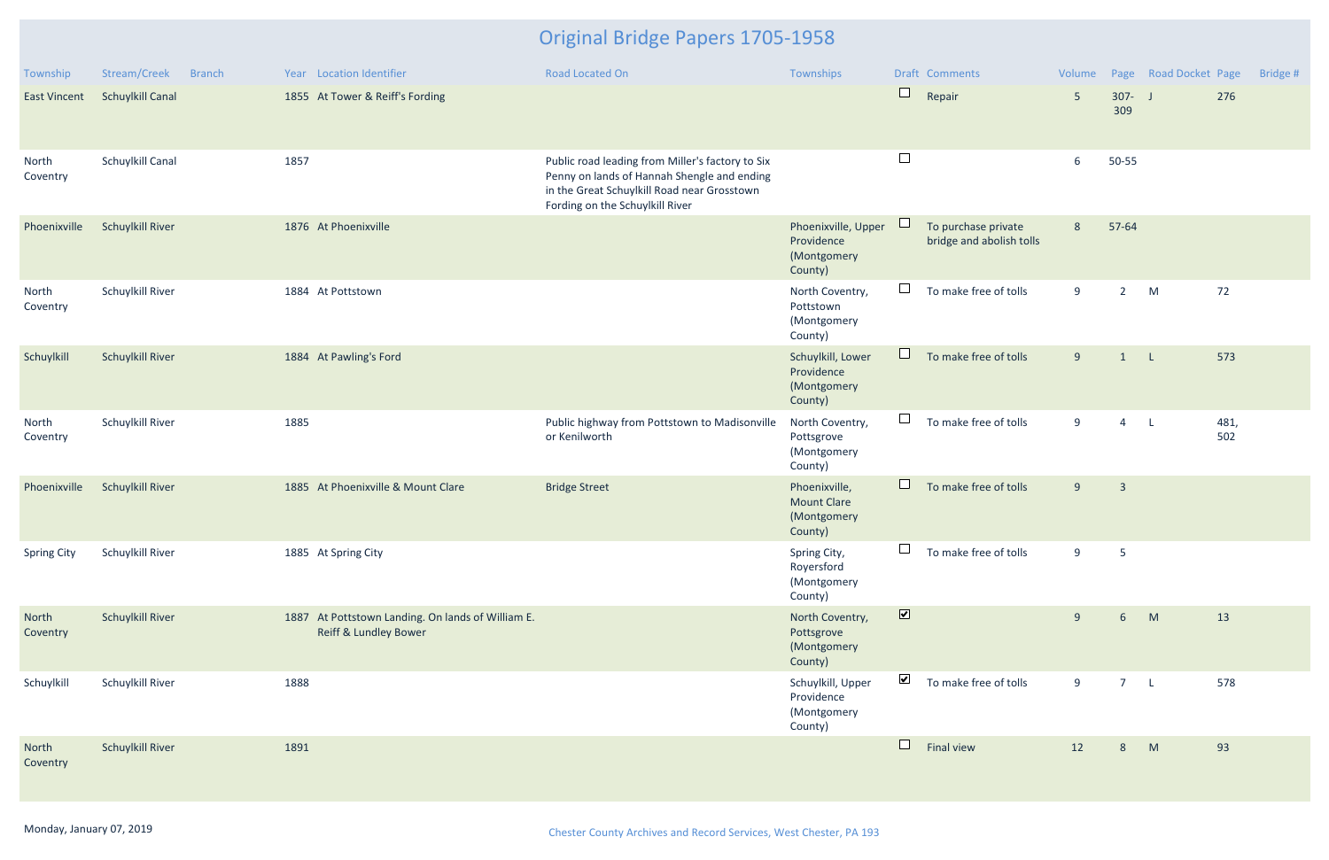# Original Bridge Papers 1705-1958

| Township | Stream/Creek | Branch | Year | Location Identifier | Road Located On | Townships | Draft | Comments | Volume | Page | Road Docket | Page | Bridge # |
|---|---|---|---|---|---|---|---|---|---|---|---|---|---|
| East Vincent | Schuylkill Canal | | 1855 | At Tower & Reiff's Fording | | | ☐ | Repair | 5 | 307-309 | J | 276 | |
| North Coventry | Schuylkill Canal | | 1857 | | Public road leading from Miller's factory to Six Penny on lands of Hannah Shengle and ending in the Great Schuylkill Road near Grosstown Fording on the Schuylkill River | | ☐ | | 6 | 50-55 | | | |
| Phoenixville | Schuylkill River | | 1876 | At Phoenixville | | Phoenixville, Upper Providence (Montgomery County) | ☐ | To purchase private bridge and abolish tolls | 8 | 57-64 | | | |
| North Coventry | Schuylkill River | | 1884 | At Pottstown | | North Coventry, Pottstown (Montgomery County) | ☐ | To make free of tolls | 9 | 2 | M | 72 | |
| Schuylkill | Schuylkill River | | 1884 | At Pawling's Ford | | Schuylkill, Lower Providence (Montgomery County) | ☐ | To make free of tolls | 9 | 1 | L | 573 | |
| North Coventry | Schuylkill River | | 1885 | | Public highway from Pottstown to Madisonville or Kenilworth | North Coventry, Pottsgrove (Montgomery County) | ☐ | To make free of tolls | 9 | 4 | L | 481, 502 | |
| Phoenixville | Schuylkill River | | 1885 | At Phoenixville & Mount Clare | Bridge Street | Phoenixville, Mount Clare (Montgomery County) | ☐ | To make free of tolls | 9 | 3 | | | |
| Spring City | Schuylkill River | | 1885 | At Spring City | | Spring City, Royersford (Montgomery County) | ☐ | To make free of tolls | 9 | 5 | | | |
| North Coventry | Schuylkill River | | 1887 | At Pottstown Landing. On lands of William E. Reiff & Lundley Bower | | North Coventry, Pottsgrove (Montgomery County) | ☑ | | 9 | 6 | M | 13 | |
| Schuylkill | Schuylkill River | | 1888 | | | Schuylkill, Upper Providence (Montgomery County) | ☑ | To make free of tolls | 9 | 7 | L | 578 | |
| North Coventry | Schuylkill River | | 1891 | | | | ☐ | Final view | 12 | 8 | M | 93 | |

Monday, January 07, 2019

Chester County Archives and Record Services, West Chester, PA 193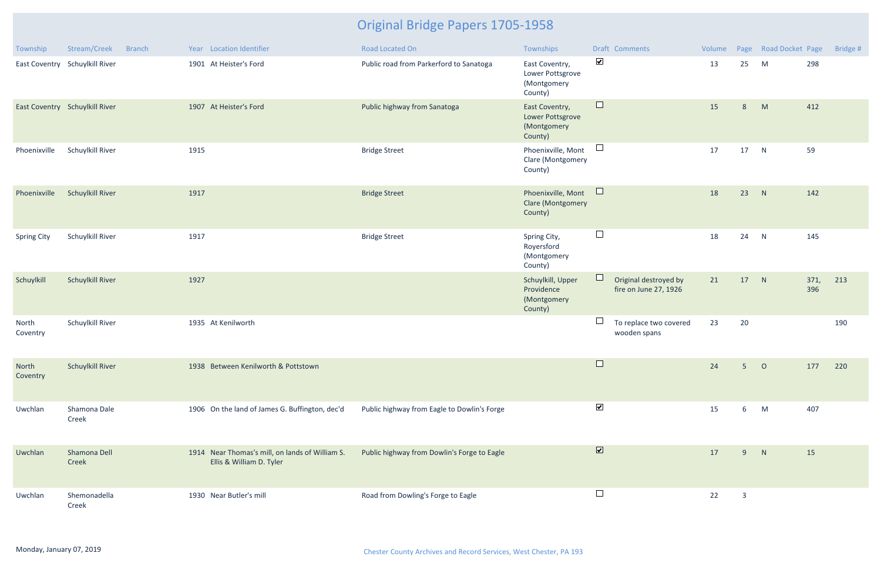# Original Bridge Papers 1705-1958

| Township | Stream/Creek | Branch | Year | Location Identifier | Road Located On | Townships | Draft | Comments | Volume | Page | Road Docket | Page | Bridge # |
|---|---|---|---|---|---|---|---|---|---|---|---|---|---|
| East Coventry | Schuylkill River | | 1901 | At Heister's Ford | Public road from Parkerford to Sanatoga | East Coventry, Lower Pottsgrove (Montgomery County) | ☑ | | 13 | 25 | M | 298 | |
| East Coventry | Schuylkill River | | 1907 | At Heister's Ford | Public highway from Sanatoga | East Coventry, Lower Pottsgrove (Montgomery County) | ☐ | | 15 | 8 | M | 412 | |
| Phoenixville | Schuylkill River | | 1915 | | Bridge Street | Phoenixville, Mont Clare (Montgomery County) | ☐ | | 17 | 17 | N | 59 | |
| Phoenixville | Schuylkill River | | 1917 | | Bridge Street | Phoenixville, Mont Clare (Montgomery County) | ☐ | | 18 | 23 | N | 142 | |
| Spring City | Schuylkill River | | 1917 | | Bridge Street | Spring City, Royersford (Montgomery County) | ☐ | | 18 | 24 | N | 145 | |
| Schuylkill | Schuylkill River | | 1927 | | | Schuylkill, Upper Providence (Montgomery County) | ☐ | Original destroyed by fire on June 27, 1926 | 21 | 17 | N | 371, 396 | 213 |
| North Coventry | Schuylkill River | | 1935 | At Kenilworth | | | ☐ | To replace two covered wooden spans | 23 | 20 | | | 190 |
| North Coventry | Schuylkill River | | 1938 | Between Kenilworth & Pottstown | | | ☐ | | 24 | 5 | O | 177 | 220 |
| Uwchlan | Shamona Dale Creek | | 1906 | On the land of James G. Buffington, dec'd | Public highway from Eagle to Dowlin's Forge | | ☑ | | 15 | 6 | M | 407 | |
| Uwchlan | Shamona Dell Creek | | 1914 | Near Thomas's mill, on lands of William S. Ellis & William D. Tyler | Public highway from Dowlin's Forge to Eagle | | ☑ | | 17 | 9 | N | 15 | |
| Uwchlan | Shemonadella Creek | | 1930 | Near Butler's mill | Road from Dowling's Forge to Eagle | | ☐ | | 22 | 3 | | | |

Monday, January 07, 2019

Chester County Archives and Record Services, West Chester, PA 193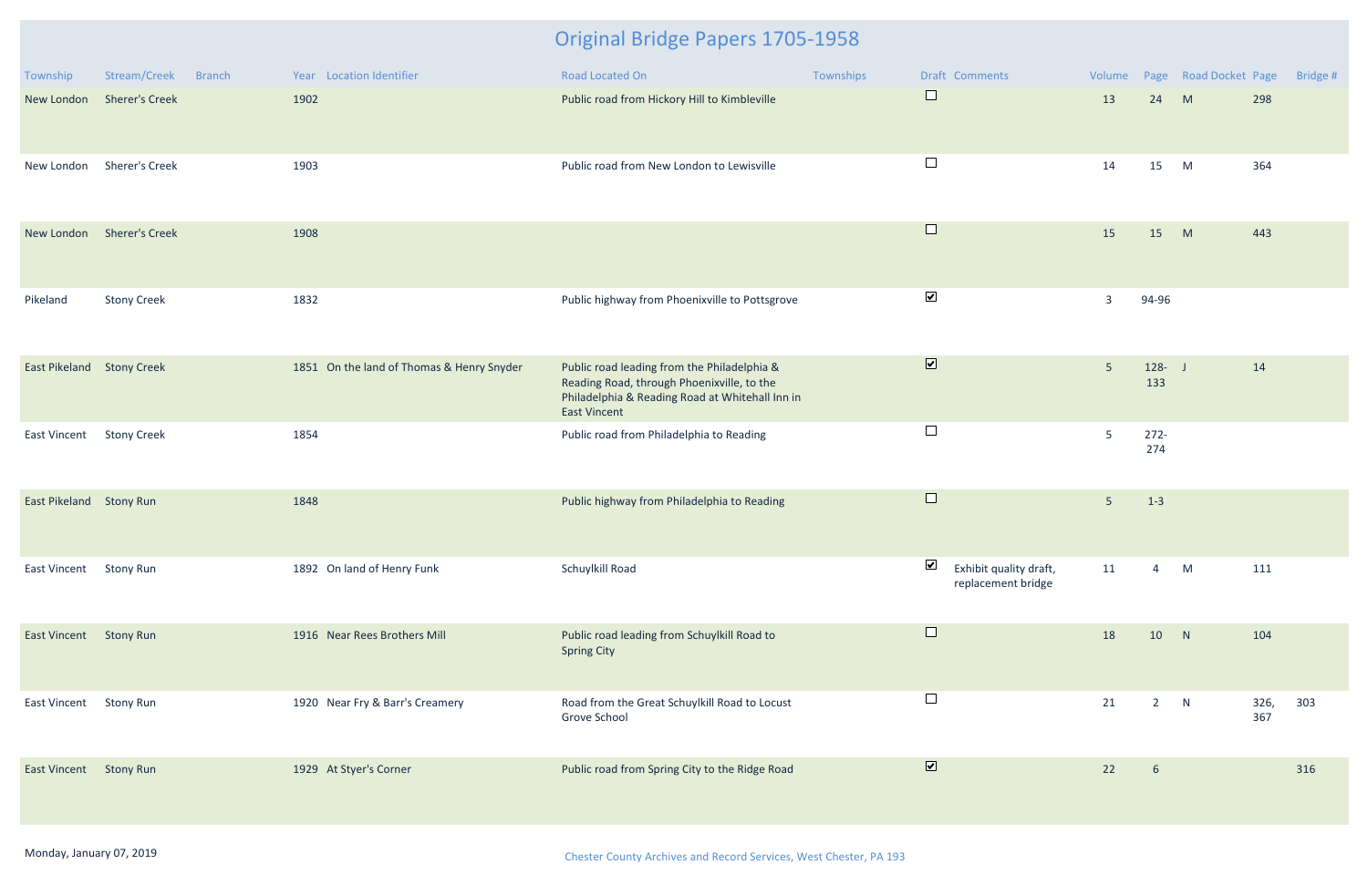# Original Bridge Papers 1705-1958

| Township | Stream/Creek | Branch | Year | Location Identifier | Road Located On | Townships | Draft | Comments | Volume | Page | Road Docket | Page | Bridge # |
|---|---|---|---|---|---|---|---|---|---|---|---|---|---|
| New London | Sherer's Creek | | 1902 | | Public road from Hickory Hill to Kimbleville | | ☐ | | 13 | 24 | M | 298 | |
| New London | Sherer's Creek | | 1903 | | Public road from New London to Lewisville | | ☐ | | 14 | 15 | M | 364 | |
| New London | Sherer's Creek | | 1908 | | | | ☐ | | 15 | 15 | M | 443 | |
| Pikeland | Stony Creek | | 1832 | | Public highway from Phoenixville to Pottsgrove | | ☑ | | 3 | 94-96 | | | |
| East Pikeland | Stony Creek | | 1851 | On the land of Thomas & Henry Snyder | Public road leading from the Philadelphia & Reading Road, through Phoenixville, to the Philadelphia & Reading Road at Whitehall Inn in East Vincent | | ☑ | | 5 | 128-133 | J | 14 | |
| East Vincent | Stony Creek | | 1854 | | Public road from Philadelphia to Reading | | ☐ | | 5 | 272-274 | | | |
| East Pikeland | Stony Run | | 1848 | | Public highway from Philadelphia to Reading | | ☐ | | 5 | 1-3 | | | |
| East Vincent | Stony Run | | 1892 | On land of Henry Funk | Schuylkill Road | | ☑ | Exhibit quality draft, replacement bridge | 11 | 4 | M | 111 | |
| East Vincent | Stony Run | | 1916 | Near Rees Brothers Mill | Public road leading from Schuylkill Road to Spring City | | ☐ | | 18 | 10 | N | 104 | |
| East Vincent | Stony Run | | 1920 | Near Fry & Barr's Creamery | Road from the Great Schuylkill Road to Locust Grove School | | ☐ | | 21 | 2 | N | 326, 367 | 303 |
| East Vincent | Stony Run | | 1929 | At Styer's Corner | Public road from Spring City to the Ridge Road | | ☑ | | 22 | 6 | | | 316 |

Monday, January 07, 2019

Chester County Archives and Record Services, West Chester, PA 193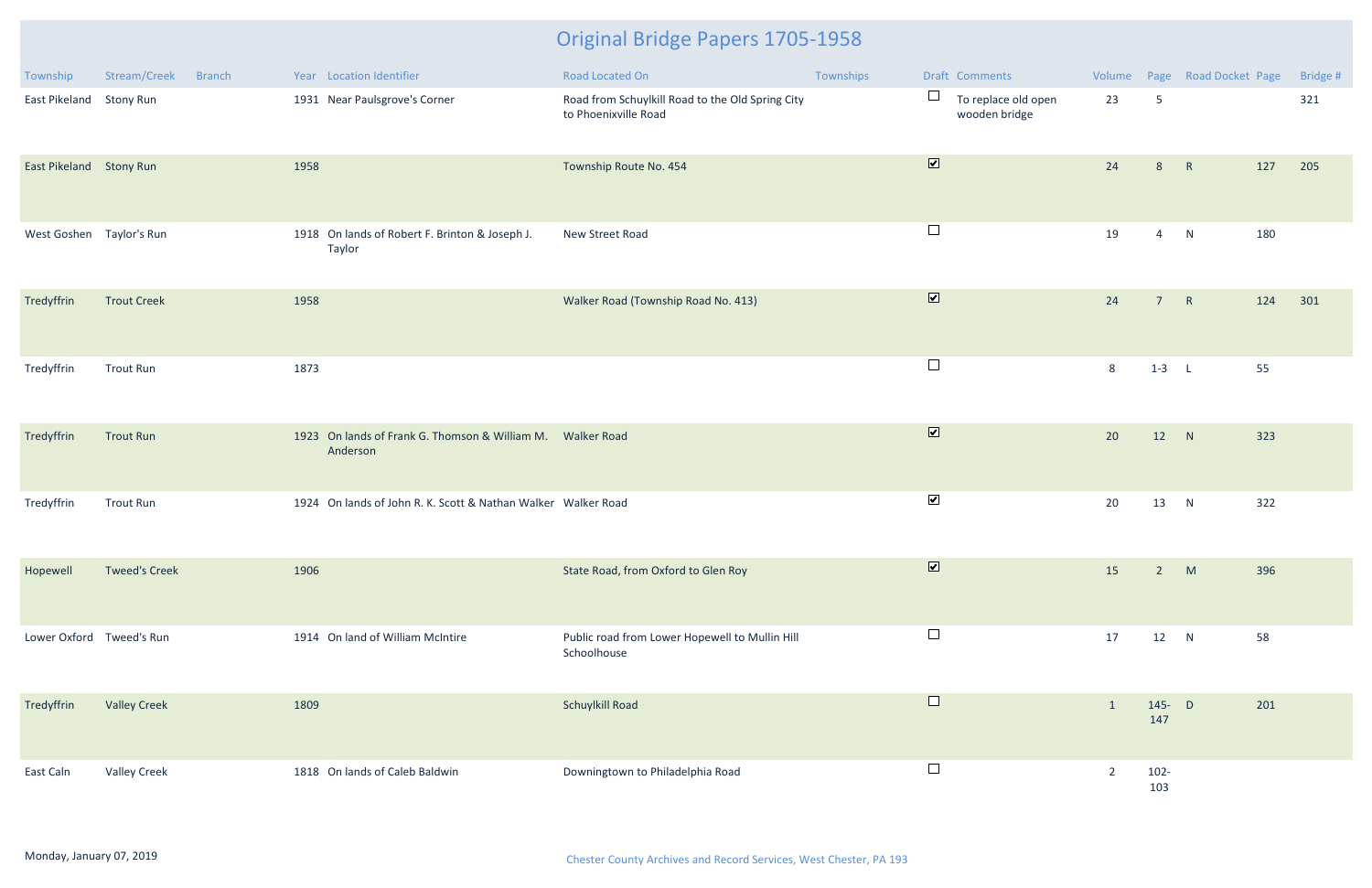# Original Bridge Papers 1705-1958

| Township | Stream/Creek | Branch | Year | Location Identifier | Road Located On | Townships | Draft | Comments | Volume | Page | Road Docket | Page | Bridge # |
|---|---|---|---|---|---|---|---|---|---|---|---|---|---|
| East Pikeland | Stony Run | | 1931 | Near Paulsgrove's Corner | Road from Schuylkill Road to the Old Spring City to Phoenixville Road | | ☐ | To replace old open wooden bridge | 23 | 5 | | | 321 |
| East Pikeland | Stony Run | | 1958 | | Township Route No. 454 | | ☑ | | 24 | 8 | R | 127 | 205 |
| West Goshen | Taylor's Run | | 1918 | On lands of Robert F. Brinton & Joseph J. Taylor | New Street Road | | ☐ | | 19 | 4 | N | 180 | |
| Tredyffrin | Trout Creek | | 1958 | | Walker Road (Township Road No. 413) | | ☑ | | 24 | 7 | R | 124 | 301 |
| Tredyffrin | Trout Run | | 1873 | | | | ☐ | | 8 | 1-3 | L | 55 | |
| Tredyffrin | Trout Run | | 1923 | On lands of Frank G. Thomson & William M. Anderson | Walker Road | | ☑ | | 20 | 12 | N | 323 | |
| Tredyffrin | Trout Run | | 1924 | On lands of John R. K. Scott & Nathan Walker | Walker Road | | ☑ | | 20 | 13 | N | 322 | |
| Hopewell | Tweed's Creek | | 1906 | | State Road, from Oxford to Glen Roy | | ☑ | | 15 | 2 | M | 396 | |
| Lower Oxford | Tweed's Run | | 1914 | On land of William McIntire | Public road from Lower Hopewell to Mullin Hill Schoolhouse | | ☐ | | 17 | 12 | N | 58 | |
| Tredyffrin | Valley Creek | | 1809 | | Schuylkill Road | | ☐ | | 1 | 145-147 | D | 201 | |
| East Caln | Valley Creek | | 1818 | On lands of Caleb Baldwin | Downingtown to Philadelphia Road | | ☐ | | 2 | 102-103 | | | |

Monday, January 07, 2019

Chester County Archives and Record Services, West Chester, PA 193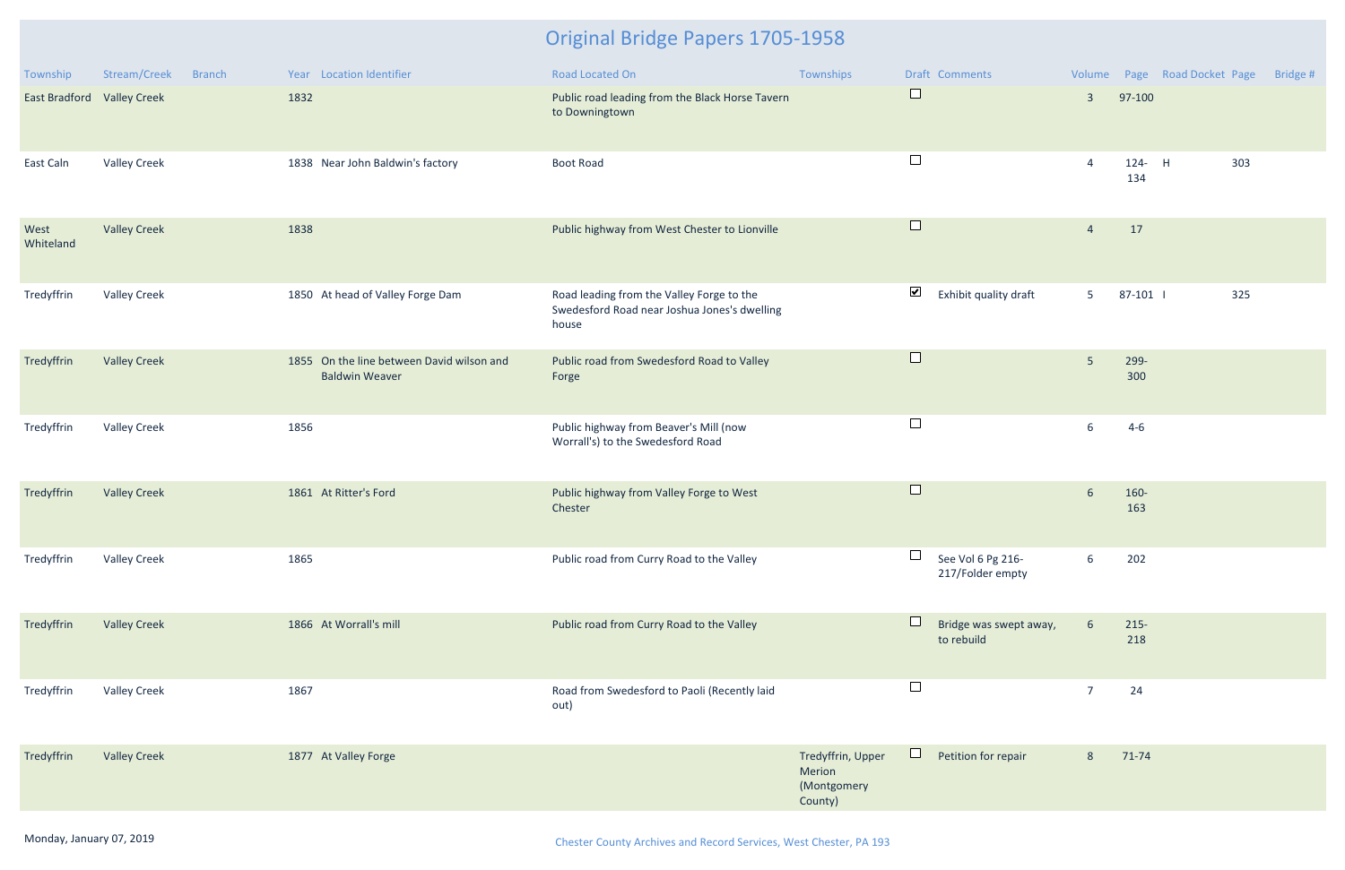# Original Bridge Papers 1705-1958

| Township | Stream/Creek | Branch | Year | Location Identifier | Road Located On | Townships | Draft | Comments | Volume | Page | Road Docket | Page | Bridge # |
|---|---|---|---|---|---|---|---|---|---|---|---|---|---|
| East Bradford | Valley Creek | | 1832 | | Public road leading from the Black Horse Tavern to Downingtown | | ☐ | | 3 | 97-100 | | | |
| East Caln | Valley Creek | | 1838 | Near John Baldwin's factory | Boot Road | | ☐ | | 4 | 124-134 | H | 303 | |
| West Whiteland | Valley Creek | | 1838 | | Public highway from West Chester to Lionville | | ☐ | | 4 | 17 | | | |
| Tredyffrin | Valley Creek | | 1850 | At head of Valley Forge Dam | Road leading from the Valley Forge to the Swedesford Road near Joshua Jones's dwelling house | | ☑ | Exhibit quality draft | 5 | 87-101 | I | 325 | |
| Tredyffrin | Valley Creek | | 1855 | On the line between David wilson and Baldwin Weaver | Public road from Swedesford Road to Valley Forge | | ☐ | | 5 | 299-300 | | | |
| Tredyffrin | Valley Creek | | 1856 | | Public highway from Beaver's Mill (now Worrall's) to the Swedesford Road | | ☐ | | 6 | 4-6 | | | |
| Tredyffrin | Valley Creek | | 1861 | At Ritter's Ford | Public highway from Valley Forge to West Chester | | ☐ | | 6 | 160-163 | | | |
| Tredyffrin | Valley Creek | | 1865 | | Public road from Curry Road to the Valley | | ☐ | See Vol 6 Pg 216-217/Folder empty | 6 | 202 | | | |
| Tredyffrin | Valley Creek | | 1866 | At Worrall's mill | Public road from Curry Road to the Valley | | ☐ | Bridge was swept away, to rebuild | 6 | 215-218 | | | |
| Tredyffrin | Valley Creek | | 1867 | | Road from Swedesford to Paoli (Recently laid out) | | ☐ | | 7 | 24 | | | |
| Tredyffrin | Valley Creek | | 1877 | At Valley Forge | | Tredyffrin, Upper Merion (Montgomery County) | ☐ | Petition for repair | 8 | 71-74 | | | |

Monday, January 07, 2019

Chester County Archives and Record Services, West Chester, PA 193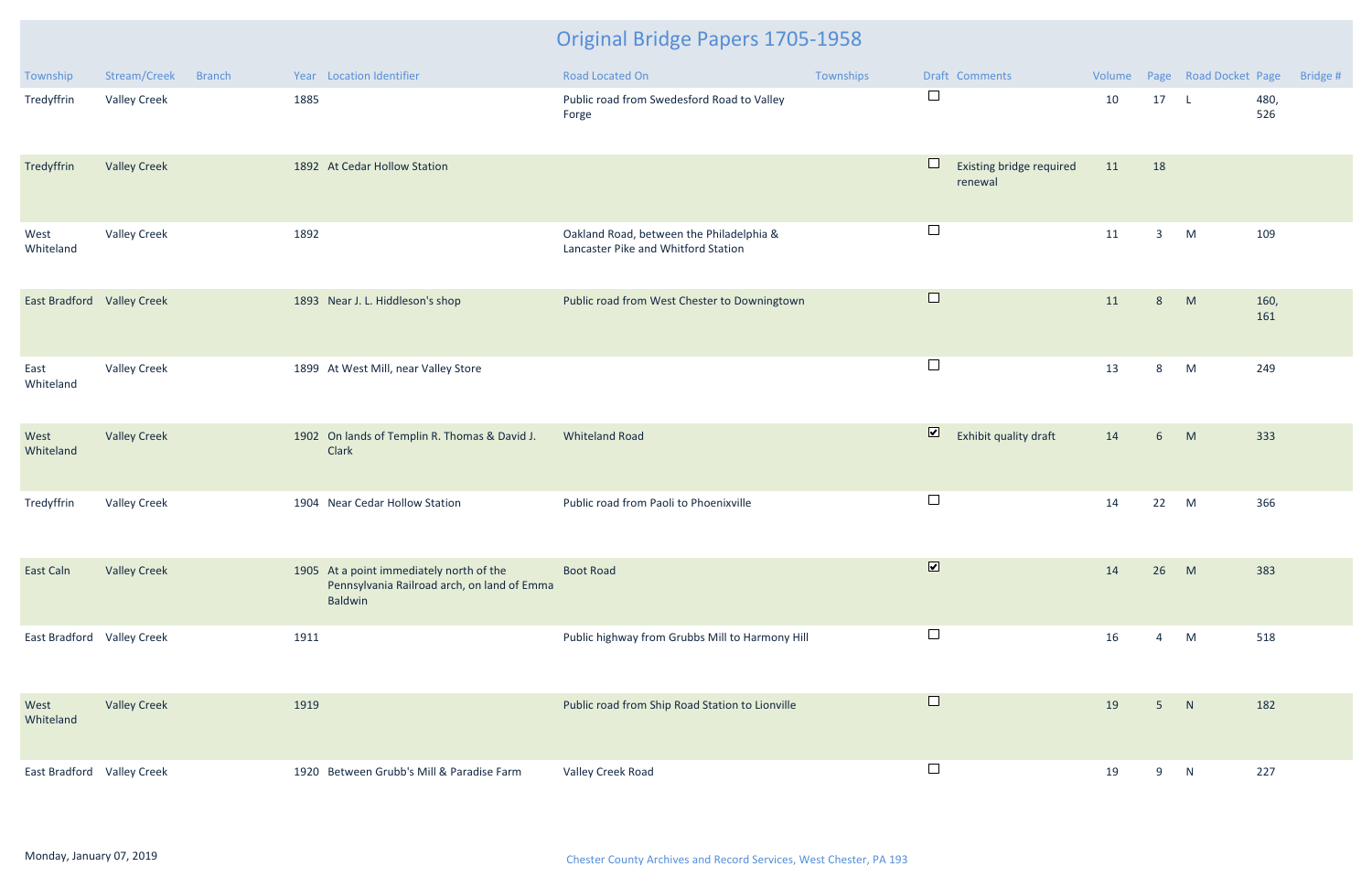# Original Bridge Papers 1705-1958

| Township | Stream/Creek | Branch | Year | Location Identifier | Road Located On | Townships | Draft | Comments | Volume | Page | Road Docket | Page | Bridge # |
|---|---|---|---|---|---|---|---|---|---|---|---|---|---|
| Tredyffrin | Valley Creek | | 1885 | | Public road from Swedesford Road to Valley Forge | | ☐ | | 10 | 17 | L | 480, 526 | |
| Tredyffrin | Valley Creek | | 1892 | At Cedar Hollow Station | | | ☐ | Existing bridge required renewal | 11 | 18 | | | |
| West Whiteland | Valley Creek | | 1892 | | Oakland Road, between the Philadelphia & Lancaster Pike and Whitford Station | | ☐ | | 11 | 3 | M | 109 | |
| East Bradford | Valley Creek | | 1893 | Near J. L. Hiddleson's shop | Public road from West Chester to Downingtown | | ☐ | | 11 | 8 | M | 160, 161 | |
| East Whiteland | Valley Creek | | 1899 | At West Mill, near Valley Store | | | ☐ | | 13 | 8 | M | 249 | |
| West Whiteland | Valley Creek | | 1902 | On lands of Templin R. Thomas & David J. Clark | Whiteland Road | | ☑ | Exhibit quality draft | 14 | 6 | M | 333 | |
| Tredyffrin | Valley Creek | | 1904 | Near Cedar Hollow Station | Public road from Paoli to Phoenixville | | ☐ | | 14 | 22 | M | 366 | |
| East Caln | Valley Creek | | 1905 | At a point immediately north of the Pennsylvania Railroad arch, on land of Emma Baldwin | Boot Road | | ☑ | | 14 | 26 | M | 383 | |
| East Bradford | Valley Creek | | 1911 | | Public highway from Grubbs Mill to Harmony Hill | | ☐ | | 16 | 4 | M | 518 | |
| West Whiteland | Valley Creek | | 1919 | | Public road from Ship Road Station to Lionville | | ☐ | | 19 | 5 | N | 182 | |
| East Bradford | Valley Creek | | 1920 | Between Grubb's Mill & Paradise Farm | Valley Creek Road | | ☐ | | 19 | 9 | N | 227 | |

Monday, January 07, 2019

Chester County Archives and Record Services, West Chester, PA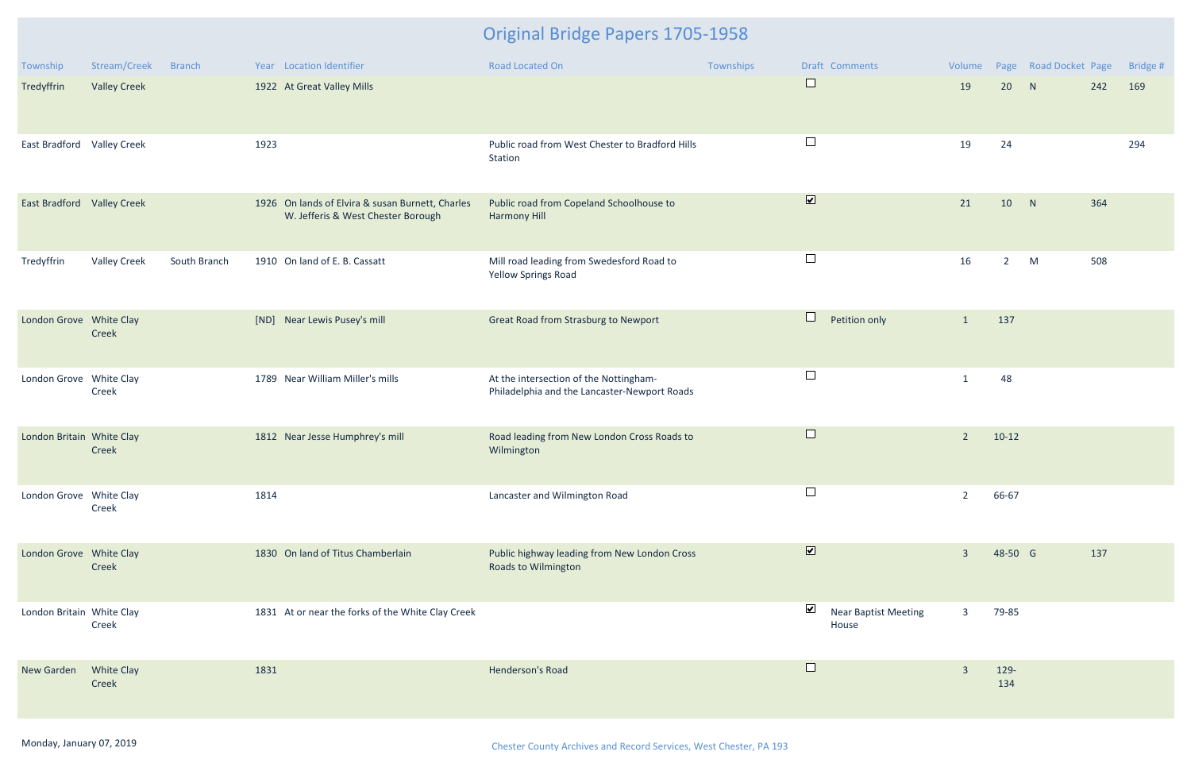# Original Bridge Papers 1705-1958

| Township | Stream/Creek | Branch | Year | Location Identifier | Road Located On | Townships | Draft | Comments | Volume | Page | Road Docket | Page | Bridge # |
|---|---|---|---|---|---|---|---|---|---|---|---|---|---|
| Tredyffrin | Valley Creek | | 1922 | At Great Valley Mills | | | ☐ | | 19 | 20 | N | 242 | 169 |
| East Bradford | Valley Creek | | 1923 | | Public road from West Chester to Bradford Hills Station | | ☐ | | 19 | 24 | | | 294 |
| East Bradford | Valley Creek | | 1926 | On lands of Elvira & susan Burnett, Charles W. Jefferis & West Chester Borough | Public road from Copeland Schoolhouse to Harmony Hill | | ☑ | | 21 | 10 | N | 364 | |
| Tredyffrin | Valley Creek | South Branch | 1910 | On land of E. B. Cassatt | Mill road leading from Swedesford Road to Yellow Springs Road | | ☐ | | 16 | 2 | M | 508 | |
| London Grove | White Clay Creek | | [ND] | Near Lewis Pusey's mill | Great Road from Strasburg to Newport | | ☐ | Petition only | 1 | 137 | | | |
| London Grove | White Clay Creek | | 1789 | Near William Miller's mills | At the intersection of the Nottingham-Philadelphia and the Lancaster-Newport Roads | | ☐ | | 1 | 48 | | | |
| London Britain | White Clay Creek | | 1812 | Near Jesse Humphrey's mill | Road leading from New London Cross Roads to Wilmington | | ☐ | | 2 | 10-12 | | | |
| London Grove | White Clay Creek | | 1814 | | Lancaster and Wilmington Road | | ☐ | | 2 | 66-67 | | | |
| London Grove | White Clay Creek | | 1830 | On land of Titus Chamberlain | Public highway leading from New London Cross Roads to Wilmington | | ☑ | | 3 | 48-50 | G | 137 | |
| London Britain | White Clay Creek | | 1831 | At or near the forks of the White Clay Creek | | | ☑ | Near Baptist Meeting House | 3 | 79-85 | | | |
| New Garden | White Clay Creek | | 1831 | | Henderson's Road | | ☐ | | 3 | 129-134 | | | |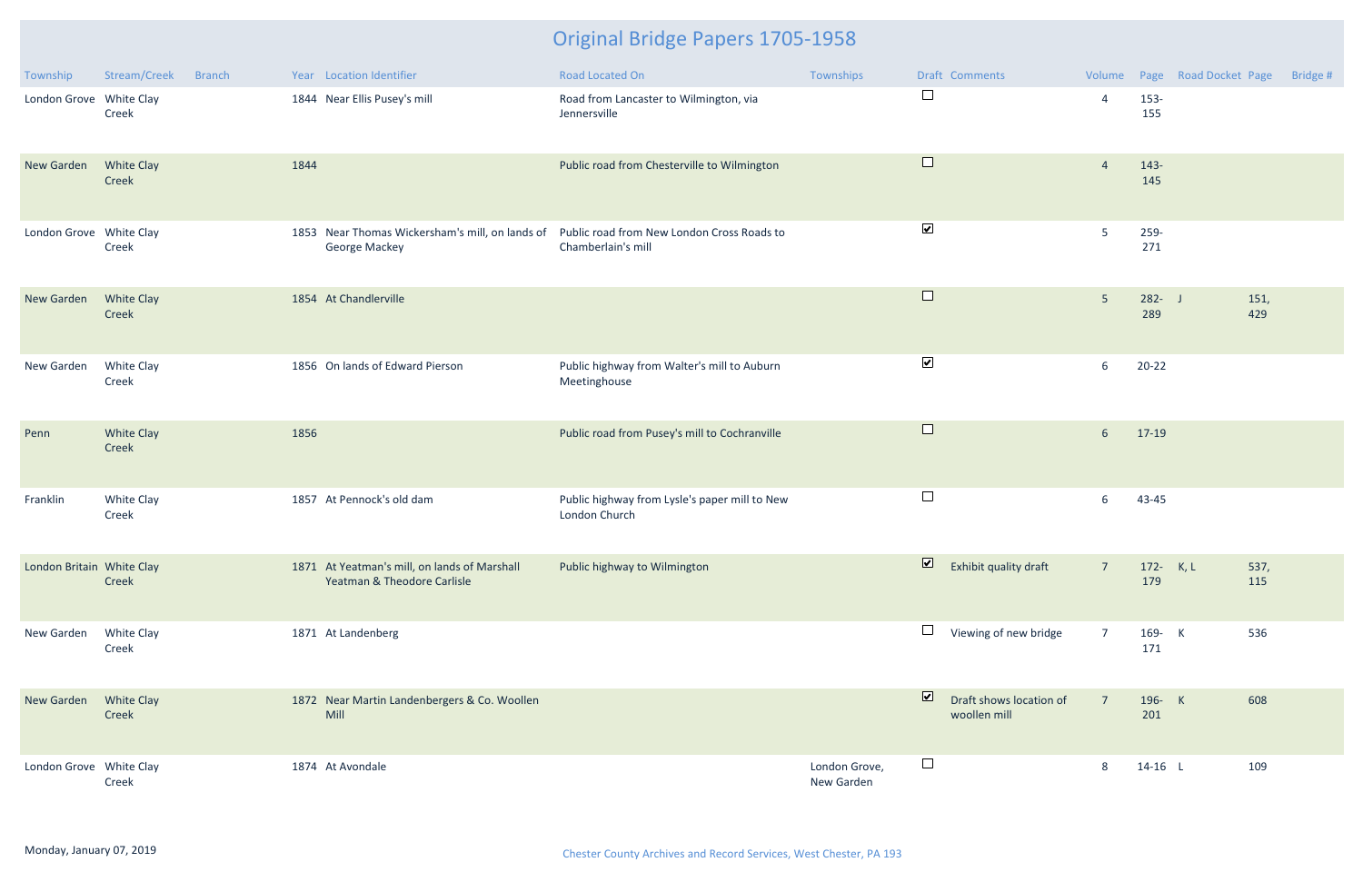# Original Bridge Papers 1705-1958

| Township | Stream/Creek | Branch | Year | Location Identifier | Road Located On | Townships | Draft | Comments | Volume | Page | Road Docket | Page | Bridge # |
|---|---|---|---|---|---|---|---|---|---|---|---|---|---|
| London Grove | White Clay Creek | | 1844 | Near Ellis Pusey's mill | Road from Lancaster to Wilmington, via Jennersville | | ☐ | | 4 | 153-155 | | | |
| New Garden | White Clay Creek | | 1844 | | Public road from Chesterville to Wilmington | | ☐ | | 4 | 143-145 | | | |
| London Grove | White Clay Creek | | 1853 | Near Thomas Wickersham's mill, on lands of George Mackey | Public road from New London Cross Roads to Chamberlain's mill | | ☑ | | 5 | 259-271 | | | |
| New Garden | White Clay Creek | | 1854 | At Chandlerville | | | ☐ | | 5 | 282-289 | J | 151, 429 | |
| New Garden | White Clay Creek | | 1856 | On lands of Edward Pierson | Public highway from Walter's mill to Auburn Meetinghouse | | ☑ | | 6 | 20-22 | | | |
| Penn | White Clay Creek | | 1856 | | Public road from Pusey's mill to Cochranville | | ☐ | | 6 | 17-19 | | | |
| Franklin | White Clay Creek | | 1857 | At Pennock's old dam | Public highway from Lysle's paper mill to New London Church | | ☐ | | 6 | 43-45 | | | |
| London Britain | White Clay Creek | | 1871 | At Yeatman's mill, on lands of Marshall Yeatman & Theodore Carlisle | Public highway to Wilmington | | ☑ | Exhibit quality draft | 7 | 172-179 | K, L | 537, 115 | |
| New Garden | White Clay Creek | | 1871 | At Landenberg | | | ☐ | Viewing of new bridge | 7 | 169-171 | K | 536 | |
| New Garden | White Clay Creek | | 1872 | Near Martin Landenbergers & Co. Woollen Mill | | | ☑ | Draft shows location of woollen mill | 7 | 196-201 | K | 608 | |
| London Grove | White Clay Creek | | 1874 | At Avondale | | London Grove, New Garden | ☐ | | 8 | 14-16 | L | 109 | |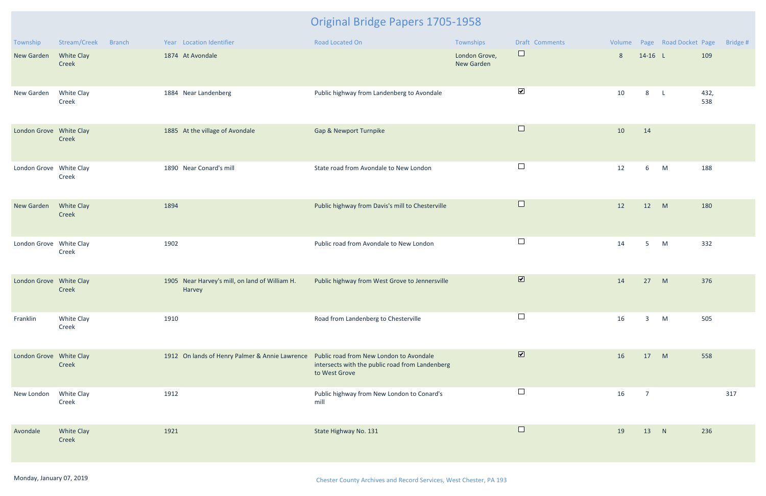# Original Bridge Papers 1705-1958

| Township | Stream/Creek | Branch | Year | Location Identifier | Road Located On | Townships | Draft | Comments | Volume | Page | Road Docket | Page | Bridge # |
|---|---|---|---|---|---|---|---|---|---|---|---|---|---|
| New Garden | White Clay Creek | | 1874 | At Avondale | | London Grove, New Garden | ☐ | | 8 | 14-16 | L | 109 | |
| New Garden | White Clay Creek | | 1884 | Near Landenberg | Public highway from Landenberg to Avondale | | ☑ | | 10 | 8 | L | 432, 538 | |
| London Grove | White Clay Creek | | 1885 | At the village of Avondale | Gap & Newport Turnpike | | ☐ | | 10 | 14 | | | |
| London Grove | White Clay Creek | | 1890 | Near Conard's mill | State road from Avondale to New London | | ☐ | | 12 | 6 | M | 188 | |
| New Garden | White Clay Creek | | 1894 | | Public highway from Davis's mill to Chesterville | | ☐ | | 12 | 12 | M | 180 | |
| London Grove | White Clay Creek | | 1902 | | Public road from Avondale to New London | | ☐ | | 14 | 5 | M | 332 | |
| London Grove | White Clay Creek | | 1905 | Near Harvey's mill, on land of William H. Harvey | Public highway from West Grove to Jennersville | | ☑ | | 14 | 27 | M | 376 | |
| Franklin | White Clay Creek | | 1910 | | Road from Landenberg to Chesterville | | ☐ | | 16 | 3 | M | 505 | |
| London Grove | White Clay Creek | | 1912 | On lands of Henry Palmer & Annie Lawrence | Public road from New London to Avondale intersects with the public road from Landenberg to West Grove | | ☑ | | 16 | 17 | M | 558 | |
| New London | White Clay Creek | | 1912 | | Public highway from New London to Conard's mill | | ☐ | | 16 | 7 | | | 317 |
| Avondale | White Clay Creek | | 1921 | | State Highway No. 131 | | ☐ | | 19 | 13 | N | 236 | |

Monday, January 07, 2019

Chester County Archives and Record Services, West Chester, PA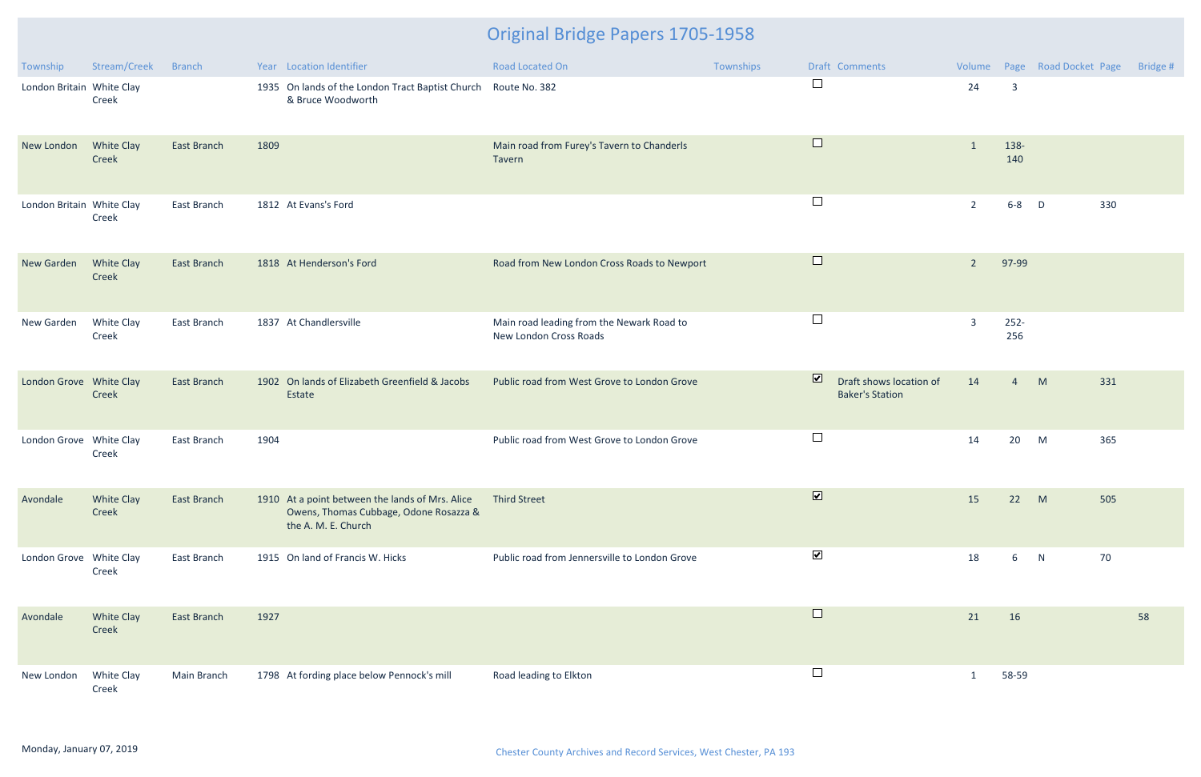# Original Bridge Papers 1705-1958

| Township | Stream/Creek | Branch | Year | Location Identifier | Road Located On | Townships | Draft | Comments | Volume | Page | Road Docket | Page | Bridge # |
|---|---|---|---|---|---|---|---|---|---|---|---|---|---|
| London Britain | White Clay Creek | | 1935 | On lands of the London Tract Baptist Church & Bruce Woodworth | Route No. 382 | | ☐ | | 24 | 3 | | | |
| New London | White Clay Creek | East Branch | 1809 | | Main road from Furey's Tavern to Chanderls Tavern | | ☐ | | 1 | 138-140 | | | |
| London Britain | White Clay Creek | East Branch | 1812 | At Evans's Ford | | | ☐ | | 2 | 6-8 | D | 330 | |
| New Garden | White Clay Creek | East Branch | 1818 | At Henderson's Ford | Road from New London Cross Roads to Newport | | ☐ | | 2 | 97-99 | | | |
| New Garden | White Clay Creek | East Branch | 1837 | At Chandlersville | Main road leading from the Newark Road to New London Cross Roads | | ☐ | | 3 | 252-256 | | | |
| London Grove | White Clay Creek | East Branch | 1902 | On lands of Elizabeth Greenfield & Jacobs Estate | Public road from West Grove to London Grove | | ☑ | Draft shows location of Baker's Station | 14 | 4 | M | 331 | |
| London Grove | White Clay Creek | East Branch | 1904 | | Public road from West Grove to London Grove | | ☐ | | 14 | 20 | M | 365 | |
| Avondale | White Clay Creek | East Branch | 1910 | At a point between the lands of Mrs. Alice Owens, Thomas Cubbage, Odone Rosazza & the A. M. E. Church | Third Street | | ☑ | | 15 | 22 | M | 505 | |
| London Grove | White Clay Creek | East Branch | 1915 | On land of Francis W. Hicks | Public road from Jennersville to London Grove | | ☑ | | 18 | 6 | N | 70 | |
| Avondale | White Clay Creek | East Branch | 1927 | | | | ☐ | | 21 | 16 | | | 58 |
| New London | White Clay Creek | Main Branch | 1798 | At fording place below Pennock's mill | Road leading to Elkton | | ☐ | | 1 | 58-59 | | | |

Monday, January 07, 2019

Chester County Archives and Record Services, West Chester, PA 193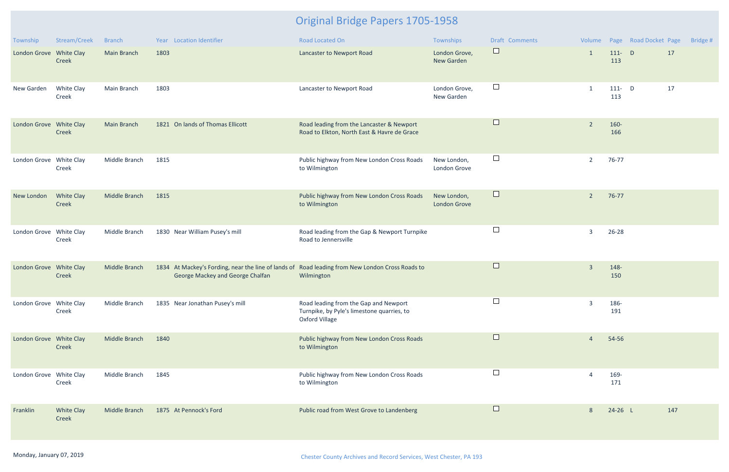# Original Bridge Papers 1705-1958

| Township | Stream/Creek | Branch | Year | Location Identifier | Road Located On | Townships | Draft | Comments | Volume | Page | Road Docket | Page | Bridge # |
|---|---|---|---|---|---|---|---|---|---|---|---|---|---|
| London Grove | White Clay Creek | Main Branch | 1803 | | Lancaster to Newport Road | London Grove, New Garden | ☐ | | 1 | 111-113 | D | 17 | |
| New Garden | White Clay Creek | Main Branch | 1803 | | Lancaster to Newport Road | London Grove, New Garden | ☐ | | 1 | 111-113 | D | 17 | |
| London Grove | White Clay Creek | Main Branch | 1821 | On lands of Thomas Ellicott | Road leading from the Lancaster & Newport Road to Elkton, North East & Havre de Grace | | ☐ | | 2 | 160-166 | | | |
| London Grove | White Clay Creek | Middle Branch | 1815 | | Public highway from New London Cross Roads to Wilmington | New London, London Grove | ☐ | | 2 | 76-77 | | | |
| New London | White Clay Creek | Middle Branch | 1815 | | Public highway from New London Cross Roads to Wilmington | New London, London Grove | ☐ | | 2 | 76-77 | | | |
| London Grove | White Clay Creek | Middle Branch | 1830 | Near William Pusey's mill | Road leading from the Gap & Newport Turnpike Road to Jennersville | | ☐ | | 3 | 26-28 | | | |
| London Grove | White Clay Creek | Middle Branch | 1834 | At Mackey's Fording, near the line of lands of George Mackey and George Chalfan | Road leading from New London Cross Roads to Wilmington | | ☐ | | 3 | 148-150 | | | |
| London Grove | White Clay Creek | Middle Branch | 1835 | Near Jonathan Pusey's mill | Road leading from the Gap and Newport Turnpike, by Pyle's limestone quarries, to Oxford Village | | ☐ | | 3 | 186-191 | | | |
| London Grove | White Clay Creek | Middle Branch | 1840 | | Public highway from New London Cross Roads to Wilmington | | ☐ | | 4 | 54-56 | | | |
| London Grove | White Clay Creek | Middle Branch | 1845 | | Public highway from New London Cross Roads to Wilmington | | ☐ | | 4 | 169-171 | | | |
| Franklin | White Clay Creek | Middle Branch | 1875 | At Pennock's Ford | Public road from West Grove to Landenberg | | ☐ | | 8 | 24-26 | L | 147 | |

Monday, January 07, 2019

Chester County Archives and Record Services, West Chester, PA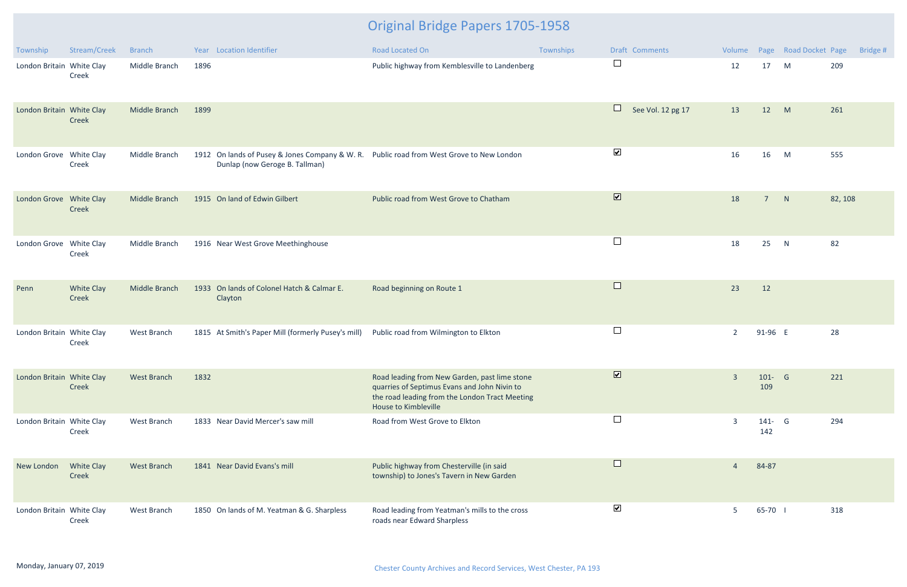# Original Bridge Papers 1705-1958

| Township | Stream/Creek | Branch | Year | Location Identifier | Road Located On | Townships | Draft | Comments | Volume | Page | Road Docket | Page | Bridge # |
|---|---|---|---|---|---|---|---|---|---|---|---|---|---|
| London Britain | White Clay Creek | Middle Branch | 1896 | | Public highway from Kemblesville to Landenberg | | ☐ | | 12 | 17 | M | 209 | |
| London Britain | White Clay Creek | Middle Branch | 1899 | | | | ☐ | See Vol. 12 pg 17 | 13 | 12 | M | 261 | |
| London Grove | White Clay Creek | Middle Branch | 1912 | On lands of Pusey & Jones Company & W. R. Dunlap (now Geroge B. Tallman) | Public road from West Grove to New London | | ☑ | | 16 | 16 | M | 555 | |
| London Grove | White Clay Creek | Middle Branch | 1915 | On land of Edwin Gilbert | Public road from West Grove to Chatham | | ☑ | | 18 | 7 | N | 82, 108 | |
| London Grove | White Clay Creek | Middle Branch | 1916 | Near West Grove Meethinghouse | | | ☐ | | 18 | 25 | N | 82 | |
| Penn | White Clay Creek | Middle Branch | 1933 | On lands of Colonel Hatch & Calmar E. Clayton | Road beginning on Route 1 | | ☐ | | 23 | 12 | | | |
| London Britain | White Clay Creek | West Branch | 1815 | At Smith's Paper Mill (formerly Pusey's mill) | Public road from Wilmington to Elkton | | ☐ | | 2 | 91-96 | E | 28 | |
| London Britain | White Clay Creek | West Branch | 1832 | | Road leading from New Garden, past lime stone quarries of Septimus Evans and John Nivin to the road leading from the London Tract Meeting House to Kimbleville | | ☑ | | 3 | 101-109 | G | 221 | |
| London Britain | White Clay Creek | West Branch | 1833 | Near David Mercer's saw mill | Road from West Grove to Elkton | | ☐ | | 3 | 141-142 | G | 294 | |
| New London | White Clay Creek | West Branch | 1841 | Near David Evans's mill | Public highway from Chesterville (in said township) to Jones's Tavern in New Garden | | ☐ | | 4 | 84-87 | | | |
| London Britain | White Clay Creek | West Branch | 1850 | On lands of M. Yeatman & G. Sharpless | Road leading from Yeatman's mills to the cross roads near Edward Sharpless | | ☑ | | 5 | 65-70 | I | 318 | |

Monday, January 07, 2019

Chester County Archives and Record Services, West Chester, PA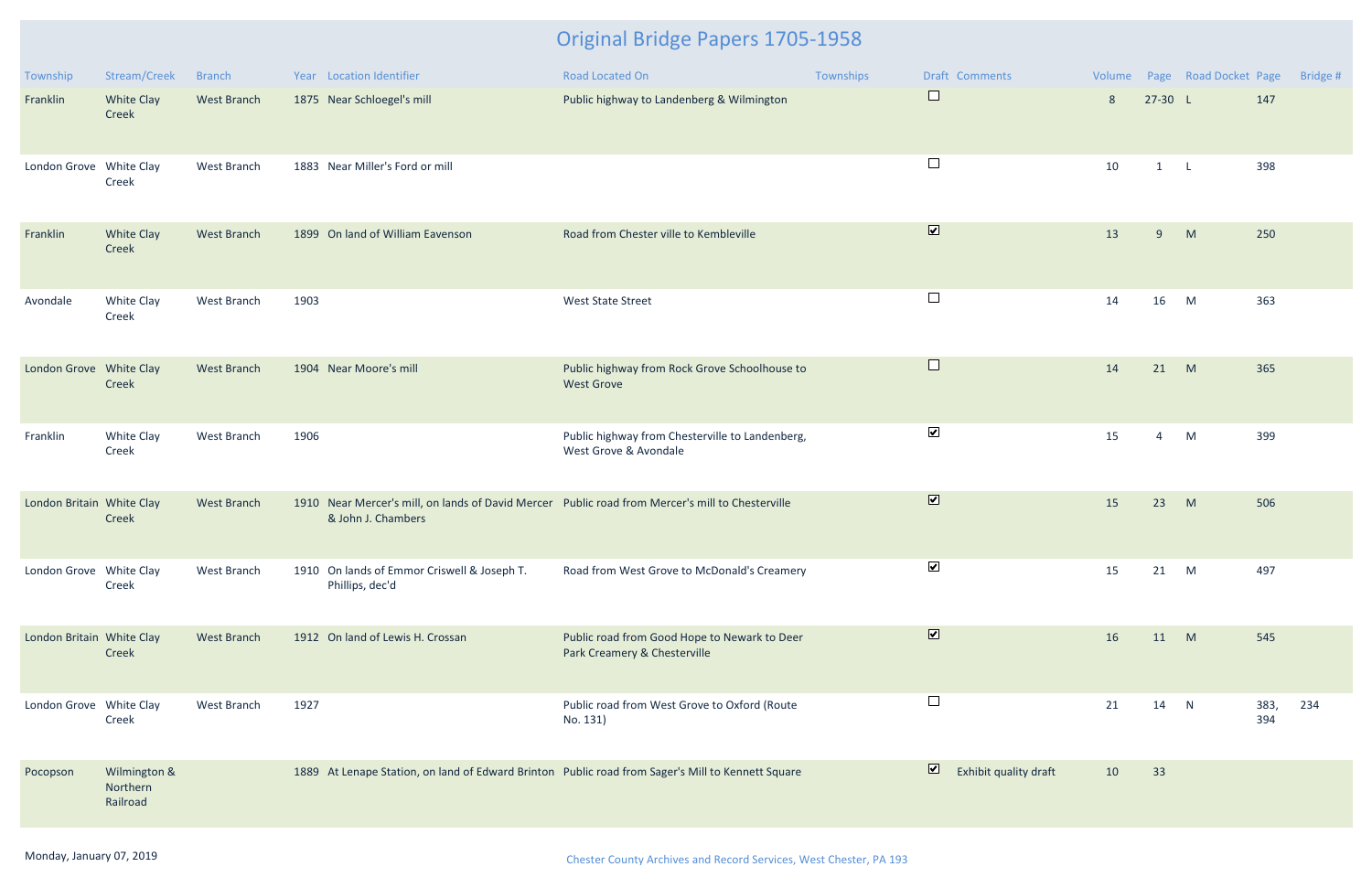# Original Bridge Papers 1705-1958

| Township | Stream/Creek | Branch | Year | Location Identifier | Road Located On | Townships | Draft | Comments | Volume | Page | Road Docket | Page | Bridge # |
|---|---|---|---|---|---|---|---|---|---|---|---|---|---|
| Franklin | White Clay Creek | West Branch | 1875 | Near Schloegel's mill | Public highway to Landenberg & Wilmington | | ☐ | | 8 | 27-30 | L | 147 | |
| London Grove | White Clay Creek | West Branch | 1883 | Near Miller's Ford or mill | | | ☐ | | 10 | 1 | L | 398 | |
| Franklin | White Clay Creek | West Branch | 1899 | On land of William Eavenson | Road from Chester ville to Kembleville | | ☑ | | 13 | 9 | M | 250 | |
| Avondale | White Clay Creek | West Branch | 1903 | | West State Street | | ☐ | | 14 | 16 | M | 363 | |
| London Grove | White Clay Creek | West Branch | 1904 | Near Moore's mill | Public highway from Rock Grove Schoolhouse to West Grove | | ☐ | | 14 | 21 | M | 365 | |
| Franklin | White Clay Creek | West Branch | 1906 | | Public highway from Chesterville to Landenberg, West Grove & Avondale | | ☑ | | 15 | 4 | M | 399 | |
| London Britain | White Clay Creek | West Branch | 1910 | Near Mercer's mill, on lands of David Mercer & John J. Chambers | Public road from Mercer's mill to Chesterville | | ☑ | | 15 | 23 | M | 506 | |
| London Grove | White Clay Creek | West Branch | 1910 | On lands of Emmor Criswell & Joseph T. Phillips, dec'd | Road from West Grove to McDonald's Creamery | | ☑ | | 15 | 21 | M | 497 | |
| London Britain | White Clay Creek | West Branch | 1912 | On land of Lewis H. Crossan | Public road from Good Hope to Newark to Deer Park Creamery & Chesterville | | ☑ | | 16 | 11 | M | 545 | |
| London Grove | White Clay Creek | West Branch | 1927 | | Public road from West Grove to Oxford (Route No. 131) | | ☐ | | 21 | 14 | N | 383, 394 | 234 |
| Pocopson | Wilmington & Northern Railroad | | 1889 | At Lenape Station, on land of Edward Brinton | Public road from Sager's Mill to Kennett Square | | ☑ | Exhibit quality draft | 10 | 33 | | | |

Monday, January 07, 2019

Chester County Archives and Record Services, West Chester, PA 193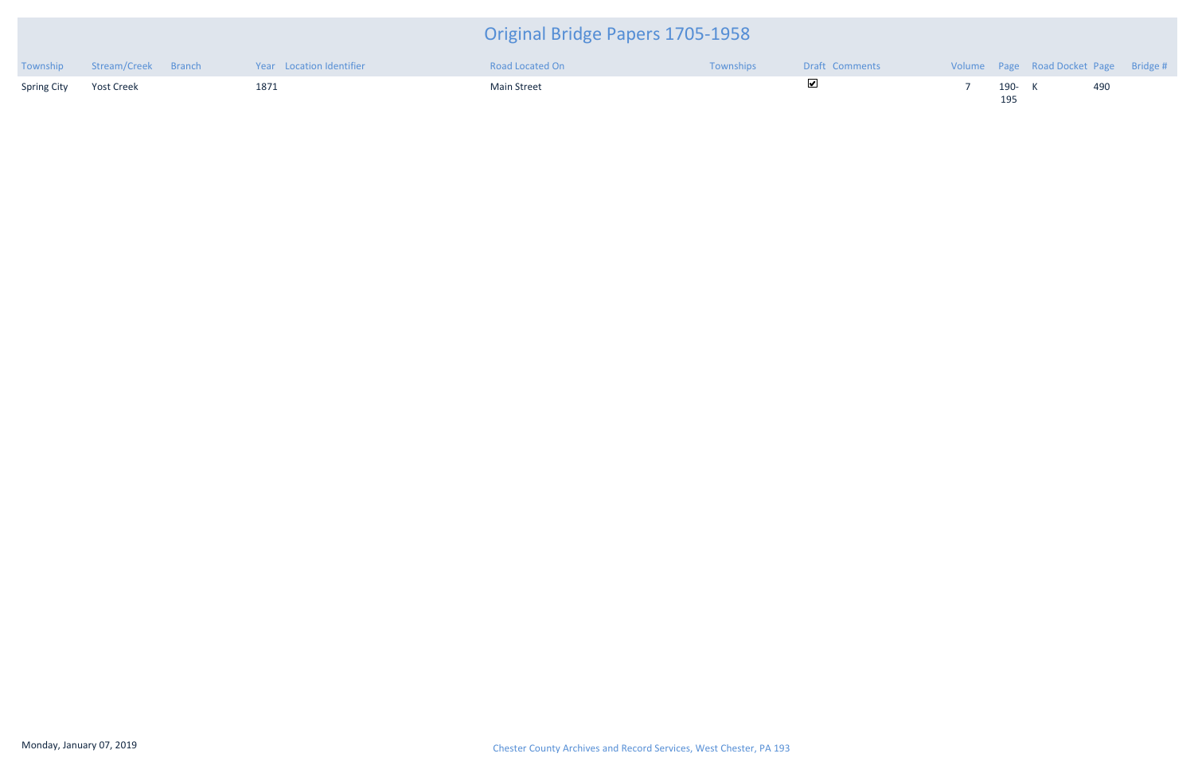# Original Bridge Papers 1705-1958

| Township | Stream/Creek | Branch | Year | Location Identifier | Road Located On | Townships | Draft | Comments | Volume | Page | Road Docket | Page | Bridge # |
|---|---|---|---|---|---|---|---|---|---|---|---|---|---|
| Spring City | Yost Creek | | 1871 | | Main Street | | ☑ | | 7 | 190-195 | K | 490 | |

Monday, January 07, 2019

Chester County Archives and Record Services, West Chester, PA 193